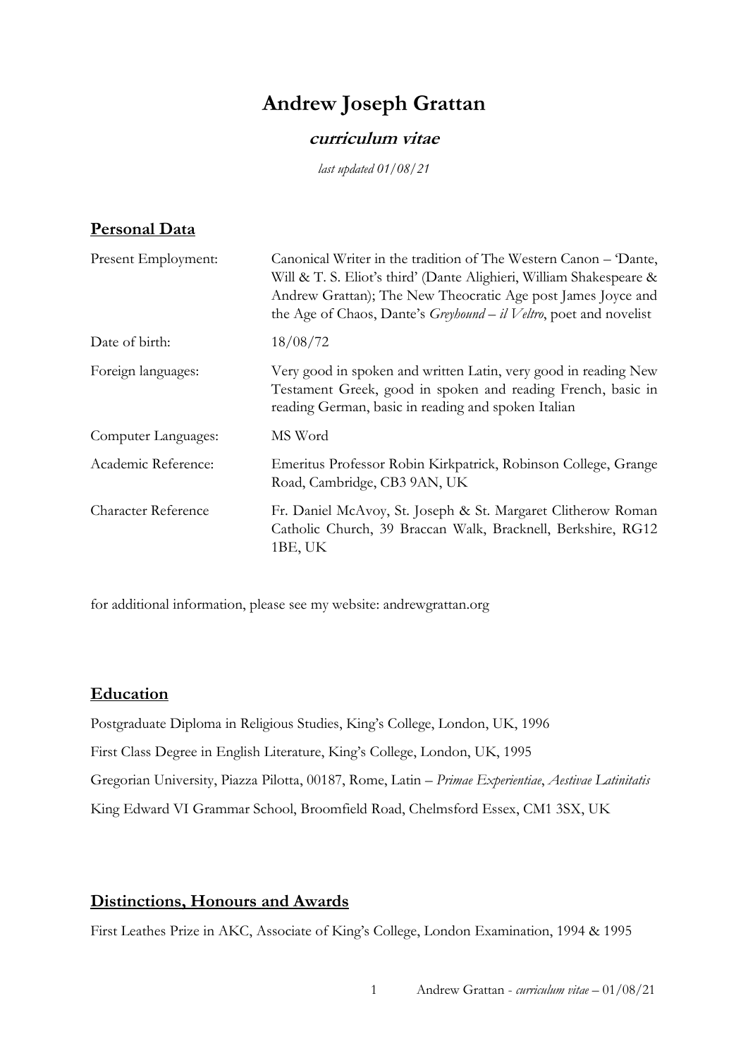# Andrew Joseph Grattan

## ***curriculum vitae***

*last updated 01/08/21*

## Personal Data

| | |
|---|---|
| Present Employment: | Canonical Writer in the tradition of The Western Canon – 'Dante, Will & T. S. Eliot's third' (Dante Alighieri, William Shakespeare & Andrew Grattan); The New Theocratic Age post James Joyce and the Age of Chaos, Dante's *Greyhound – il Veltro*, poet and novelist |
| Date of birth: | 18/08/72 |
| Foreign languages: | Very good in spoken and written Latin, very good in reading New Testament Greek, good in spoken and reading French, basic in reading German, basic in reading and spoken Italian |
| Computer Languages: | MS Word |
| Academic Reference: | Emeritus Professor Robin Kirkpatrick, Robinson College, Grange Road, Cambridge, CB3 9AN, UK |
| Character Reference | Fr. Daniel McAvoy, St. Joseph & St. Margaret Clitherow Roman Catholic Church, 39 Braccan Walk, Bracknell, Berkshire, RG12 1BE, UK |

for additional information, please see my website: andrewgrattan.org

## Education

Postgraduate Diploma in Religious Studies, King's College, London, UK, 1996

First Class Degree in English Literature, King's College, London, UK, 1995

Gregorian University, Piazza Pilotta, 00187, Rome, Latin – *Primae Experientiae*, *Aestivae Latinitatis*

King Edward VI Grammar School, Broomfield Road, Chelmsford Essex, CM1 3SX, UK

## Distinctions, Honours and Awards

First Leathes Prize in AKC, Associate of King's College, London Examination, 1994 & 1995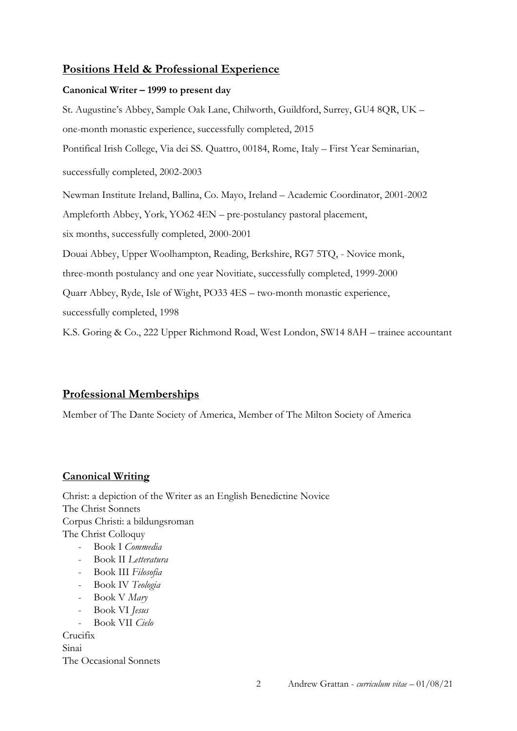## Positions Held & Professional Experience

**Canonical Writer – 1999 to present day**

St. Augustine's Abbey, Sample Oak Lane, Chilworth, Guildford, Surrey, GU4 8QR, UK – one-month monastic experience, successfully completed, 2015

Pontifical Irish College, Via dei SS. Quattro, 00184, Rome, Italy – First Year Seminarian, successfully completed, 2002-2003

Newman Institute Ireland, Ballina, Co. Mayo, Ireland – Academic Coordinator, 2001-2002

Ampleforth Abbey, York, YO62 4EN – pre-postulancy pastoral placement, six months, successfully completed, 2000-2001

Douai Abbey, Upper Woolhampton, Reading, Berkshire, RG7 5TQ, - Novice monk, three-month postulancy and one year Novitiate, successfully completed, 1999-2000

Quarr Abbey, Ryde, Isle of Wight, PO33 4ES – two-month monastic experience, successfully completed, 1998

K.S. Goring & Co., 222 Upper Richmond Road, West London, SW14 8AH – trainee accountant

## Professional Memberships

Member of The Dante Society of America, Member of The Milton Society of America

## Canonical Writing

Christ: a depiction of the Writer as an English Benedictine Novice
The Christ Sonnets
Corpus Christi: a bildungsroman
The Christ Colloquy

- Book I *Commedia*
- Book II *Letteratura*
- Book III *Filosofia*
- Book IV *Teologia*
- Book V *Mary*
- Book VI *Jesus*
- Book VII *Cielo*

Crucifix
Sinai
The Occasional Sonnets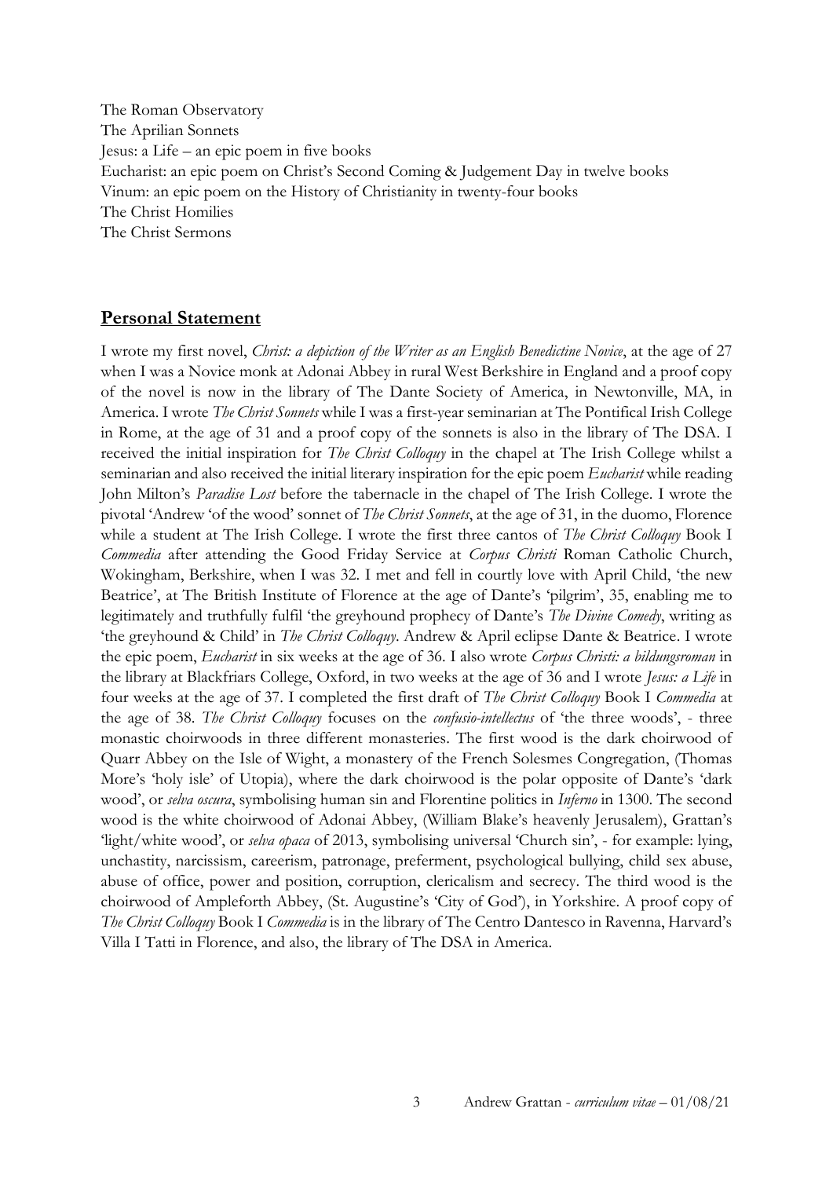The Roman Observatory
The Aprilian Sonnets
Jesus: a Life – an epic poem in five books
Eucharist: an epic poem on Christ's Second Coming & Judgement Day in twelve books
Vinum: an epic poem on the History of Christianity in twenty-four books
The Christ Homilies
The Christ Sermons

## Personal Statement

I wrote my first novel, *Christ: a depiction of the Writer as an English Benedictine Novice*, at the age of 27 when I was a Novice monk at Adonai Abbey in rural West Berkshire in England and a proof copy of the novel is now in the library of The Dante Society of America, in Newtonville, MA, in America. I wrote *The Christ Sonnets* while I was a first-year seminarian at The Pontifical Irish College in Rome, at the age of 31 and a proof copy of the sonnets is also in the library of The DSA. I received the initial inspiration for *The Christ Colloquy* in the chapel at The Irish College whilst a seminarian and also received the initial literary inspiration for the epic poem *Eucharist* while reading John Milton's *Paradise Lost* before the tabernacle in the chapel of The Irish College. I wrote the pivotal 'Andrew 'of the wood' sonnet of *The Christ Sonnets*, at the age of 31, in the duomo, Florence while a student at The Irish College. I wrote the first three cantos of *The Christ Colloquy* Book I *Commedia* after attending the Good Friday Service at *Corpus Christi* Roman Catholic Church, Wokingham, Berkshire, when I was 32. I met and fell in courtly love with April Child, 'the new Beatrice', at The British Institute of Florence at the age of Dante's 'pilgrim', 35, enabling me to legitimately and truthfully fulfil 'the greyhound prophecy of Dante's *The Divine Comedy*, writing as 'the greyhound & Child' in *The Christ Colloquy*. Andrew & April eclipse Dante & Beatrice. I wrote the epic poem, *Eucharist* in six weeks at the age of 36. I also wrote *Corpus Christi: a bildungsroman* in the library at Blackfriars College, Oxford, in two weeks at the age of 36 and I wrote *Jesus: a Life* in four weeks at the age of 37. I completed the first draft of *The Christ Colloquy* Book I *Commedia* at the age of 38. *The Christ Colloquy* focuses on the *confusio-intellectus* of 'the three woods', - three monastic choirwoods in three different monasteries. The first wood is the dark choirwood of Quarr Abbey on the Isle of Wight, a monastery of the French Solesmes Congregation, (Thomas More's 'holy isle' of Utopia), where the dark choirwood is the polar opposite of Dante's 'dark wood', or *selva oscura*, symbolising human sin and Florentine politics in *Inferno* in 1300. The second wood is the white choirwood of Adonai Abbey, (William Blake's heavenly Jerusalem), Grattan's 'light/white wood', or *selva opaca* of 2013, symbolising universal 'Church sin', - for example: lying, unchastity, narcissism, careerism, patronage, preferment, psychological bullying, child sex abuse, abuse of office, power and position, corruption, clericalism and secrecy. The third wood is the choirwood of Ampleforth Abbey, (St. Augustine's 'City of God'), in Yorkshire. A proof copy of *The Christ Colloquy* Book I *Commedia* is in the library of The Centro Dantesco in Ravenna, Harvard's Villa I Tatti in Florence, and also, the library of The DSA in America.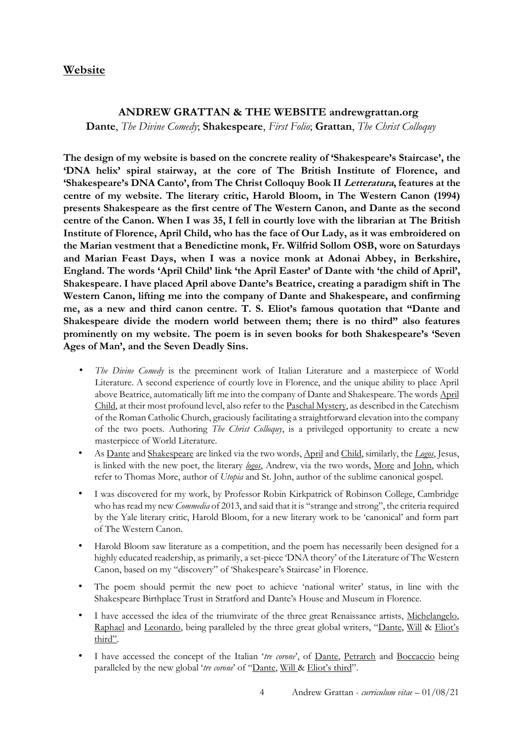## Website

**ANDREW GRATTAN & THE WEBSITE andrewgrattan.org**

**Dante**, *The Divine Comedy*; **Shakespeare**, *First Folio*; **Grattan**, *The Christ Colloquy*

**The design of my website is based on the concrete reality of 'Shakespeare's Staircase', the 'DNA helix' spiral stairway, at the core of The British Institute of Florence, and 'Shakespeare's DNA Canto', from The Christ Colloquy Book II *Letteratura*, features at the centre of my website. The literary critic, Harold Bloom, in The Western Canon (1994) presents Shakespeare as the first centre of The Western Canon, and Dante as the second centre of the Canon. When I was 35, I fell in courtly love with the librarian at The British Institute of Florence, April Child, who has the face of Our Lady, as it was embroidered on the Marian vestment that a Benedictine monk, Fr. Wilfrid Sollom OSB, wore on Saturdays and Marian Feast Days, when I was a novice monk at Adonai Abbey, in Berkshire, England. The words 'April Child' link 'the April Easter' of Dante with 'the child of April', Shakespeare. I have placed April above Dante's Beatrice, creating a paradigm shift in The Western Canon, lifting me into the company of Dante and Shakespeare, and confirming me, as a new and third canon centre. T. S. Eliot's famous quotation that "Dante and Shakespeare divide the modern world between them; there is no third" also features prominently on my website. The poem is in seven books for both Shakespeare's 'Seven Ages of Man', and the Seven Deadly Sins.**

- *The Divine Comedy* is the preeminent work of Italian Literature and a masterpiece of World Literature. A second experience of courtly love in Florence, and the unique ability to place April above Beatrice, automatically lift me into the company of Dante and Shakespeare. The words April Child, at their most profound level, also refer to the Paschal Mystery, as described in the Catechism of the Roman Catholic Church, graciously facilitating a straightforward elevation into the company of the two poets. Authoring *The Christ Colloquy*, is a privileged opportunity to create a new masterpiece of World Literature.
- As Dante and Shakespeare are linked via the two words, April and Child, similarly, the *Logos*, Jesus, is linked with the new poet, the literary *logos*, Andrew, via the two words, More and John, which refer to Thomas More, author of *Utopia* and St. John, author of the sublime canonical gospel.
- I was discovered for my work, by Professor Robin Kirkpatrick of Robinson College, Cambridge who has read my new *Commedia* of 2013, and said that it is "strange and strong", the criteria required by the Yale literary critic, Harold Bloom, for a new literary work to be 'canonical' and form part of The Western Canon.
- Harold Bloom saw literature as a competition, and the poem has necessarily been designed for a highly educated readership, as primarily, a set-piece 'DNA theory' of the Literature of The Western Canon, based on my "discovery" of 'Shakespeare's Staircase' in Florence.
- The poem should permit the new poet to achieve 'national writer' status, in line with the Shakespeare Birthplace Trust in Stratford and Dante's House and Museum in Florence.
- I have accessed the idea of the triumvirate of the three great Renaissance artists, Michelangelo, Raphael and Leonardo, being paralleled by the three great global writers, "Dante, Will & Eliot's third".
- I have accessed the concept of the Italian '*tre corone*', of Dante, Petrarch and Boccaccio being paralleled by the new global '*tre corone*' of "Dante, Will & Eliot's third".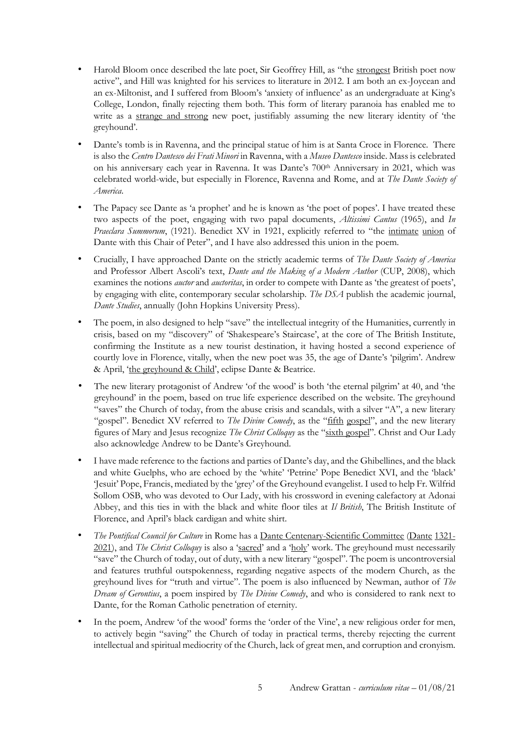- Harold Bloom once described the late poet, Sir Geoffrey Hill, as "the <u>strongest</u> British poet now active", and Hill was knighted for his services to literature in 2012. I am both an ex-Joycean and an ex-Miltonist, and I suffered from Bloom's 'anxiety of influence' as an undergraduate at King's College, London, finally rejecting them both. This form of literary paranoia has enabled me to write as a <u>strange and strong</u> new poet, justifiably assuming the new literary identity of 'the greyhound'.

- Dante's tomb is in Ravenna, and the principal statue of him is at Santa Croce in Florence. There is also the *Centro Dantesco dei Frati Minori* in Ravenna, with a *Museo Dantesco* inside. Mass is celebrated on his anniversary each year in Ravenna. It was Dante's 700th Anniversary in 2021, which was celebrated world-wide, but especially in Florence, Ravenna and Rome, and at *The Dante Society of America*.

- The Papacy see Dante as 'a prophet' and he is known as 'the poet of popes'. I have treated these two aspects of the poet, engaging with two papal documents, *Altissimi Cantus* (1965), and *In Praeclara Summorum*, (1921). Benedict XV in 1921, explicitly referred to "the <u>intimate</u> <u>union</u> of Dante with this Chair of Peter", and I have also addressed this union in the poem.

- Crucially, I have approached Dante on the strictly academic terms of *The Dante Society of America* and Professor Albert Ascoli's text, *Dante and the Making of a Modern Author* (CUP, 2008), which examines the notions *auctor* and *auctoritas*, in order to compete with Dante as 'the greatest of poets', by engaging with elite, contemporary secular scholarship. *The DSA* publish the academic journal, *Dante Studies*, annually (John Hopkins University Press).

- The poem, in also designed to help "save" the intellectual integrity of the Humanities, currently in crisis, based on my "discovery" of 'Shakespeare's Staircase', at the core of The British Institute, confirming the Institute as a new tourist destination, it having hosted a second experience of courtly love in Florence, vitally, when the new poet was 35, the age of Dante's 'pilgrim'. Andrew & April, '<u>the greyhound & Child</u>', eclipse Dante & Beatrice.

- The new literary protagonist of Andrew 'of the wood' is both 'the eternal pilgrim' at 40, and 'the greyhound' in the poem, based on true life experience described on the website. The greyhound "saves" the Church of today, from the abuse crisis and scandals, with a silver "A", a new literary "gospel". Benedict XV referred to *The Divine Comedy*, as the "<u>fifth</u> <u>gospel</u>", and the new literary figures of Mary and Jesus recognize *The Christ Colloquy* as the "<u>sixth gospel</u>". Christ and Our Lady also acknowledge Andrew to be Dante's Greyhound.

- I have made reference to the factions and parties of Dante's day, and the Ghibellines, and the black and white Guelphs, who are echoed by the 'white' 'Petrine' Pope Benedict XVI, and the 'black' 'Jesuit' Pope, Francis, mediated by the 'grey' of the Greyhound evangelist. I used to help Fr. Wilfrid Sollom OSB, who was devoted to Our Lady, with his crossword in evening calefactory at Adonai Abbey, and this ties in with the black and white floor tiles at *Il British*, The British Institute of Florence, and April's black cardigan and white shirt.

- *The Pontifical Council for Culture* in Rome has a <u>Dante Centenary-Scientific Committee</u> (<u>Dante</u> <u>1321-2021</u>), and *The Christ Colloquy* is also a '<u>sacred</u>' and a '<u>holy</u>' work. The greyhound must necessarily "save" the Church of today, out of duty, with a new literary "gospel". The poem is uncontroversial and features truthful outspokenness, regarding negative aspects of the modern Church, as the greyhound lives for "truth and virtue". The poem is also influenced by Newman, author of *The Dream of Gerontius*, a poem inspired by *The Divine Comedy*, and who is considered to rank next to Dante, for the Roman Catholic penetration of eternity.

- In the poem, Andrew 'of the wood' forms the 'order of the Vine', a new religious order for men, to actively begin "saving" the Church of today in practical terms, thereby rejecting the current intellectual and spiritual mediocrity of the Church, lack of great men, and corruption and cronyism.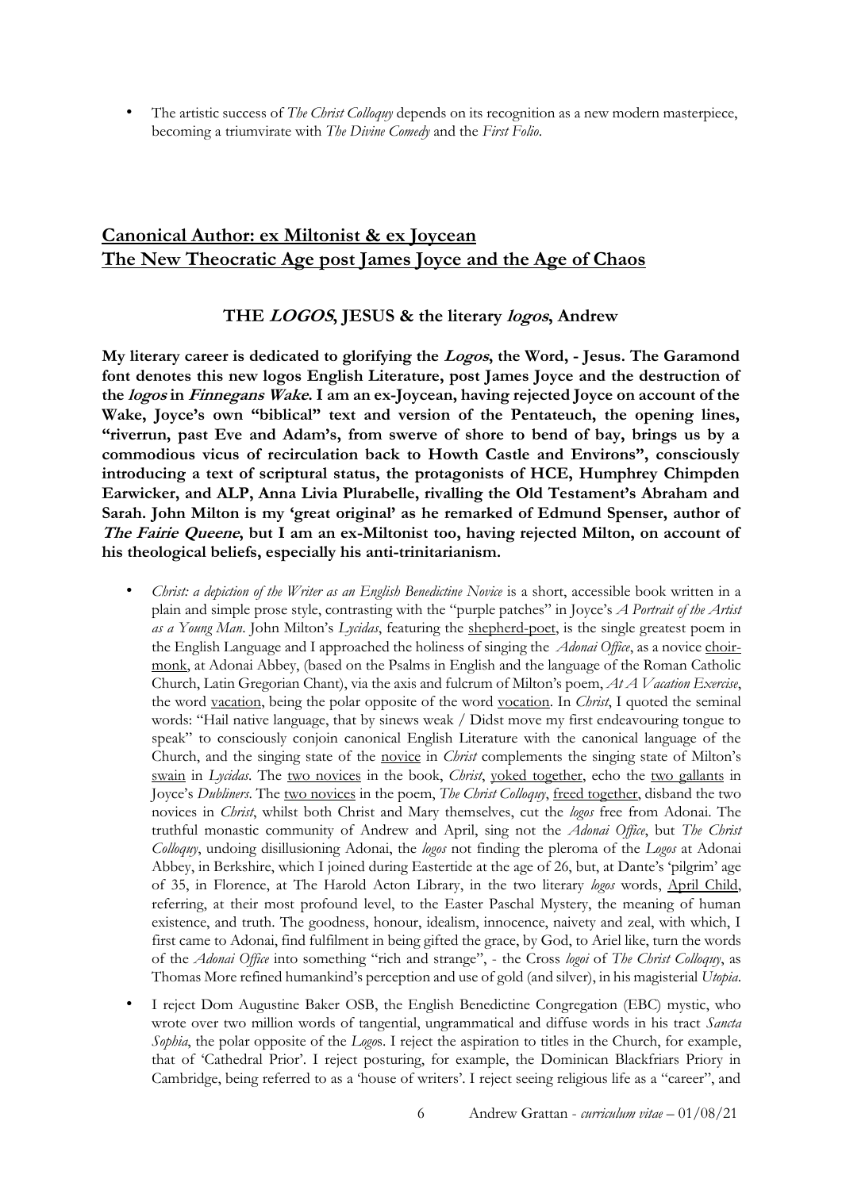- The artistic success of *The Christ Colloquy* depends on its recognition as a new modern masterpiece, becoming a triumvirate with *The Divine Comedy* and the *First Folio*.

## Canonical Author: ex Miltonist & ex Joycean
## The New Theocratic Age post James Joyce and the Age of Chaos

### THE *LOGOS*, JESUS & the literary *logos*, Andrew

**My literary career is dedicated to glorifying the *Logos*, the Word, - Jesus. The Garamond font denotes this new logos English Literature, post James Joyce and the destruction of the *logos* in *Finnegans Wake*. I am an ex-Joycean, having rejected Joyce on account of the Wake, Joyce's own "biblical" text and version of the Pentateuch, the opening lines, "riverrun, past Eve and Adam's, from swerve of shore to bend of bay, brings us by a commodious vicus of recirculation back to Howth Castle and Environs", consciously introducing a text of scriptural status, the protagonists of HCE, Humphrey Chimpden Earwicker, and ALP, Anna Livia Plurabelle, rivalling the Old Testament's Abraham and Sarah. John Milton is my 'great original' as he remarked of Edmund Spenser, author of *The Fairie Queene*, but I am an ex-Miltonist too, having rejected Milton, on account of his theological beliefs, especially his anti-trinitarianism.**

- *Christ: a depiction of the Writer as an English Benedictine Novice* is a short, accessible book written in a plain and simple prose style, contrasting with the "purple patches" in Joyce's *A Portrait of the Artist as a Young Man*. John Milton's *Lycidas*, featuring the shepherd-poet, is the single greatest poem in the English Language and I approached the holiness of singing the *Adonai Office*, as a novice choir-monk, at Adonai Abbey, (based on the Psalms in English and the language of the Roman Catholic Church, Latin Gregorian Chant), via the axis and fulcrum of Milton's poem, *At A Vacation Exercise*, the word vacation, being the polar opposite of the word vocation. In *Christ*, I quoted the seminal words: "Hail native language, that by sinews weak / Didst move my first endeavouring tongue to speak" to consciously conjoin canonical English Literature with the canonical language of the Church, and the singing state of the novice in *Christ* complements the singing state of Milton's swain in *Lycidas*. The two novices in the book, *Christ*, yoked together, echo the two gallants in Joyce's *Dubliners*. The two novices in the poem, *The Christ Colloquy*, freed together, disband the two novices in *Christ*, whilst both Christ and Mary themselves, cut the *logos* free from Adonai. The truthful monastic community of Andrew and April, sing not the *Adonai Office*, but *The Christ Colloquy*, undoing disillusioning Adonai, the *logos* not finding the pleroma of the *Logos* at Adonai Abbey, in Berkshire, which I joined during Eastertide at the age of 26, but, at Dante's 'pilgrim' age of 35, in Florence, at The Harold Acton Library, in the two literary *logos* words, April Child, referring, at their most profound level, to the Easter Paschal Mystery, the meaning of human existence, and truth. The goodness, honour, idealism, innocence, naivety and zeal, with which, I first came to Adonai, find fulfilment in being gifted the grace, by God, to Ariel like, turn the words of the *Adonai Office* into something "rich and strange", - the Cross *logoi* of *The Christ Colloquy*, as Thomas More refined humankind's perception and use of gold (and silver), in his magisterial *Utopia*.
- I reject Dom Augustine Baker OSB, the English Benedictine Congregation (EBC) mystic, who wrote over two million words of tangential, ungrammatical and diffuse words in his tract *Sancta Sophia*, the polar opposite of the *Logo*s. I reject the aspiration to titles in the Church, for example, that of 'Cathedral Prior'. I reject posturing, for example, the Dominican Blackfriars Priory in Cambridge, being referred to as a 'house of writers'. I reject seeing religious life as a "career", and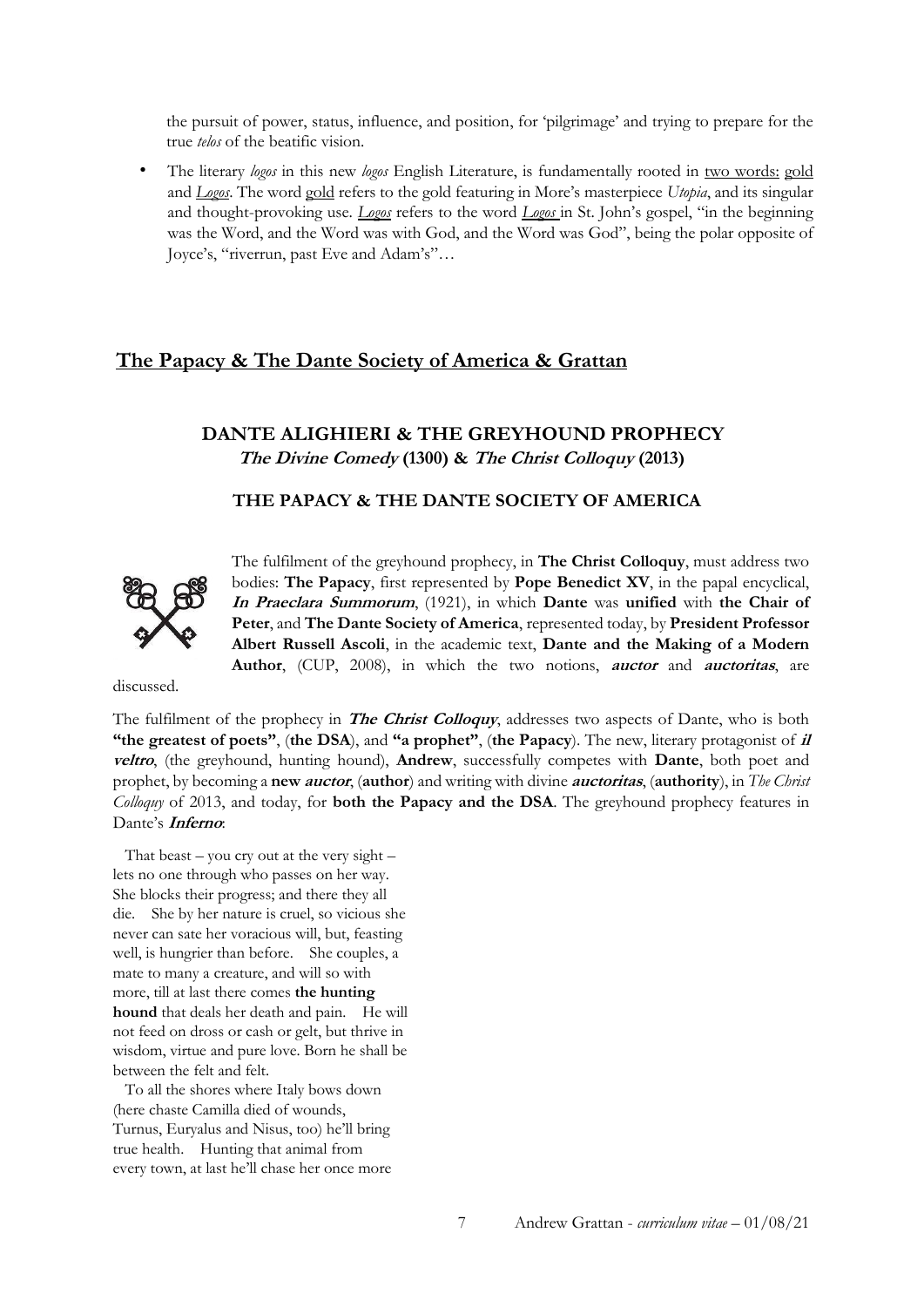the pursuit of power, status, influence, and position, for 'pilgrimage' and trying to prepare for the true *telos* of the beatific vision.

- The literary *logos* in this new *logos* English Literature, is fundamentally rooted in two words: gold and *Logos*. The word gold refers to the gold featuring in More's masterpiece *Utopia*, and its singular and thought-provoking use. *Logos* refers to the word *Logos* in St. John's gospel, "in the beginning was the Word, and the Word was with God, and the Word was God", being the polar opposite of Joyce's, "riverrun, past Eve and Adam's"…

## The Papacy & The Dante Society of America & Grattan

### DANTE ALIGHIERI & THE GREYHOUND PROPHECY
### *The Divine Comedy* (1300) & *The Christ Colloquy* (2013)

#### THE PAPACY & THE DANTE SOCIETY OF AMERICA

The fulfilment of the greyhound prophecy, in **The Christ Colloquy**, must address two bodies: **The Papacy**, first represented by **Pope Benedict XV**, in the papal encyclical, ***In Praeclara Summorum***, (1921), in which **Dante** was **unified** with **the Chair of Peter**, and **The Dante Society of America**, represented today, by **President Professor Albert Russell Ascoli**, in the academic text, **Dante and the Making of a Modern Author**, (CUP, 2008), in which the two notions, ***auctor*** and ***auctoritas***, are discussed.

The fulfilment of the prophecy in ***The Christ Colloquy***, addresses two aspects of Dante, who is both **"the greatest of poets"**, (**the DSA**), and **"a prophet"**, (**the Papacy**). The new, literary protagonist of ***il veltro***, (the greyhound, hunting hound), **Andrew**, successfully competes with **Dante**, both poet and prophet, by becoming a **new *auctor***, (**author**) and writing with divine ***auctoritas***, (**authority**), in *The Christ Colloquy* of 2013, and today, for **both the Papacy and the DSA**. The greyhound prophecy features in Dante's ***Inferno***:

That beast – you cry out at the very sight – lets no one through who passes on her way. She blocks their progress; and there they all die. She by her nature is cruel, so vicious she never can sate her voracious will, but, feasting well, is hungrier than before. She couples, a mate to many a creature, and will so with more, till at last there comes **the hunting hound** that deals her death and pain. He will not feed on dross or cash or gelt, but thrive in wisdom, virtue and pure love. Born he shall be between the felt and felt.

To all the shores where Italy bows down (here chaste Camilla died of wounds, Turnus, Euryalus and Nisus, too) he'll bring true health. Hunting that animal from every town, at last he'll chase her once more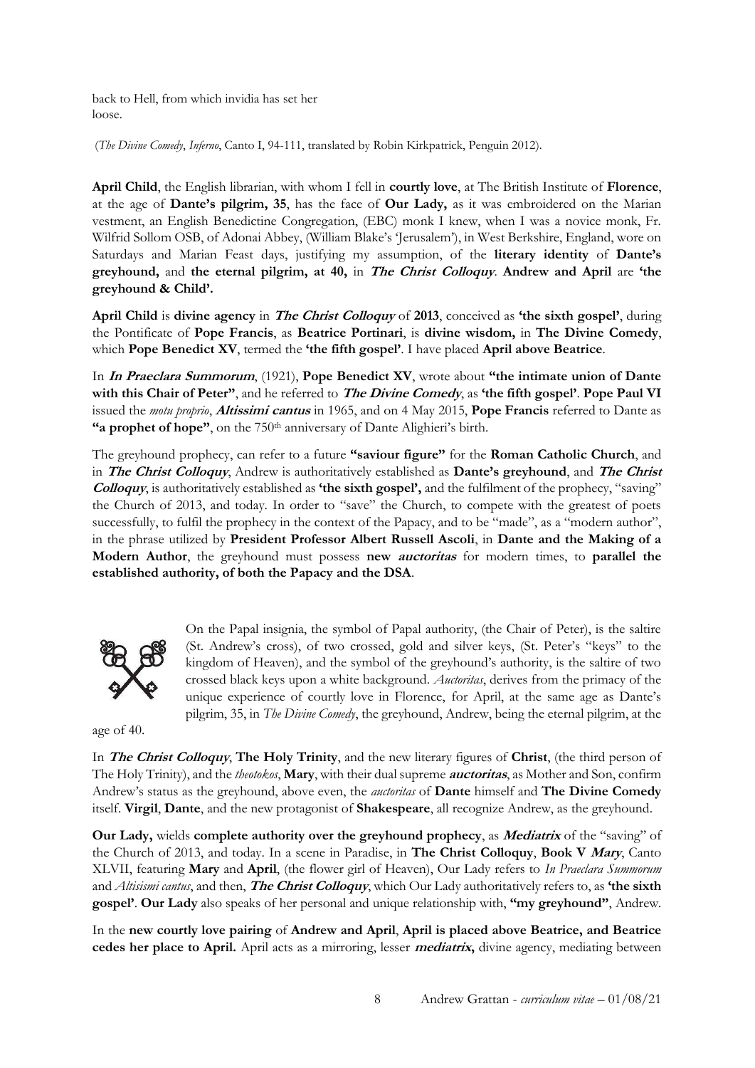back to Hell, from which invidia has set her
loose.

(*The Divine Comedy*, *Inferno*, Canto I, 94-111, translated by Robin Kirkpatrick, Penguin 2012).

**April Child**, the English librarian, with whom I fell in **courtly love**, at The British Institute of **Florence**, at the age of **Dante's pilgrim, 35**, has the face of **Our Lady,** as it was embroidered on the Marian vestment, an English Benedictine Congregation, (EBC) monk I knew, when I was a novice monk, Fr. Wilfrid Sollom OSB, of Adonai Abbey, (William Blake's 'Jerusalem'), in West Berkshire, England, wore on Saturdays and Marian Feast days, justifying my assumption, of the **literary identity** of **Dante's greyhound,** and **the eternal pilgrim, at 40,** in ***The Christ Colloquy***. **Andrew and April** are **'the greyhound & Child'.**

**April Child** is **divine agency** in ***The Christ Colloquy*** of **2013**, conceived as **'the sixth gospel'**, during the Pontificate of **Pope Francis**, as **Beatrice Portinari**, is **divine wisdom,** in **The Divine Comedy**, which **Pope Benedict XV**, termed the **'the fifth gospel'**. I have placed **April above Beatrice**.

In ***In Praeclara Summorum***, (1921), **Pope Benedict XV**, wrote about **"the intimate union of Dante with this Chair of Peter"**, and he referred to ***The Divine Comedy***, as **'the fifth gospel'**. **Pope Paul VI** issued the *motu proprio*, ***Altissimi cantus*** in 1965, and on 4 May 2015, **Pope Francis** referred to Dante as **"a prophet of hope"**, on the 750th anniversary of Dante Alighieri's birth.

The greyhound prophecy, can refer to a future **"saviour figure"** for the **Roman Catholic Church**, and in ***The Christ Colloquy***, Andrew is authoritatively established as **Dante's greyhound**, and ***The Christ Colloquy***, is authoritatively established as **'the sixth gospel',** and the fulfilment of the prophecy, "saving" the Church of 2013, and today. In order to "save" the Church, to compete with the greatest of poets successfully, to fulfil the prophecy in the context of the Papacy, and to be "made", as a "modern author", in the phrase utilized by **President Professor Albert Russell Ascoli**, in **Dante and the Making of a Modern Author**, the greyhound must possess **new *auctoritas*** for modern times, to **parallel the established authority, of both the Papacy and the DSA**.

On the Papal insignia, the symbol of Papal authority, (the Chair of Peter), is the saltire (St. Andrew's cross), of two crossed, gold and silver keys, (St. Peter's "keys" to the kingdom of Heaven), and the symbol of the greyhound's authority, is the saltire of two crossed black keys upon a white background. *Auctoritas*, derives from the primacy of the unique experience of courtly love in Florence, for April, at the same age as Dante's pilgrim, 35, in *The Divine Comedy*, the greyhound, Andrew, being the eternal pilgrim, at the age of 40.

In ***The Christ Colloquy***, **The Holy Trinity**, and the new literary figures of **Christ**, (the third person of The Holy Trinity), and the *theotokos*, **Mary**, with their dual supreme ***auctoritas***, as Mother and Son, confirm Andrew's status as the greyhound, above even, the *auctoritas* of **Dante** himself and **The Divine Comedy** itself. **Virgil**, **Dante**, and the new protagonist of **Shakespeare**, all recognize Andrew, as the greyhound.

**Our Lady,** wields **complete authority over the greyhound prophecy**, as ***Mediatrix*** of the "saving" of the Church of 2013, and today. In a scene in Paradise, in **The Christ Colloquy**, **Book V *Mary***, Canto XLVII, featuring **Mary** and **April**, (the flower girl of Heaven), Our Lady refers to *In Praeclara Summorum* and *Altisismi cantus*, and then, ***The Christ Colloquy***, which Our Lady authoritatively refers to, as **'the sixth gospel'**. **Our Lady** also speaks of her personal and unique relationship with, **"my greyhound"**, Andrew.

In the **new courtly love pairing** of **Andrew and April**, **April is placed above Beatrice, and Beatrice cedes her place to April.** April acts as a mirroring, lesser ***mediatrix,*** divine agency, mediating between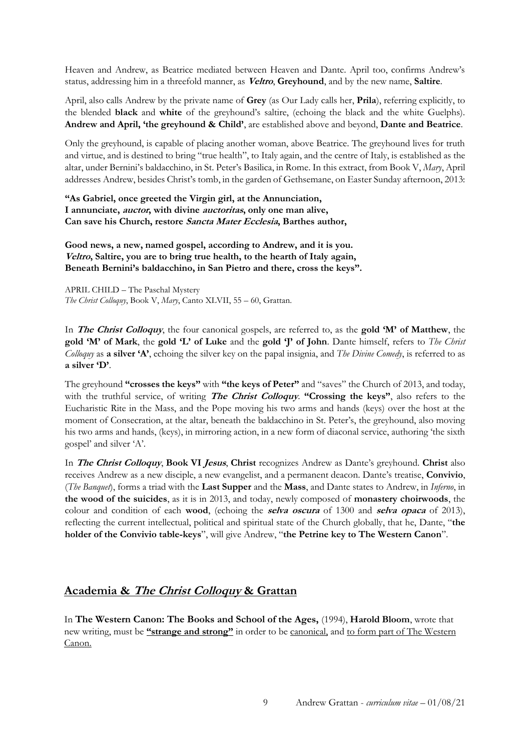Heaven and Andrew, as Beatrice mediated between Heaven and Dante. April too, confirms Andrew's status, addressing him in a threefold manner, as ***Veltro***, **Greyhound**, and by the new name, **Saltire**.

April, also calls Andrew by the private name of **Grey** (as Our Lady calls her, **Prila**), referring explicitly, to the blended **black** and **white** of the greyhound's saltire, (echoing the black and the white Guelphs). **Andrew and April, 'the greyhound & Child'**, are established above and beyond, **Dante and Beatrice**.

Only the greyhound, is capable of placing another woman, above Beatrice. The greyhound lives for truth and virtue, and is destined to bring "true health", to Italy again, and the centre of Italy, is established as the altar, under Bernini's baldacchino, in St. Peter's Basilica, in Rome. In this extract, from Book V, *Mary*, April addresses Andrew, besides Christ's tomb, in the garden of Gethsemane, on Easter Sunday afternoon, 2013:

**"As Gabriel, once greeted the Virgin girl, at the Annunciation,**
**I annunciate, *auctor*, with divine *auctoritas*, only one man alive,**
**Can save his Church, restore *Sancta Mater Ecclesia*, Barthes author,**

**Good news, a new, named gospel, according to Andrew, and it is you.**
***Veltro*, Saltire, you are to bring true health, to the hearth of Italy again,**
**Beneath Bernini's baldacchino, in San Pietro and there, cross the keys".**

APRIL CHILD – The Paschal Mystery
*The Christ Colloquy*, Book V, *Mary*, Canto XLVII, 55 – 60, Grattan.

In ***The Christ Colloquy***, the four canonical gospels, are referred to, as the **gold 'M' of Matthew**, the **gold 'M' of Mark**, the **gold 'L' of Luke** and the **gold 'J' of John**. Dante himself, refers to *The Christ Colloquy* as **a silver 'A'**, echoing the silver key on the papal insignia, and *The Divine Comedy*, is referred to as **a silver 'D'**.

The greyhound **"crosses the keys"** with **"the keys of Peter"** and "saves" the Church of 2013, and today, with the truthful service, of writing ***The Christ Colloquy***. **"Crossing the keys"**, also refers to the Eucharistic Rite in the Mass, and the Pope moving his two arms and hands (keys) over the host at the moment of Consecration, at the altar, beneath the baldacchino in St. Peter's, the greyhound, also moving his two arms and hands, (keys), in mirroring action, in a new form of diaconal service, authoring 'the sixth gospel' and silver 'A'.

In ***The Christ Colloquy***, **Book VI *Jesus***, **Christ** recognizes Andrew as Dante's greyhound. **Christ** also receives Andrew as a new disciple, a new evangelist, and a permanent deacon. Dante's treatise, **Convivio**, (*The Banquet*), forms a triad with the **Last Supper** and the **Mass**, and Dante states to Andrew, in *Inferno*, in **the wood of the suicides**, as it is in 2013, and today, newly composed of **monastery choirwoods**, the colour and condition of each **wood**, (echoing the ***selva oscura*** of 1300 and ***selva opaca*** of 2013), reflecting the current intellectual, political and spiritual state of the Church globally, that he, Dante, "**the holder of the Convivio table-keys**", will give Andrew, "**the Petrine key to The Western Canon**".

## Academia & *The Christ Colloquy* & Grattan

In **The Western Canon: The Books and School of the Ages,** (1994), **Harold Bloom**, wrote that new writing, must be **"strange and strong"** in order to be canonical, and to form part of The Western Canon.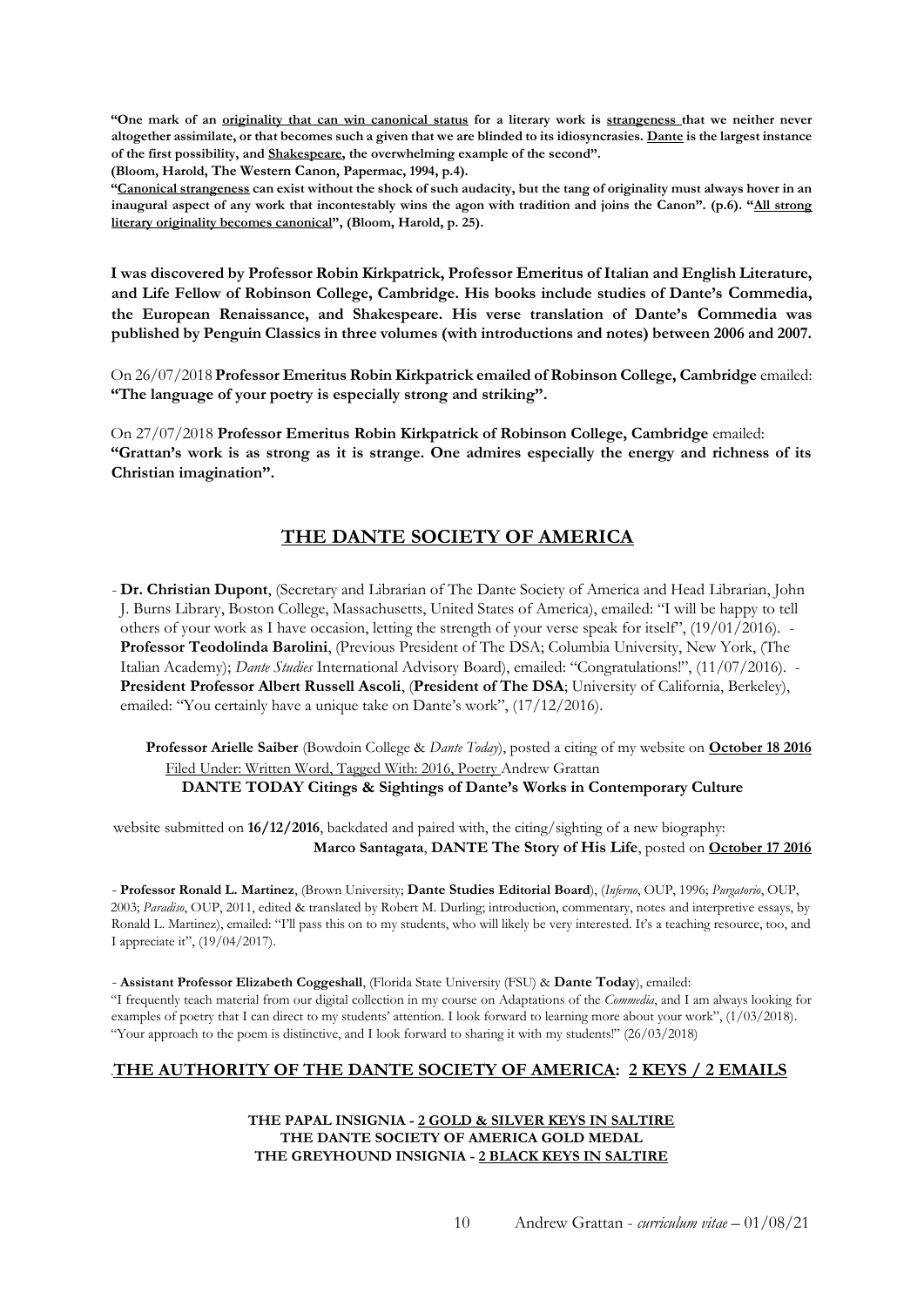**"One mark of an <u>originality that can win canonical status</u> for a literary work is <u>strangeness</u> that we neither never altogether assimilate, or that becomes such a given that we are blinded to its idiosyncrasies. <u>Dante</u> is the largest instance of the first possibility, and <u>Shakespeare</u>, the overwhelming example of the second".**
**(Bloom, Harold, The Western Canon, Papermac, 1994, p.4).**

**"<u>Canonical strangeness</u> can exist without the shock of such audacity, but the tang of originality must always hover in an inaugural aspect of any work that incontestably wins the agon with tradition and joins the Canon". (p.6). "<u>All strong literary originality becomes canonical</u>", (Bloom, Harold, p. 25).**

**I was discovered by Professor Robin Kirkpatrick, Professor Emeritus of Italian and English Literature, and Life Fellow of Robinson College, Cambridge. His books include studies of Dante's Commedia, the European Renaissance, and Shakespeare. His verse translation of Dante's Commedia was published by Penguin Classics in three volumes (with introductions and notes) between 2006 and 2007.**

On 26/07/2018 **Professor Emeritus Robin Kirkpatrick emailed of Robinson College, Cambridge** emailed: **"The language of your poetry is especially strong and striking".**

On 27/07/2018 **Professor Emeritus Robin Kirkpatrick of Robinson College, Cambridge** emailed: **"Grattan's work is as strong as it is strange. One admires especially the energy and richness of its Christian imagination".**

## <u>THE DANTE SOCIETY OF AMERICA</u>

- **Dr. Christian Dupont**, (Secretary and Librarian of The Dante Society of America and Head Librarian, John J. Burns Library, Boston College, Massachusetts, United States of America), emailed: "I will be happy to tell others of your work as I have occasion, letting the strength of your verse speak for itself", (19/01/2016). - **Professor Teodolinda Barolini**, (Previous President of The DSA; Columbia University, New York, (The Italian Academy); *Dante Studies* International Advisory Board), emailed: "Congratulations!", (11/07/2016). - **President Professor Albert Russell Ascoli**, (**President of The DSA**; University of California, Berkeley), emailed: "You certainly have a unique take on Dante's work", (17/12/2016).

**Professor Arielle Saiber** (Bowdoin College & *Dante Today*), posted a citing of my website on **<u>October 18 2016</u>** <u>Filed Under: Written Word, Tagged With: 2016, Poetry</u> Andrew Grattan
**DANTE TODAY Citings & Sightings of Dante's Works in Contemporary Culture**

website submitted on **16/12/2016**, backdated and paired with, the citing/sighting of a new biography:
**Marco Santagata**, **DANTE The Story of His Life**, posted on **<u>October 17 2016</u>**

- **Professor Ronald L. Martinez**, (Brown University; **Dante Studies Editorial Board**), (*Inferno*, OUP, 1996; *Purgatorio*, OUP, 2003; *Paradiso*, OUP, 2011, edited & translated by Robert M. Durling; introduction, commentary, notes and interpretive essays, by Ronald L. Martinez), emailed: "I'll pass this on to my students, who will likely be very interested. It's a teaching resource, too, and I appreciate it", (19/04/2017).

- **Assistant Professor Elizabeth Coggeshall**, (Florida State University (FSU) & **Dante Today**), emailed:
"I frequently teach material from our digital collection in my course on Adaptations of the *Commedia*, and I am always looking for examples of poetry that I can direct to my students' attention. I look forward to learning more about your work", (1/03/2018). "Your approach to the poem is distinctive, and I look forward to sharing it with my students!" (26/03/2018)

## <u>THE AUTHORITY OF THE DANTE SOCIETY OF AMERICA</u>: <u>2 KEYS / 2 EMAILS</u>

**THE PAPAL INSIGNIA - <u>2 GOLD & SILVER KEYS IN SALTIRE</u>**
**THE DANTE SOCIETY OF AMERICA GOLD MEDAL**
**THE GREYHOUND INSIGNIA - <u>2 BLACK KEYS IN SALTIRE</u>**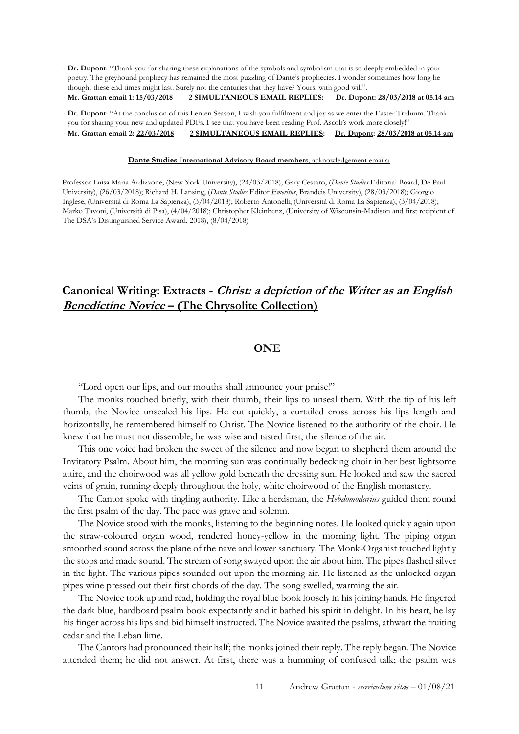- **Dr. Dupont**: "Thank you for sharing these explanations of the symbols and symbolism that is so deeply embedded in your poetry. The greyhound prophecy has remained the most puzzling of Dante's prophecies. I wonder sometimes how long he thought these end times might last. Surely not the centuries that they have? Yours, with good will".
- **Mr. Grattan email 1: <u>15/03/2018</u>** **<u>2 SIMULTANEOUS EMAIL REPLIES</u>:** **<u>Dr. Dupont</u>: <u>28/03/2018 at 05.14 am</u>**

- **Dr. Dupont**: "At the conclusion of this Lenten Season, I wish you fulfilment and joy as we enter the Easter Triduum. Thank you for sharing your new and updated PDFs. I see that you have been reading Prof. Ascoli's work more closely!"
- **Mr. Grattan email 2: <u>22/03/2018</u>** **<u>2 SIMULTANEOUS EMAIL REPLIES</u>:** **<u>Dr. Dupont</u>: <u>28/03/2018 at 05.14 am</u>**

**<u>Dante Studies International Advisory Board members</u>**<u>, acknowledgement emails:</u>

Professor Luisa Maria Ardizzone, (New York University), (24/03/2018); Gary Cestaro, (*Dante Studies* Editorial Board, De Paul University), (26/03/2018); Richard H. Lansing, (*Dante Studies* Editor *Emeritus*, Brandeis University), (28/03/2018); Giorgio Inglese, (Università di Roma La Sapienza), (3/04/2018); Roberto Antonelli, (Università di Roma La Sapienza), (3/04/2018); Marko Tavoni, (Università di Pisa), (4/04/2018); Christopher Kleinhenz, (University of Wisconsin-Madison and first recipient of The DSA's Distinguished Service Award, 2018), (8/04/2018)

## Canonical Writing: Extracts - *Christ: a depiction of the Writer as an English Benedictine Novice* – (The Chrysolite Collection)

### ONE

"Lord open our lips, and our mouths shall announce your praise!"

The monks touched briefly, with their thumb, their lips to unseal them. With the tip of his left thumb, the Novice unsealed his lips. He cut quickly, a curtailed cross across his lips length and horizontally, he remembered himself to Christ. The Novice listened to the authority of the choir. He knew that he must not dissemble; he was wise and tasted first, the silence of the air.

This one voice had broken the sweet of the silence and now began to shepherd them around the Invitatory Psalm. About him, the morning sun was continually bedecking choir in her best lightsome attire, and the choirwood was all yellow gold beneath the dressing sun. He looked and saw the sacred veins of grain, running deeply throughout the holy, white choirwood of the English monastery.

The Cantor spoke with tingling authority. Like a herdsman, the *Hebdomodarius* guided them round the first psalm of the day. The pace was grave and solemn.

The Novice stood with the monks, listening to the beginning notes. He looked quickly again upon the straw-coloured organ wood, rendered honey-yellow in the morning light. The piping organ smoothed sound across the plane of the nave and lower sanctuary. The Monk-Organist touched lightly the stops and made sound. The stream of song swayed upon the air about him. The pipes flashed silver in the light. The various pipes sounded out upon the morning air. He listened as the unlocked organ pipes wine pressed out their first chords of the day. The song swelled, warming the air.

The Novice took up and read, holding the royal blue book loosely in his joining hands. He fingered the dark blue, hardboard psalm book expectantly and it bathed his spirit in delight. In his heart, he lay his finger across his lips and bid himself instructed. The Novice awaited the psalms, athwart the fruiting cedar and the Leban lime.

The Cantors had pronounced their half; the monks joined their reply. The reply began. The Novice attended them; he did not answer. At first, there was a humming of confused talk; the psalm was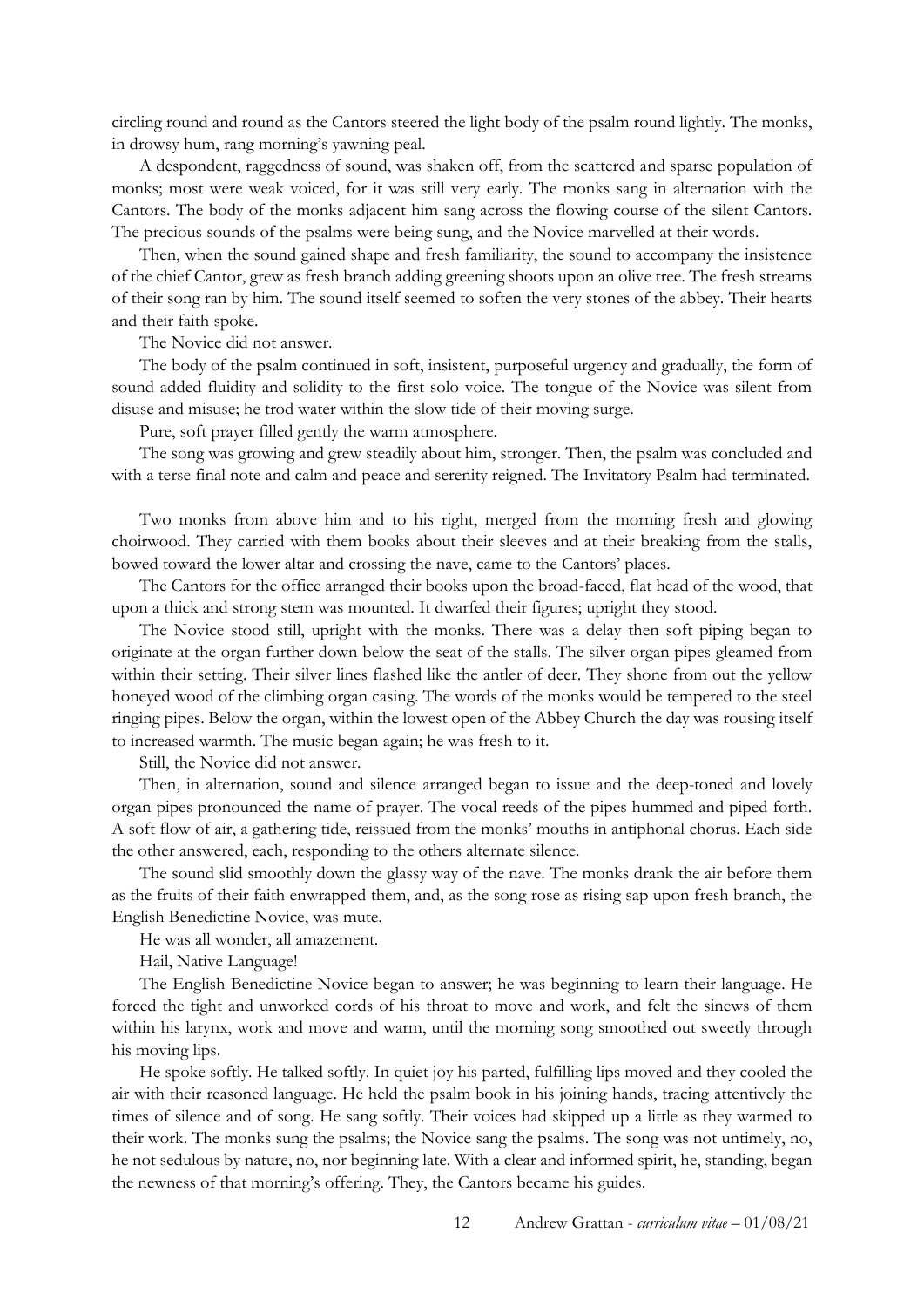circling round and round as the Cantors steered the light body of the psalm round lightly. The monks, in drowsy hum, rang morning's yawning peal.

A despondent, raggedness of sound, was shaken off, from the scattered and sparse population of monks; most were weak voiced, for it was still very early. The monks sang in alternation with the Cantors. The body of the monks adjacent him sang across the flowing course of the silent Cantors. The precious sounds of the psalms were being sung, and the Novice marvelled at their words.

Then, when the sound gained shape and fresh familiarity, the sound to accompany the insistence of the chief Cantor, grew as fresh branch adding greening shoots upon an olive tree. The fresh streams of their song ran by him. The sound itself seemed to soften the very stones of the abbey. Their hearts and their faith spoke.

The Novice did not answer.

The body of the psalm continued in soft, insistent, purposeful urgency and gradually, the form of sound added fluidity and solidity to the first solo voice. The tongue of the Novice was silent from disuse and misuse; he trod water within the slow tide of their moving surge.

Pure, soft prayer filled gently the warm atmosphere.

The song was growing and grew steadily about him, stronger. Then, the psalm was concluded and with a terse final note and calm and peace and serenity reigned. The Invitatory Psalm had terminated.

Two monks from above him and to his right, merged from the morning fresh and glowing choirwood. They carried with them books about their sleeves and at their breaking from the stalls, bowed toward the lower altar and crossing the nave, came to the Cantors' places.

The Cantors for the office arranged their books upon the broad-faced, flat head of the wood, that upon a thick and strong stem was mounted. It dwarfed their figures; upright they stood.

The Novice stood still, upright with the monks. There was a delay then soft piping began to originate at the organ further down below the seat of the stalls. The silver organ pipes gleamed from within their setting. Their silver lines flashed like the antler of deer. They shone from out the yellow honeyed wood of the climbing organ casing. The words of the monks would be tempered to the steel ringing pipes. Below the organ, within the lowest open of the Abbey Church the day was rousing itself to increased warmth. The music began again; he was fresh to it.

Still, the Novice did not answer.

Then, in alternation, sound and silence arranged began to issue and the deep-toned and lovely organ pipes pronounced the name of prayer. The vocal reeds of the pipes hummed and piped forth. A soft flow of air, a gathering tide, reissued from the monks' mouths in antiphonal chorus. Each side the other answered, each, responding to the others alternate silence.

The sound slid smoothly down the glassy way of the nave. The monks drank the air before them as the fruits of their faith enwrapped them, and, as the song rose as rising sap upon fresh branch, the English Benedictine Novice, was mute.

He was all wonder, all amazement.

Hail, Native Language!

The English Benedictine Novice began to answer; he was beginning to learn their language. He forced the tight and unworked cords of his throat to move and work, and felt the sinews of them within his larynx, work and move and warm, until the morning song smoothed out sweetly through his moving lips.

He spoke softly. He talked softly. In quiet joy his parted, fulfilling lips moved and they cooled the air with their reasoned language. He held the psalm book in his joining hands, tracing attentively the times of silence and of song. He sang softly. Their voices had skipped up a little as they warmed to their work. The monks sung the psalms; the Novice sang the psalms. The song was not untimely, no, he not sedulous by nature, no, nor beginning late. With a clear and informed spirit, he, standing, began the newness of that morning's offering. They, the Cantors became his guides.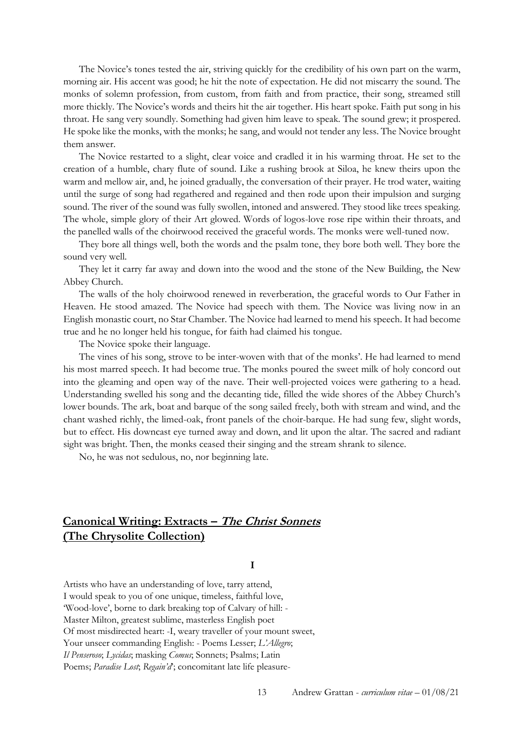The Novice's tones tested the air, striving quickly for the credibility of his own part on the warm, morning air. His accent was good; he hit the note of expectation. He did not miscarry the sound. The monks of solemn profession, from custom, from faith and from practice, their song, streamed still more thickly. The Novice's words and theirs hit the air together. His heart spoke. Faith put song in his throat. He sang very soundly. Something had given him leave to speak. The sound grew; it prospered. He spoke like the monks, with the monks; he sang, and would not tender any less. The Novice brought them answer.

The Novice restarted to a slight, clear voice and cradled it in his warming throat. He set to the creation of a humble, chary flute of sound. Like a rushing brook at Siloa, he knew theirs upon the warm and mellow air, and, he joined gradually, the conversation of their prayer. He trod water, waiting until the surge of song had regathered and regained and then rode upon their impulsion and surging sound. The river of the sound was fully swollen, intoned and answered. They stood like trees speaking. The whole, simple glory of their Art glowed. Words of logos-love rose ripe within their throats, and the panelled walls of the choirwood received the graceful words. The monks were well-tuned now.

They bore all things well, both the words and the psalm tone, they bore both well. They bore the sound very well.

They let it carry far away and down into the wood and the stone of the New Building, the New Abbey Church.

The walls of the holy choirwood renewed in reverberation, the graceful words to Our Father in Heaven. He stood amazed. The Novice had speech with them. The Novice was living now in an English monastic court, no Star Chamber. The Novice had learned to mend his speech. It had become true and he no longer held his tongue, for faith had claimed his tongue.

The Novice spoke their language.

The vines of his song, strove to be inter-woven with that of the monks'. He had learned to mend his most marred speech. It had become true. The monks poured the sweet milk of holy concord out into the gleaming and open way of the nave. Their well-projected voices were gathering to a head. Understanding swelled his song and the decanting tide, filled the wide shores of the Abbey Church's lower bounds. The ark, boat and barque of the song sailed freely, both with stream and wind, and the chant washed richly, the limed-oak, front panels of the choir-barque. He had sung few, slight words, but to effect. His downcast eye turned away and down, and lit upon the altar. The sacred and radiant sight was bright. Then, the monks ceased their singing and the stream shrank to silence.

No, he was not sedulous, no, nor beginning late.

## Canonical Writing: Extracts – *The Christ Sonnets* (The Chrysolite Collection)

**I**

Artists who have an understanding of love, tarry attend,
I would speak to you of one unique, timeless, faithful love,
'Wood-love', borne to dark breaking top of Calvary of hill: -
Master Milton, greatest sublime, masterless English poet
Of most misdirected heart: -I, weary traveller of your mount sweet,
Your unseer commanding English: - Poems Lesser; *L'Allegro*;
*Il Penseroso*; *Lycidas*; masking *Comus*; Sonnets; Psalms; Latin
Poems; *Paradise Lost*; *Regain'd*; concomitant late life pleasure-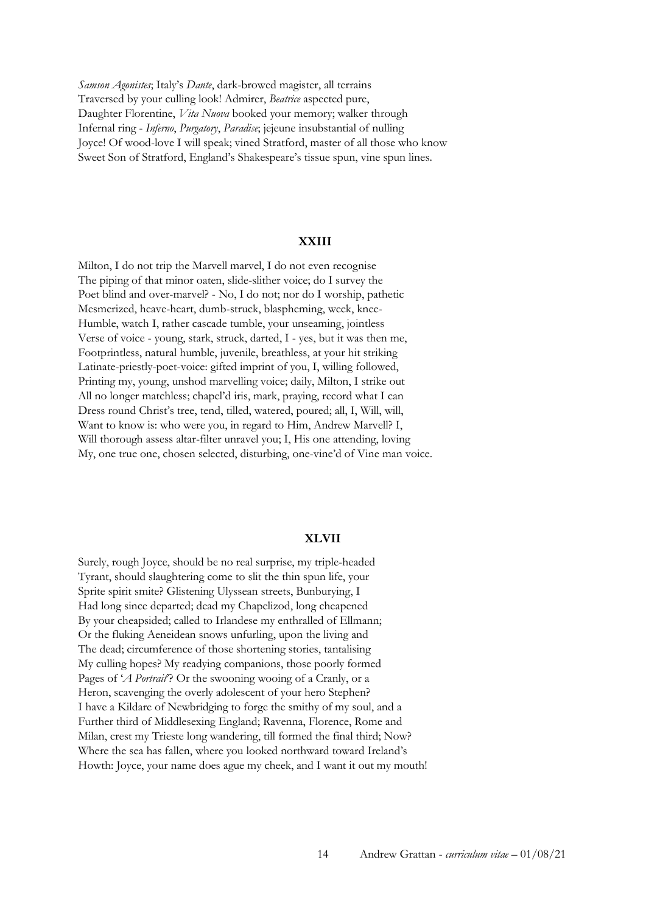*Samson Agonistes*; Italy's *Dante*, dark-browed magister, all terrains
Traversed by your culling look! Admirer, *Beatrice* aspected pure,
Daughter Florentine, *Vita Nuova* booked your memory; walker through
Infernal ring - *Inferno*, *Purgatory*, *Paradise*; jejeune insubstantial of nulling
Joyce! Of wood-love I will speak; vined Stratford, master of all those who know
Sweet Son of Stratford, England's Shakespeare's tissue spun, vine spun lines.

### XXIII

Milton, I do not trip the Marvell marvel, I do not even recognise
The piping of that minor oaten, slide-slither voice; do I survey the
Poet blind and over-marvel? - No, I do not; nor do I worship, pathetic
Mesmerized, heave-heart, dumb-struck, blaspheming, week, knee-
Humble, watch I, rather cascade tumble, your unseaming, jointless
Verse of voice - young, stark, struck, darted, I - yes, but it was then me,
Footprintless, natural humble, juvenile, breathless, at your hit striking
Latinate-priestly-poet-voice: gifted imprint of you, I, willing followed,
Printing my, young, unshod marvelling voice; daily, Milton, I strike out
All no longer matchless; chapel'd iris, mark, praying, record what I can
Dress round Christ's tree, tend, tilled, watered, poured; all, I, Will, will,
Want to know is: who were you, in regard to Him, Andrew Marvell? I,
Will thorough assess altar-filter unravel you; I, His one attending, loving
My, one true one, chosen selected, disturbing, one-vine'd of Vine man voice.

### XLVII

Surely, rough Joyce, should be no real surprise, my triple-headed
Tyrant, should slaughtering come to slit the thin spun life, your
Sprite spirit smite? Glistening Ulyssean streets, Bunburying, I
Had long since departed; dead my Chapelizod, long cheapened
By your cheapsided; called to Irlandese my enthralled of Ellmann;
Or the fluking Aeneidean snows unfurling, upon the living and
The dead; circumference of those shortening stories, tantalising
My culling hopes? My readying companions, those poorly formed
Pages of '*A Portrait*'? Or the swooning wooing of a Cranly, or a
Heron, scavenging the overly adolescent of your hero Stephen?
I have a Kildare of Newbridging to forge the smithy of my soul, and a
Further third of Middlesexing England; Ravenna, Florence, Rome and
Milan, crest my Trieste long wandering, till formed the final third; Now?
Where the sea has fallen, where you looked northward toward Ireland's
Howth: Joyce, your name does ague my cheek, and I want it out my mouth!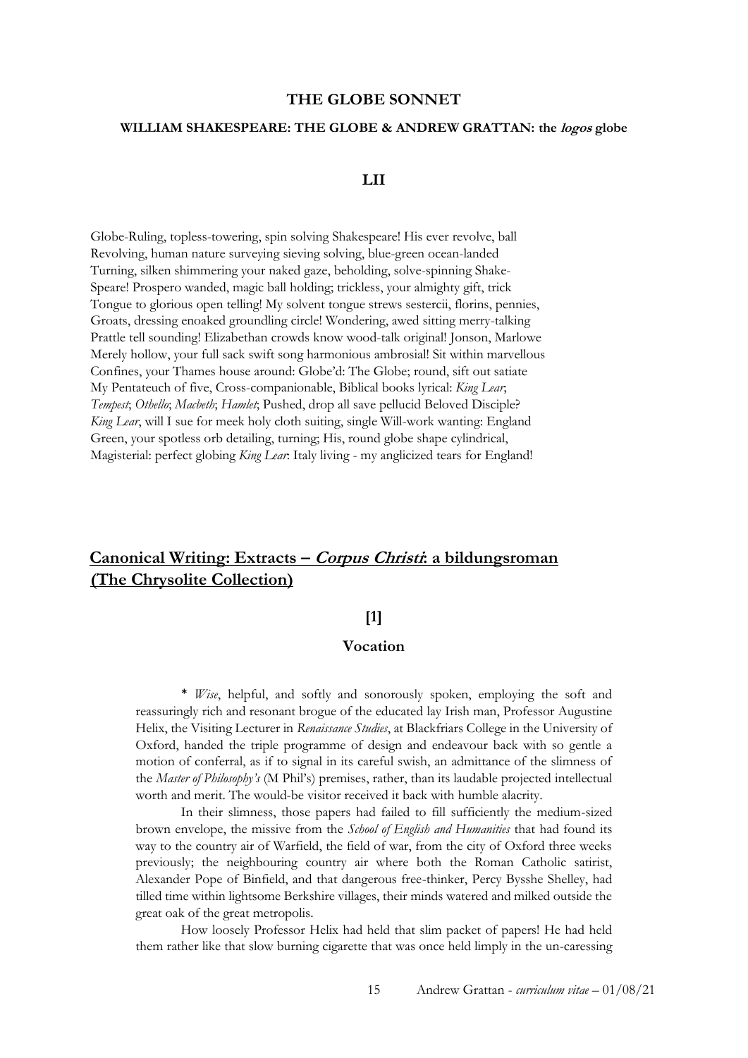## THE GLOBE SONNET

### WILLIAM SHAKESPEARE: THE GLOBE & ANDREW GRATTAN: the *logos* globe

### LII

Globe-Ruling, topless-towering, spin solving Shakespeare! His ever revolve, ball
Revolving, human nature surveying sieving solving, blue-green ocean-landed
Turning, silken shimmering your naked gaze, beholding, solve-spinning Shake-
Speare! Prospero wanded, magic ball holding; trickless, your almighty gift, trick
Tongue to glorious open telling! My solvent tongue strews sestercii, florins, pennies,
Groats, dressing enoaked groundling circle! Wondering, awed sitting merry-talking
Prattle tell sounding! Elizabethan crowds know wood-talk original! Jonson, Marlowe
Merely hollow, your full sack swift song harmonious ambrosial! Sit within marvellous
Confines, your Thames house around: Globe'd: The Globe; round, sift out satiate
My Pentateuch of five, Cross-companionable, Biblical books lyrical: *King Lear*;
*Tempest*; *Othello*; *Macbeth*; *Hamlet*; Pushed, drop all save pellucid Beloved Disciple?
*King Lear*, will I sue for meek holy cloth suiting, single Will-work wanting: England
Green, your spotless orb detailing, turning; His, round globe shape cylindrical,
Magisterial: perfect globing *King Lear*: Italy living - my anglicized tears for England!

## Canonical Writing: Extracts – *Corpus Christi*: a bildungsroman (The Chrysolite Collection)

### [1]

### Vocation

\* *Wise*, helpful, and softly and sonorously spoken, employing the soft and reassuringly rich and resonant brogue of the educated lay Irish man, Professor Augustine Helix, the Visiting Lecturer in *Renaissance Studies*, at Blackfriars College in the University of Oxford, handed the triple programme of design and endeavour back with so gentle a motion of conferral, as if to signal in its careful swish, an admittance of the slimness of the *Master of Philosophy's* (M Phil's) premises, rather, than its laudable projected intellectual worth and merit. The would-be visitor received it back with humble alacrity.

In their slimness, those papers had failed to fill sufficiently the medium-sized brown envelope, the missive from the *School of English and Humanities* that had found its way to the country air of Warfield, the field of war, from the city of Oxford three weeks previously; the neighbouring country air where both the Roman Catholic satirist, Alexander Pope of Binfield, and that dangerous free-thinker, Percy Bysshe Shelley, had tilled time within lightsome Berkshire villages, their minds watered and milked outside the great oak of the great metropolis.

How loosely Professor Helix had held that slim packet of papers! He had held them rather like that slow burning cigarette that was once held limply in the un-caressing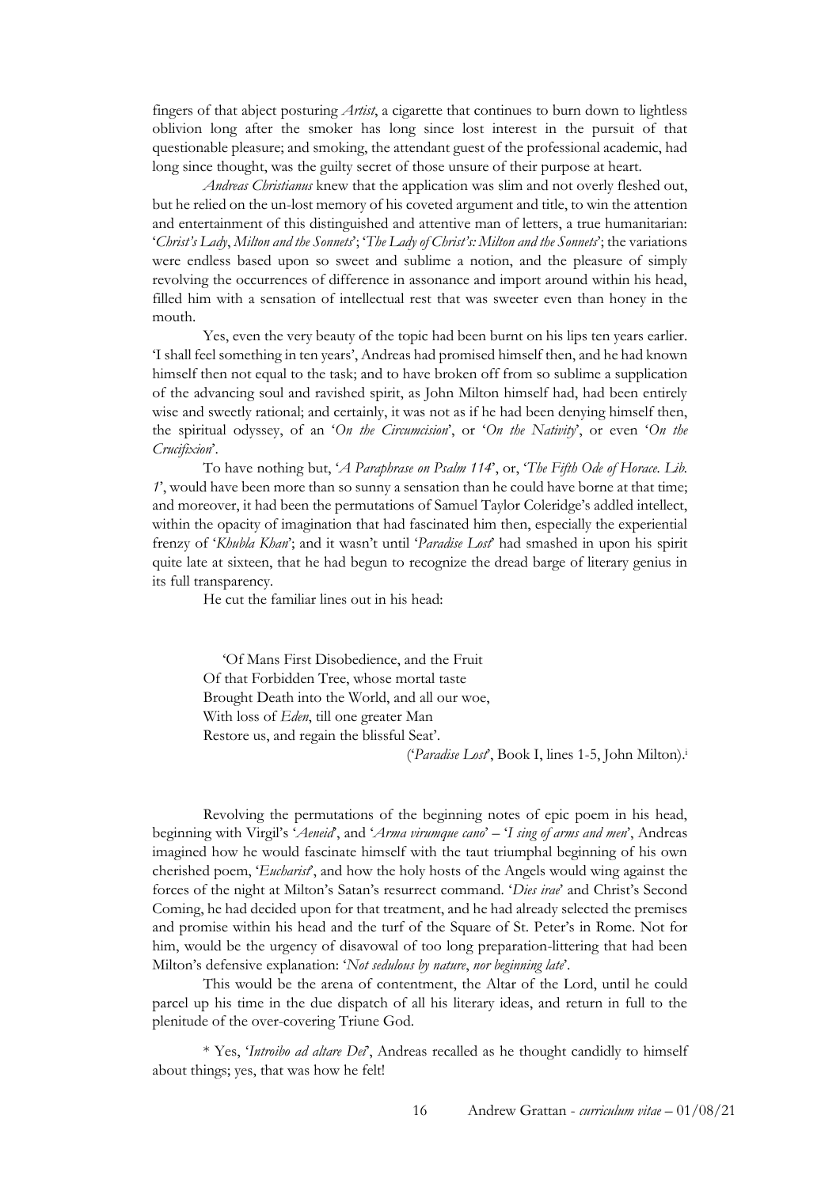fingers of that abject posturing *Artist*, a cigarette that continues to burn down to lightless oblivion long after the smoker has long since lost interest in the pursuit of that questionable pleasure; and smoking, the attendant guest of the professional academic, had long since thought, was the guilty secret of those unsure of their purpose at heart.

*Andreas Christianus* knew that the application was slim and not overly fleshed out, but he relied on the un-lost memory of his coveted argument and title, to win the attention and entertainment of this distinguished and attentive man of letters, a true humanitarian: '*Christ's Lady*, *Milton and the Sonnets*'; '*The Lady of Christ's: Milton and the Sonnets*'; the variations were endless based upon so sweet and sublime a notion, and the pleasure of simply revolving the occurrences of difference in assonance and import around within his head, filled him with a sensation of intellectual rest that was sweeter even than honey in the mouth.

Yes, even the very beauty of the topic had been burnt on his lips ten years earlier. 'I shall feel something in ten years', Andreas had promised himself then, and he had known himself then not equal to the task; and to have broken off from so sublime a supplication of the advancing soul and ravished spirit, as John Milton himself had, had been entirely wise and sweetly rational; and certainly, it was not as if he had been denying himself then, the spiritual odyssey, of an '*On the Circumcision*', or '*On the Nativity*', or even '*On the Crucifixion*'.

To have nothing but, '*A Paraphrase on Psalm 114*', or, '*The Fifth Ode of Horace. Lib. 1*', would have been more than so sunny a sensation than he could have borne at that time; and moreover, it had been the permutations of Samuel Taylor Coleridge's addled intellect, within the opacity of imagination that had fascinated him then, especially the experiential frenzy of '*Khubla Khan*'; and it wasn't until '*Paradise Lost*' had smashed in upon his spirit quite late at sixteen, that he had begun to recognize the dread barge of literary genius in its full transparency.

He cut the familiar lines out in his head:

> 'Of Mans First Disobedience, and the Fruit
> Of that Forbidden Tree, whose mortal taste
> Brought Death into the World, and all our woe,
> With loss of *Eden*, till one greater Man
> Restore us, and regain the blissful Seat'.
>
> ('*Paradise Lost*', Book I, lines 1-5, John Milton).[i]

Revolving the permutations of the beginning notes of epic poem in his head, beginning with Virgil's '*Aeneid*', and '*Arma virumque cano*' – '*I sing of arms and men*', Andreas imagined how he would fascinate himself with the taut triumphal beginning of his own cherished poem, '*Eucharist*', and how the holy hosts of the Angels would wing against the forces of the night at Milton's Satan's resurrect command. '*Dies irae*' and Christ's Second Coming, he had decided upon for that treatment, and he had already selected the premises and promise within his head and the turf of the Square of St. Peter's in Rome. Not for him, would be the urgency of disavowal of too long preparation-littering that had been Milton's defensive explanation: '*Not sedulous by nature*, *nor beginning late*'.

This would be the arena of contentment, the Altar of the Lord, until he could parcel up his time in the due dispatch of all his literary ideas, and return in full to the plenitude of the over-covering Triune God.

* Yes, '*Introibo ad altare Dei*', Andreas recalled as he thought candidly to himself about things; yes, that was how he felt!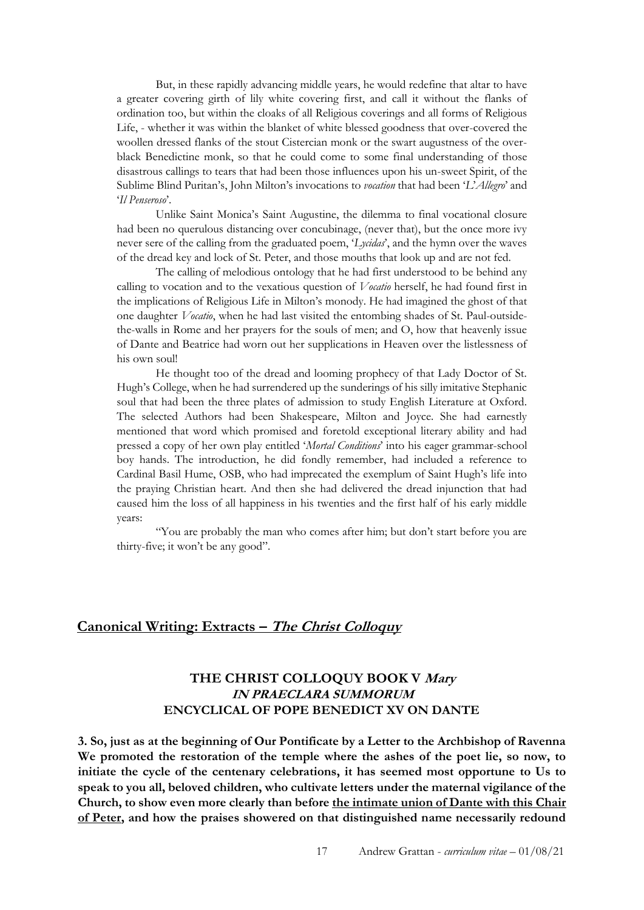But, in these rapidly advancing middle years, he would redefine that altar to have a greater covering girth of lily white covering first, and call it without the flanks of ordination too, but within the cloaks of all Religious coverings and all forms of Religious Life, - whether it was within the blanket of white blessed goodness that over-covered the woollen dressed flanks of the stout Cistercian monk or the swart augustness of the over-black Benedictine monk, so that he could come to some final understanding of those disastrous callings to tears that had been those influences upon his un-sweet Spirit, of the Sublime Blind Puritan's, John Milton's invocations to *vocation* that had been '*L'Allegro*' and '*Il Penseroso*'.

Unlike Saint Monica's Saint Augustine, the dilemma to final vocational closure had been no querulous distancing over concubinage, (never that), but the once more ivy never sere of the calling from the graduated poem, '*Lycidas*', and the hymn over the waves of the dread key and lock of St. Peter, and those mouths that look up and are not fed.

The calling of melodious ontology that he had first understood to be behind any calling to vocation and to the vexatious question of *Vocatio* herself, he had found first in the implications of Religious Life in Milton's monody. He had imagined the ghost of that one daughter *Vocatio*, when he had last visited the entombing shades of St. Paul-outside-the-walls in Rome and her prayers for the souls of men; and O, how that heavenly issue of Dante and Beatrice had worn out her supplications in Heaven over the listlessness of his own soul!

He thought too of the dread and looming prophecy of that Lady Doctor of St. Hugh's College, when he had surrendered up the sunderings of his silly imitative Stephanic soul that had been the three plates of admission to study English Literature at Oxford. The selected Authors had been Shakespeare, Milton and Joyce. She had earnestly mentioned that word which promised and foretold exceptional literary ability and had pressed a copy of her own play entitled '*Mortal Conditions*' into his eager grammar-school boy hands. The introduction, he did fondly remember, had included a reference to Cardinal Basil Hume, OSB, who had imprecated the exemplum of Saint Hugh's life into the praying Christian heart. And then she had delivered the dread injunction that had caused him the loss of all happiness in his twenties and the first half of his early middle years:

"You are probably the man who comes after him; but don't start before you are thirty-five; it won't be any good".

## Canonical Writing: Extracts – *The Christ Colloquy*

### THE CHRIST COLLOQUY BOOK V *Mary* *IN PRAECLARA SUMMORUM* ENCYCLICAL OF POPE BENEDICT XV ON DANTE

**3. So, just as at the beginning of Our Pontificate by a Letter to the Archbishop of Ravenna We promoted the restoration of the temple where the ashes of the poet lie, so now, to initiate the cycle of the centenary celebrations, it has seemed most opportune to Us to speak to you all, beloved children, who cultivate letters under the maternal vigilance of the Church, to show even more clearly than before <u>the intimate union of Dante with this Chair of Peter</u>, and how the praises showered on that distinguished name necessarily redound**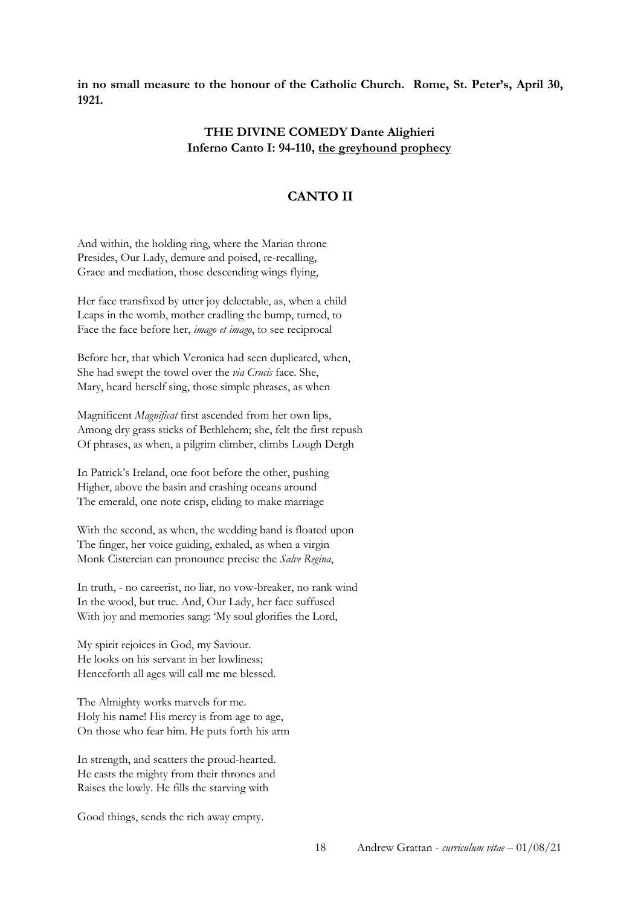**in no small measure to the honour of the Catholic Church. Rome, St. Peter's, April 30, 1921.**

**THE DIVINE COMEDY Dante Alighieri**
**Inferno Canto I: 94-110, <u>the greyhound prophecy</u>**

## CANTO II

And within, the holding ring, where the Marian throne
Presides, Our Lady, demure and poised, re-recalling,
Grace and mediation, those descending wings flying,

Her face transfixed by utter joy delectable, as, when a child
Leaps in the womb, mother cradling the bump, turned, to
Face the face before her, *imago et imago*, to see reciprocal

Before her, that which Veronica had seen duplicated, when,
She had swept the towel over the *via Crucis* face. She,
Mary, heard herself sing, those simple phrases, as when

Magnificent *Magnificat* first ascended from her own lips,
Among dry grass sticks of Bethlehem; she, felt the first repush
Of phrases, as when, a pilgrim climber, climbs Lough Dergh

In Patrick's Ireland, one foot before the other, pushing
Higher, above the basin and crashing oceans around
The emerald, one note crisp, eliding to make marriage

With the second, as when, the wedding band is floated upon
The finger, her voice guiding, exhaled, as when a virgin
Monk Cistercian can pronounce precise the *Salve Regina*,

In truth, - no careerist, no liar, no vow-breaker, no rank wind
In the wood, but true. And, Our Lady, her face suffused
With joy and memories sang: 'My soul glorifies the Lord,

My spirit rejoices in God, my Saviour.
He looks on his servant in her lowliness;
Henceforth all ages will call me me blessed.

The Almighty works marvels for me.
Holy his name! His mercy is from age to age,
On those who fear him. He puts forth his arm

In strength, and scatters the proud-hearted.
He casts the mighty from their thrones and
Raises the lowly. He fills the starving with

Good things, sends the rich away empty.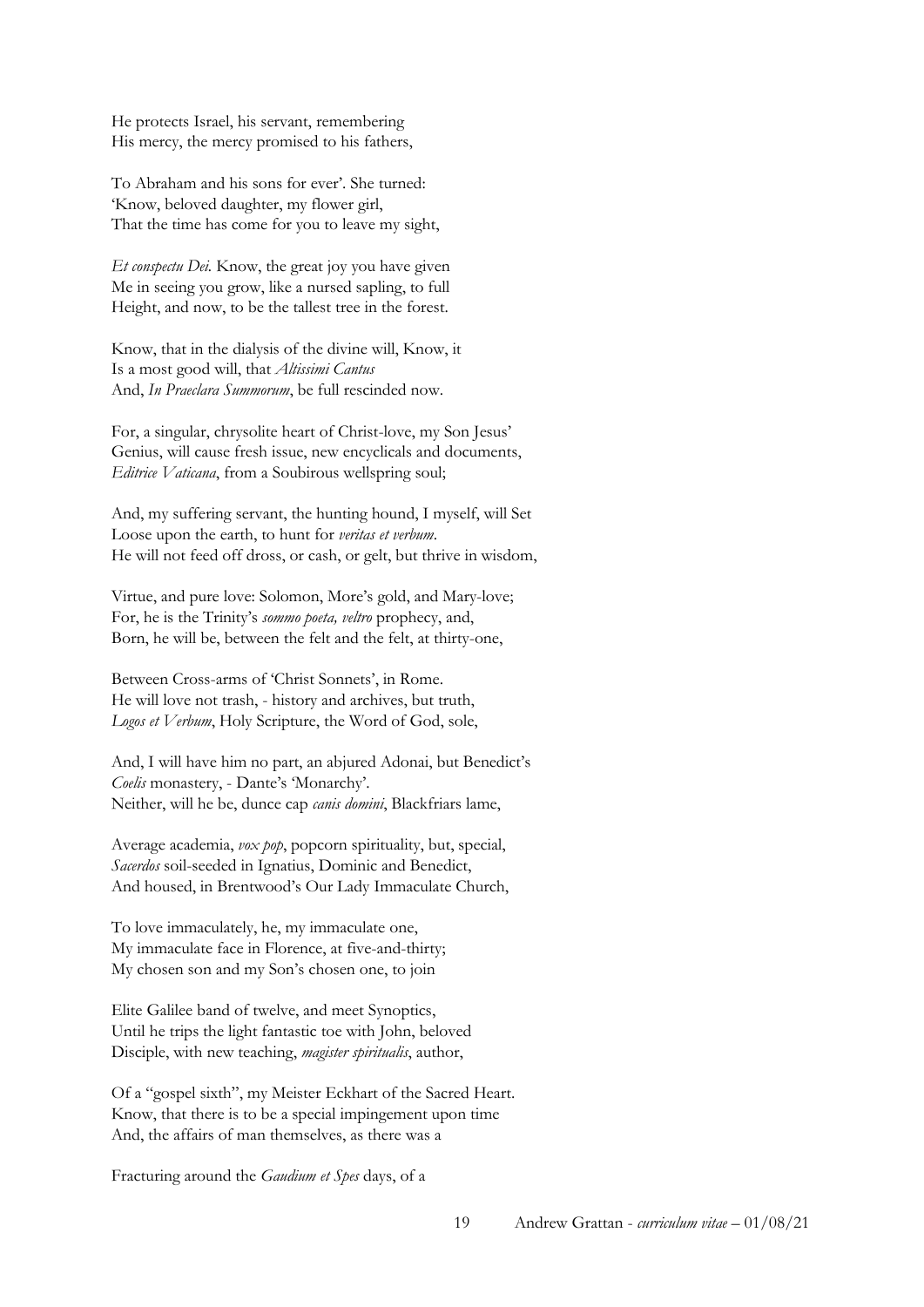He protects Israel, his servant, remembering
His mercy, the mercy promised to his fathers,

To Abraham and his sons for ever'. She turned:
'Know, beloved daughter, my flower girl,
That the time has come for you to leave my sight,

*Et conspectu Dei.* Know, the great joy you have given
Me in seeing you grow, like a nursed sapling, to full
Height, and now, to be the tallest tree in the forest.

Know, that in the dialysis of the divine will, Know, it
Is a most good will, that *Altissimi Cantus*
And, *In Praeclara Summorum*, be full rescinded now.

For, a singular, chrysolite heart of Christ-love, my Son Jesus'
Genius, will cause fresh issue, new encyclicals and documents,
*Editrice Vaticana*, from a Soubirous wellspring soul;

And, my suffering servant, the hunting hound, I myself, will Set
Loose upon the earth, to hunt for *veritas et verbum*.
He will not feed off dross, or cash, or gelt, but thrive in wisdom,

Virtue, and pure love: Solomon, More's gold, and Mary-love;
For, he is the Trinity's *sommo poeta, veltro* prophecy, and,
Born, he will be, between the felt and the felt, at thirty-one,

Between Cross-arms of 'Christ Sonnets', in Rome.
He will love not trash, - history and archives, but truth,
*Logos et Verbum*, Holy Scripture, the Word of God, sole,

And, I will have him no part, an abjured Adonai, but Benedict's
*Coelis* monastery, - Dante's 'Monarchy'.
Neither, will he be, dunce cap *canis domini*, Blackfriars lame,

Average academia, *vox pop*, popcorn spirituality, but, special,
*Sacerdos* soil-seeded in Ignatius, Dominic and Benedict,
And housed, in Brentwood's Our Lady Immaculate Church,

To love immaculately, he, my immaculate one,
My immaculate face in Florence, at five-and-thirty;
My chosen son and my Son's chosen one, to join

Elite Galilee band of twelve, and meet Synoptics,
Until he trips the light fantastic toe with John, beloved
Disciple, with new teaching, *magister spiritualis*, author,

Of a "gospel sixth", my Meister Eckhart of the Sacred Heart.
Know, that there is to be a special impingement upon time
And, the affairs of man themselves, as there was a

Fracturing around the *Gaudium et Spes* days, of a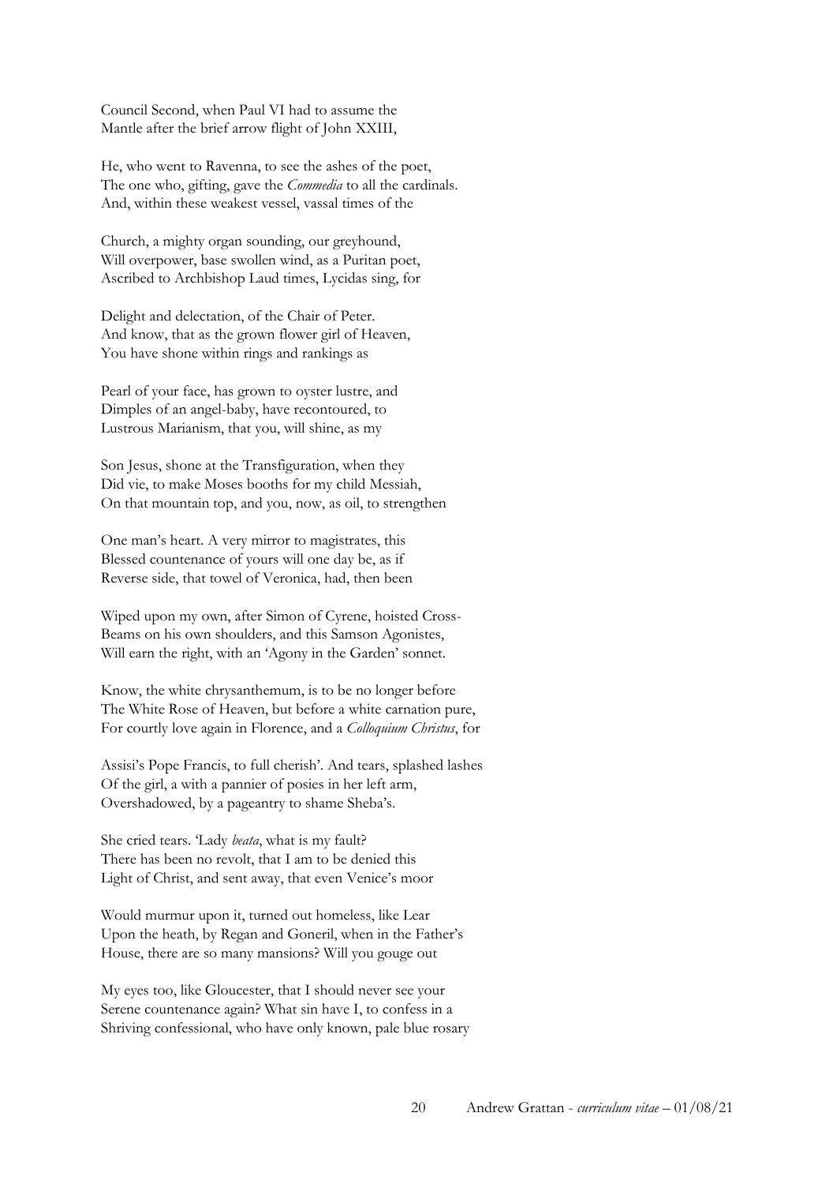Council Second, when Paul VI had to assume the
Mantle after the brief arrow flight of John XXIII,

He, who went to Ravenna, to see the ashes of the poet,
The one who, gifting, gave the *Commedia* to all the cardinals.
And, within these weakest vessel, vassal times of the

Church, a mighty organ sounding, our greyhound,
Will overpower, base swollen wind, as a Puritan poet,
Ascribed to Archbishop Laud times, Lycidas sing, for

Delight and delectation, of the Chair of Peter.
And know, that as the grown flower girl of Heaven,
You have shone within rings and rankings as

Pearl of your face, has grown to oyster lustre, and
Dimples of an angel-baby, have recontoured, to
Lustrous Marianism, that you, will shine, as my

Son Jesus, shone at the Transfiguration, when they
Did vie, to make Moses booths for my child Messiah,
On that mountain top, and you, now, as oil, to strengthen

One man's heart. A very mirror to magistrates, this
Blessed countenance of yours will one day be, as if
Reverse side, that towel of Veronica, had, then been

Wiped upon my own, after Simon of Cyrene, hoisted Cross-
Beams on his own shoulders, and this Samson Agonistes,
Will earn the right, with an 'Agony in the Garden' sonnet.

Know, the white chrysanthemum, is to be no longer before
The White Rose of Heaven, but before a white carnation pure,
For courtly love again in Florence, and a *Colloquium Christus*, for

Assisi's Pope Francis, to full cherish'. And tears, splashed lashes
Of the girl, a with a pannier of posies in her left arm,
Overshadowed, by a pageantry to shame Sheba's.

She cried tears. 'Lady *beata*, what is my fault?
There has been no revolt, that I am to be denied this
Light of Christ, and sent away, that even Venice's moor

Would murmur upon it, turned out homeless, like Lear
Upon the heath, by Regan and Goneril, when in the Father's
House, there are so many mansions? Will you gouge out

My eyes too, like Gloucester, that I should never see your
Serene countenance again? What sin have I, to confess in a
Shriving confessional, who have only known, pale blue rosary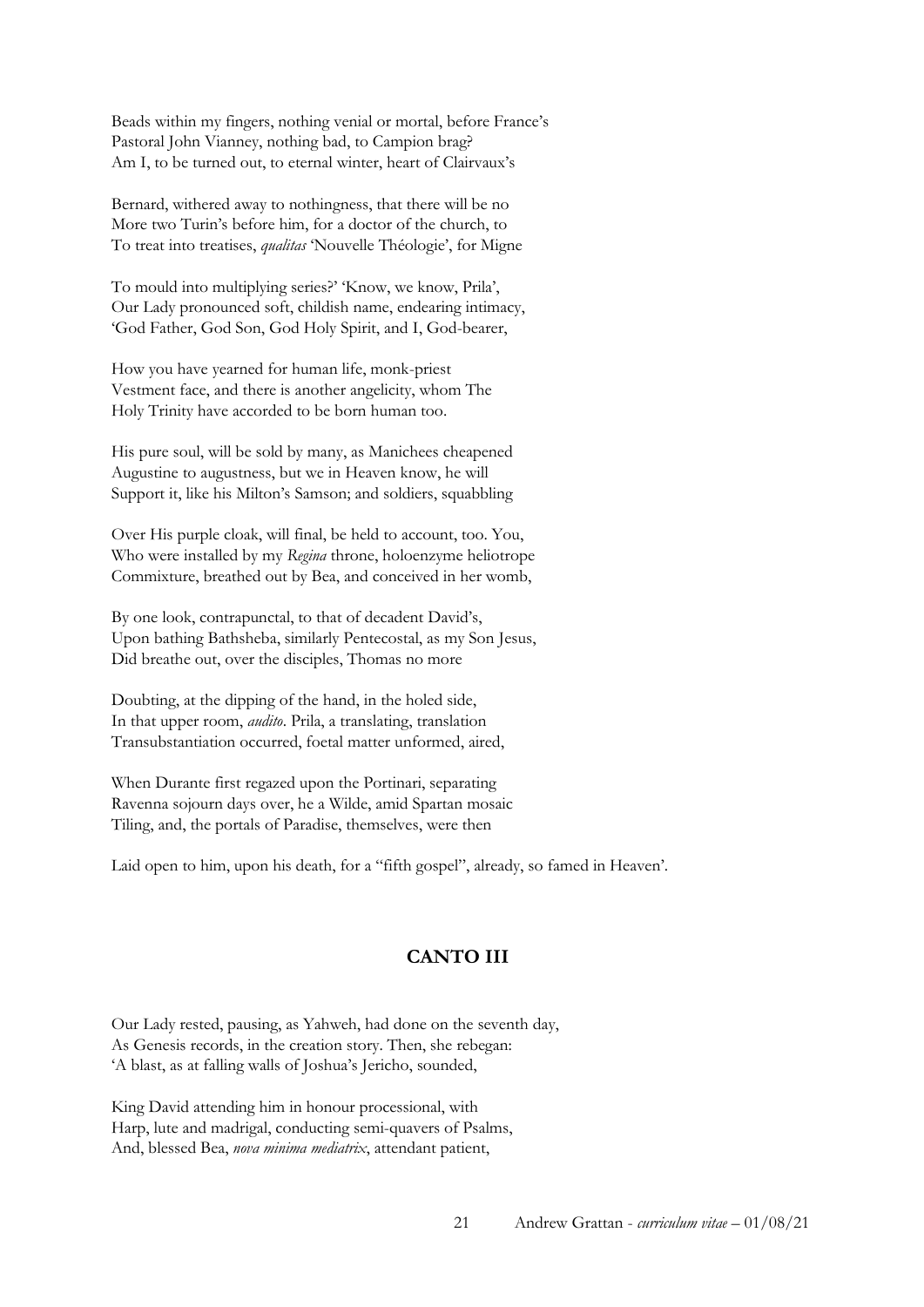Beads within my fingers, nothing venial or mortal, before France's
Pastoral John Vianney, nothing bad, to Campion brag?
Am I, to be turned out, to eternal winter, heart of Clairvaux's

Bernard, withered away to nothingness, that there will be no
More two Turin's before him, for a doctor of the church, to
To treat into treatises, *qualitas* 'Nouvelle Théologie', for Migne

To mould into multiplying series?' 'Know, we know, Prila',
Our Lady pronounced soft, childish name, endearing intimacy,
'God Father, God Son, God Holy Spirit, and I, God-bearer,

How you have yearned for human life, monk-priest
Vestment face, and there is another angelicity, whom The
Holy Trinity have accorded to be born human too.

His pure soul, will be sold by many, as Manichees cheapened
Augustine to augustness, but we in Heaven know, he will
Support it, like his Milton's Samson; and soldiers, squabbling

Over His purple cloak, will final, be held to account, too. You,
Who were installed by my *Regina* throne, holoenzyme heliotrope
Commixture, breathed out by Bea, and conceived in her womb,

By one look, contrapunctal, to that of decadent David's,
Upon bathing Bathsheba, similarly Pentecostal, as my Son Jesus,
Did breathe out, over the disciples, Thomas no more

Doubting, at the dipping of the hand, in the holed side,
In that upper room, *audito*. Prila, a translating, translation
Transubstantiation occurred, foetal matter unformed, aired,

When Durante first regazed upon the Portinari, separating
Ravenna sojourn days over, he a Wilde, amid Spartan mosaic
Tiling, and, the portals of Paradise, themselves, were then

Laid open to him, upon his death, for a "fifth gospel", already, so famed in Heaven'.

## CANTO III

Our Lady rested, pausing, as Yahweh, had done on the seventh day,
As Genesis records, in the creation story. Then, she rebegan:
'A blast, as at falling walls of Joshua's Jericho, sounded,

King David attending him in honour processional, with
Harp, lute and madrigal, conducting semi-quavers of Psalms,
And, blessed Bea, *nova minima mediatrix*, attendant patient,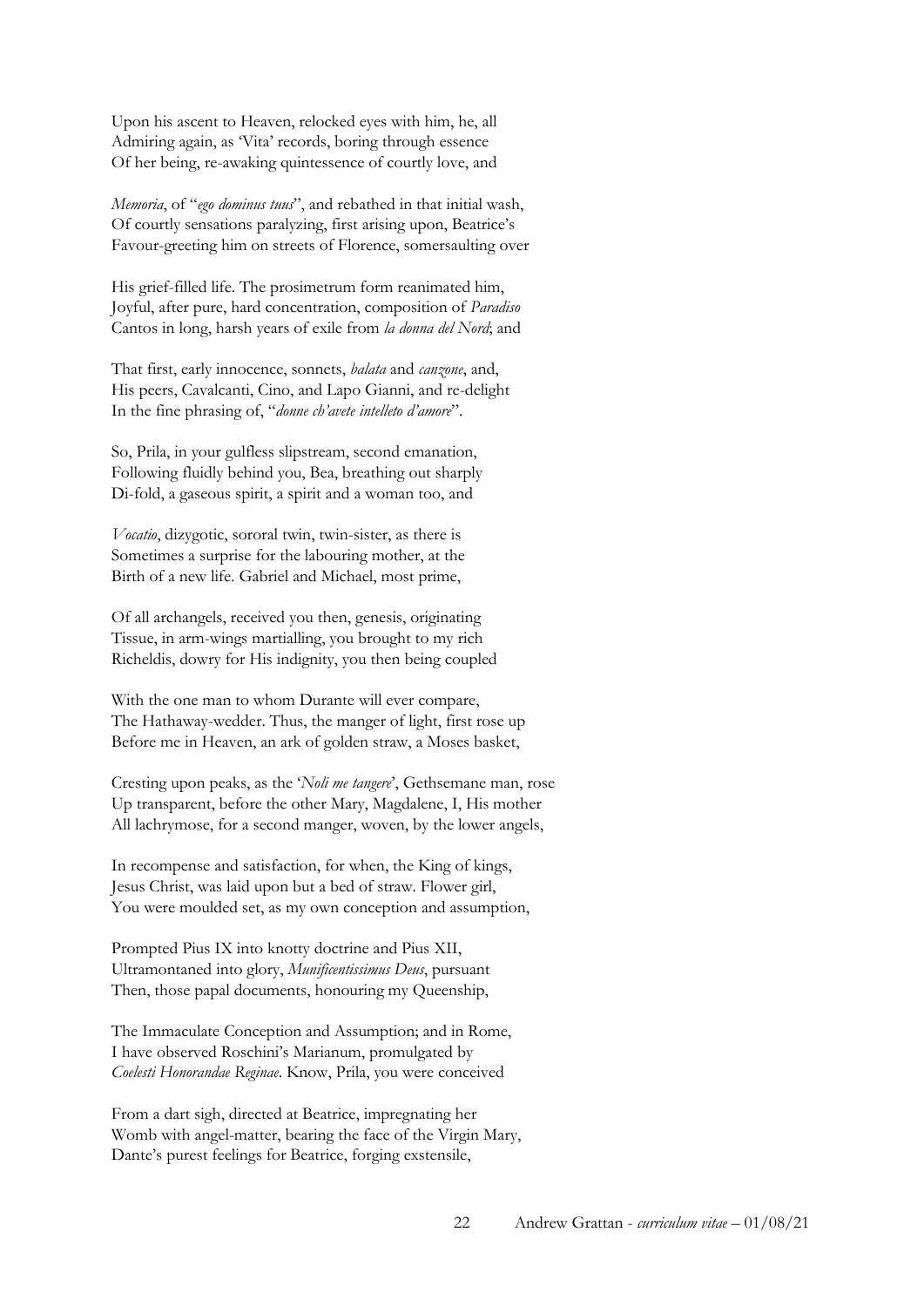Upon his ascent to Heaven, relocked eyes with him, he, all
Admiring again, as 'Vita' records, boring through essence
Of her being, re-awaking quintessence of courtly love, and

*Memoria*, of "*ego dominus tuus*", and rebathed in that initial wash,
Of courtly sensations paralyzing, first arising upon, Beatrice's
Favour-greeting him on streets of Florence, somersaulting over

His grief-filled life. The prosimetrum form reanimated him,
Joyful, after pure, hard concentration, composition of *Paradiso*
Cantos in long, harsh years of exile from *la donna del Nord*; and

That first, early innocence, sonnets, *balata* and *canzone*, and,
His peers, Cavalcanti, Cino, and Lapo Gianni, and re-delight
In the fine phrasing of, "*donne ch'avete intelleto d'amore*".

So, Prila, in your gulfless slipstream, second emanation,
Following fluidly behind you, Bea, breathing out sharply
Di-fold, a gaseous spirit, a spirit and a woman too, and

*Vocatio*, dizygotic, sororal twin, twin-sister, as there is
Sometimes a surprise for the labouring mother, at the
Birth of a new life. Gabriel and Michael, most prime,

Of all archangels, received you then, genesis, originating
Tissue, in arm-wings martialling, you brought to my rich
Richeldis, dowry for His indignity, you then being coupled

With the one man to whom Durante will ever compare,
The Hathaway-wedder. Thus, the manger of light, first rose up
Before me in Heaven, an ark of golden straw, a Moses basket,

Cresting upon peaks, as the '*Noli me tangere*', Gethsemane man, rose
Up transparent, before the other Mary, Magdalene, I, His mother
All lachrymose, for a second manger, woven, by the lower angels,

In recompense and satisfaction, for when, the King of kings,
Jesus Christ, was laid upon but a bed of straw. Flower girl,
You were moulded set, as my own conception and assumption,

Prompted Pius IX into knotty doctrine and Pius XII,
Ultramontaned into glory, *Munificentissimus Deus*, pursuant
Then, those papal documents, honouring my Queenship,

The Immaculate Conception and Assumption; and in Rome,
I have observed Roschini's Marianum, promulgated by
*Coelesti Honorandae Reginae*. Know, Prila, you were conceived

From a dart sigh, directed at Beatrice, impregnating her
Womb with angel-matter, bearing the face of the Virgin Mary,
Dante's purest feelings for Beatrice, forging exstensile,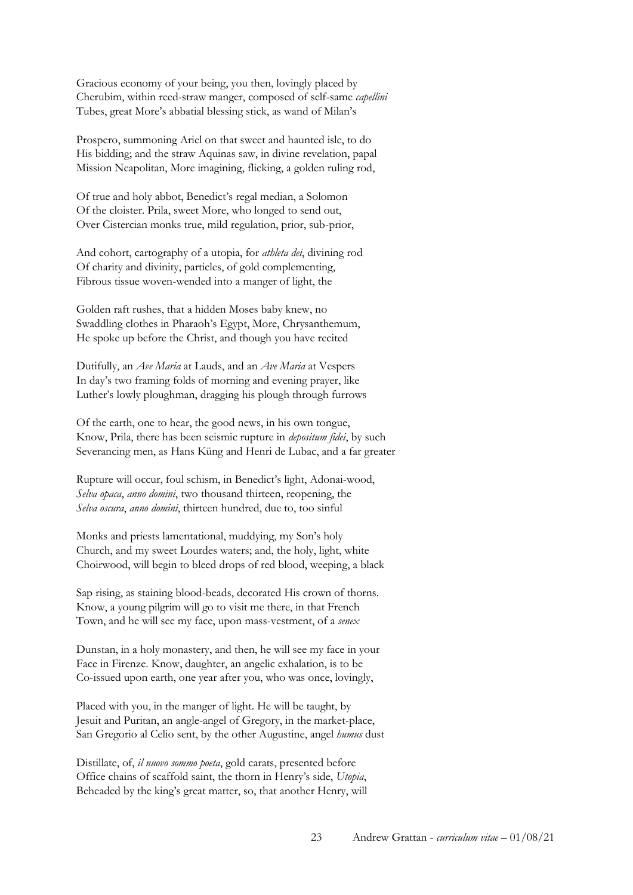Gracious economy of your being, you then, lovingly placed by
Cherubim, within reed-straw manger, composed of self-same *capellini*
Tubes, great More's abbatial blessing stick, as wand of Milan's

Prospero, summoning Ariel on that sweet and haunted isle, to do
His bidding; and the straw Aquinas saw, in divine revelation, papal
Mission Neapolitan, More imagining, flicking, a golden ruling rod,

Of true and holy abbot, Benedict's regal median, a Solomon
Of the cloister. Prila, sweet More, who longed to send out,
Over Cistercian monks true, mild regulation, prior, sub-prior,

And cohort, cartography of a utopia, for *athleta dei*, divining rod
Of charity and divinity, particles, of gold complementing,
Fibrous tissue woven-wended into a manger of light, the

Golden raft rushes, that a hidden Moses baby knew, no
Swaddling clothes in Pharaoh's Egypt, More, Chrysanthemum,
He spoke up before the Christ, and though you have recited

Dutifully, an *Ave Maria* at Lauds, and an *Ave Maria* at Vespers
In day's two framing folds of morning and evening prayer, like
Luther's lowly ploughman, dragging his plough through furrows

Of the earth, one to hear, the good news, in his own tongue,
Know, Prila, there has been seismic rupture in *depositum fidei*, by such
Severancing men, as Hans Küng and Henri de Lubac, and a far greater

Rupture will occur, foul schism, in Benedict's light, Adonai-wood,
*Selva opaca*, *anno domini*, two thousand thirteen, reopening, the
*Selva oscura*, *anno domini*, thirteen hundred, due to, too sinful

Monks and priests lamentational, muddying, my Son's holy
Church, and my sweet Lourdes waters; and, the holy, light, white
Choirwood, will begin to bleed drops of red blood, weeping, a black

Sap rising, as staining blood-beads, decorated His crown of thorns.
Know, a young pilgrim will go to visit me there, in that French
Town, and he will see my face, upon mass-vestment, of a *senex*

Dunstan, in a holy monastery, and then, he will see my face in your
Face in Firenze. Know, daughter, an angelic exhalation, is to be
Co-issued upon earth, one year after you, who was once, lovingly,

Placed with you, in the manger of light. He will be taught, by
Jesuit and Puritan, an angle-angel of Gregory, in the market-place,
San Gregorio al Celio sent, by the other Augustine, angel *humus* dust

Distillate, of, *il nuovo sommo poeta*, gold carats, presented before
Office chains of scaffold saint, the thorn in Henry's side, *Utopia*,
Beheaded by the king's great matter, so, that another Henry, will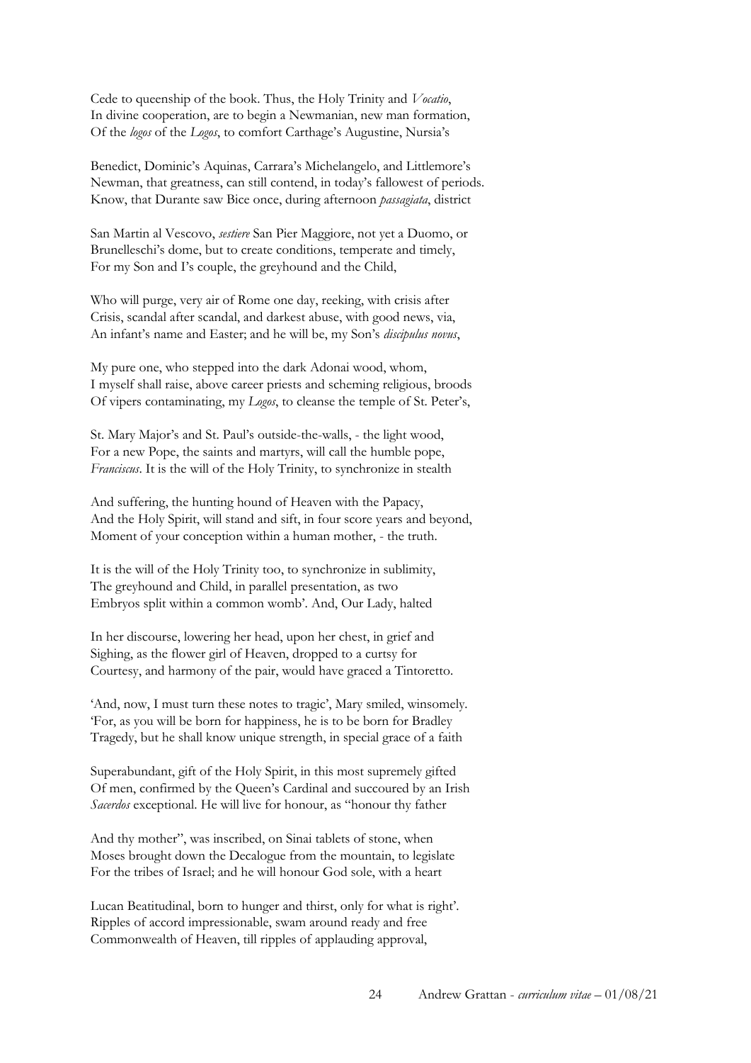Cede to queenship of the book. Thus, the Holy Trinity and *Vocatio*,
In divine cooperation, are to begin a Newmanian, new man formation,
Of the *logos* of the *Logos*, to comfort Carthage's Augustine, Nursia's

Benedict, Dominic's Aquinas, Carrara's Michelangelo, and Littlemore's
Newman, that greatness, can still contend, in today's fallowest of periods.
Know, that Durante saw Bice once, during afternoon *passagiata*, district

San Martin al Vescovo, *sestiere* San Pier Maggiore, not yet a Duomo, or
Brunelleschi's dome, but to create conditions, temperate and timely,
For my Son and I's couple, the greyhound and the Child,

Who will purge, very air of Rome one day, reeking, with crisis after
Crisis, scandal after scandal, and darkest abuse, with good news, via,
An infant's name and Easter; and he will be, my Son's *discipulus novus*,

My pure one, who stepped into the dark Adonai wood, whom,
I myself shall raise, above career priests and scheming religious, broods
Of vipers contaminating, my *Logos*, to cleanse the temple of St. Peter's,

St. Mary Major's and St. Paul's outside-the-walls, - the light wood,
For a new Pope, the saints and martyrs, will call the humble pope,
*Franciscus*. It is the will of the Holy Trinity, to synchronize in stealth

And suffering, the hunting hound of Heaven with the Papacy,
And the Holy Spirit, will stand and sift, in four score years and beyond,
Moment of your conception within a human mother, - the truth.

It is the will of the Holy Trinity too, to synchronize in sublimity,
The greyhound and Child, in parallel presentation, as two
Embryos split within a common womb'. And, Our Lady, halted

In her discourse, lowering her head, upon her chest, in grief and
Sighing, as the flower girl of Heaven, dropped to a curtsy for
Courtesy, and harmony of the pair, would have graced a Tintoretto.

'And, now, I must turn these notes to tragic', Mary smiled, winsomely.
'For, as you will be born for happiness, he is to be born for Bradley
Tragedy, but he shall know unique strength, in special grace of a faith

Superabundant, gift of the Holy Spirit, in this most supremely gifted
Of men, confirmed by the Queen's Cardinal and succoured by an Irish
*Sacerdos* exceptional. He will live for honour, as "honour thy father

And thy mother", was inscribed, on Sinai tablets of stone, when
Moses brought down the Decalogue from the mountain, to legislate
For the tribes of Israel; and he will honour God sole, with a heart

Lucan Beatitudinal, born to hunger and thirst, only for what is right'.
Ripples of accord impressionable, swam around ready and free
Commonwealth of Heaven, till ripples of applauding approval,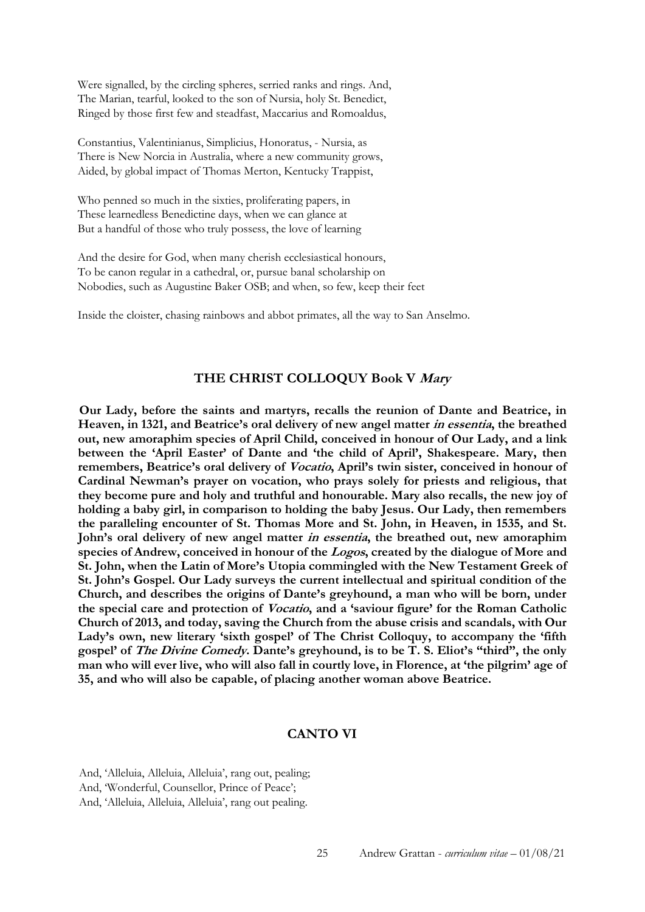Were signalled, by the circling spheres, serried ranks and rings. And,  
The Marian, tearful, looked to the son of Nursia, holy St. Benedict,  
Ringed by those first few and steadfast, Maccarius and Romoaldus,

Constantius, Valentinianus, Simplicius, Honoratus, - Nursia, as  
There is New Norcia in Australia, where a new community grows,  
Aided, by global impact of Thomas Merton, Kentucky Trappist,

Who penned so much in the sixties, proliferating papers, in  
These learnedless Benedictine days, when we can glance at  
But a handful of those who truly possess, the love of learning

And the desire for God, when many cherish ecclesiastical honours,  
To be canon regular in a cathedral, or, pursue banal scholarship on  
Nobodies, such as Augustine Baker OSB; and when, so few, keep their feet

Inside the cloister, chasing rainbows and abbot primates, all the way to San Anselmo.

## THE CHRIST COLLOQUY Book V *Mary*

**Our Lady, before the saints and martyrs, recalls the reunion of Dante and Beatrice, in Heaven, in 1321, and Beatrice's oral delivery of new angel matter *in essentia*, the breathed out, new amoraphim species of April Child, conceived in honour of Our Lady, and a link between the 'April Easter' of Dante and 'the child of April', Shakespeare. Mary, then remembers, Beatrice's oral delivery of *Vocatio*, April's twin sister, conceived in honour of Cardinal Newman's prayer on vocation, who prays solely for priests and religious, that they become pure and holy and truthful and honourable. Mary also recalls, the new joy of holding a baby girl, in comparison to holding the baby Jesus. Our Lady, then remembers the paralleling encounter of St. Thomas More and St. John, in Heaven, in 1535, and St. John's oral delivery of new angel matter *in essentia*, the breathed out, new amoraphim species of Andrew, conceived in honour of the *Logos*, created by the dialogue of More and St. John, when the Latin of More's Utopia commingled with the New Testament Greek of St. John's Gospel. Our Lady surveys the current intellectual and spiritual condition of the Church, and describes the origins of Dante's greyhound, a man who will be born, under the special care and protection of *Vocatio*, and a 'saviour figure' for the Roman Catholic Church of 2013, and today, saving the Church from the abuse crisis and scandals, with Our Lady's own, new literary 'sixth gospel' of The Christ Colloquy, to accompany the 'fifth gospel' of *The Divine Comedy*. Dante's greyhound, is to be T. S. Eliot's "third", the only man who will ever live, who will also fall in courtly love, in Florence, at 'the pilgrim' age of 35, and who will also be capable, of placing another woman above Beatrice.**

## CANTO VI

And, 'Alleluia, Alleluia, Alleluia', rang out, pealing;  
And, 'Wonderful, Counsellor, Prince of Peace';  
And, 'Alleluia, Alleluia, Alleluia', rang out pealing.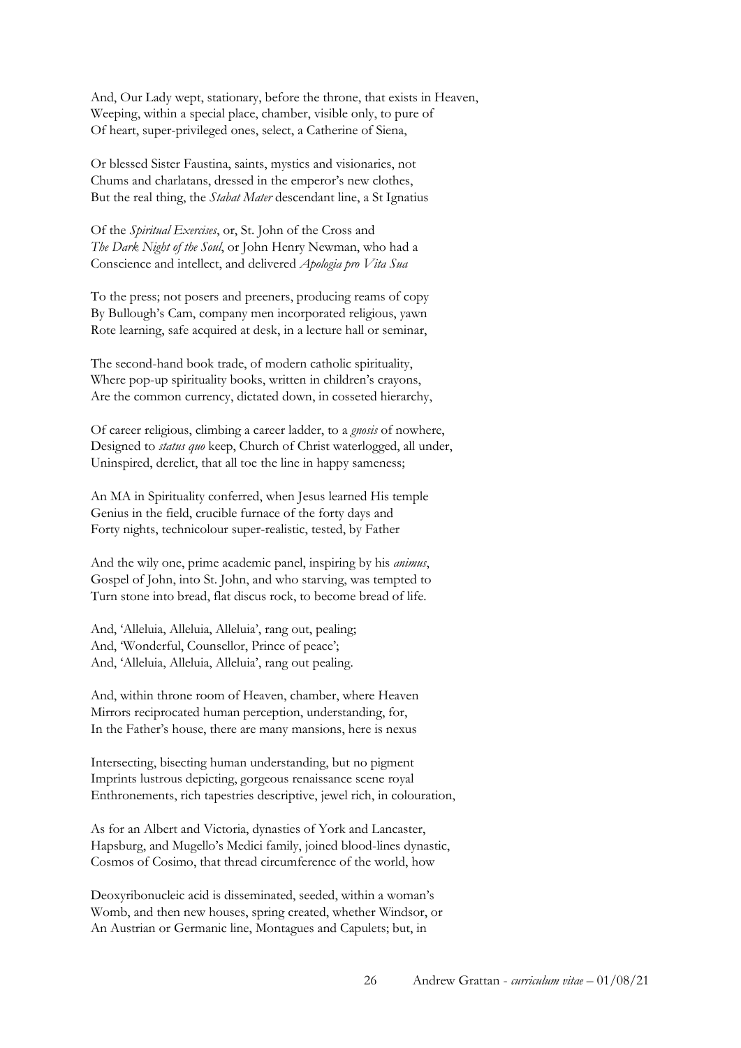And, Our Lady wept, stationary, before the throne, that exists in Heaven,
Weeping, within a special place, chamber, visible only, to pure of
Of heart, super-privileged ones, select, a Catherine of Siena,

Or blessed Sister Faustina, saints, mystics and visionaries, not
Chums and charlatans, dressed in the emperor's new clothes,
But the real thing, the *Stabat Mater* descendant line, a St Ignatius

Of the *Spiritual Exercises*, or, St. John of the Cross and
*The Dark Night of the Soul*, or John Henry Newman, who had a
Conscience and intellect, and delivered *Apologia pro Vita Sua*

To the press; not posers and preeners, producing reams of copy
By Bullough's Cam, company men incorporated religious, yawn
Rote learning, safe acquired at desk, in a lecture hall or seminar,

The second-hand book trade, of modern catholic spirituality,
Where pop-up spirituality books, written in children's crayons,
Are the common currency, dictated down, in cosseted hierarchy,

Of career religious, climbing a career ladder, to a *gnosis* of nowhere,
Designed to *status quo* keep, Church of Christ waterlogged, all under,
Uninspired, derelict, that all toe the line in happy sameness;

An MA in Spirituality conferred, when Jesus learned His temple
Genius in the field, crucible furnace of the forty days and
Forty nights, technicolour super-realistic, tested, by Father

And the wily one, prime academic panel, inspiring by his *animus*,
Gospel of John, into St. John, and who starving, was tempted to
Turn stone into bread, flat discus rock, to become bread of life.

And, 'Alleluia, Alleluia, Alleluia', rang out, pealing;
And, 'Wonderful, Counsellor, Prince of peace';
And, 'Alleluia, Alleluia, Alleluia', rang out pealing.

And, within throne room of Heaven, chamber, where Heaven
Mirrors reciprocated human perception, understanding, for,
In the Father's house, there are many mansions, here is nexus

Intersecting, bisecting human understanding, but no pigment
Imprints lustrous depicting, gorgeous renaissance scene royal
Enthronements, rich tapestries descriptive, jewel rich, in colouration,

As for an Albert and Victoria, dynasties of York and Lancaster,
Hapsburg, and Mugello's Medici family, joined blood-lines dynastic,
Cosmos of Cosimo, that thread circumference of the world, how

Deoxyribonucleic acid is disseminated, seeded, within a woman's
Womb, and then new houses, spring created, whether Windsor, or
An Austrian or Germanic line, Montagues and Capulets; but, in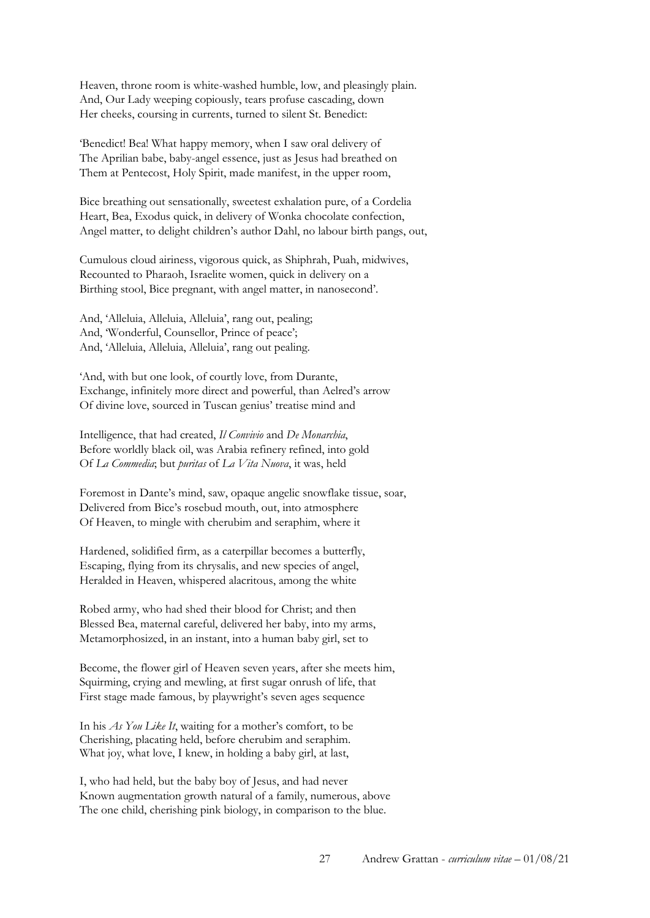Heaven, throne room is white-washed humble, low, and pleasingly plain.
And, Our Lady weeping copiously, tears profuse cascading, down
Her cheeks, coursing in currents, turned to silent St. Benedict:

'Benedict! Bea! What happy memory, when I saw oral delivery of
The Aprilian babe, baby-angel essence, just as Jesus had breathed on
Them at Pentecost, Holy Spirit, made manifest, in the upper room,

Bice breathing out sensationally, sweetest exhalation pure, of a Cordelia
Heart, Bea, Exodus quick, in delivery of Wonka chocolate confection,
Angel matter, to delight children's author Dahl, no labour birth pangs, out,

Cumulous cloud airiness, vigorous quick, as Shiphrah, Puah, midwives,
Recounted to Pharaoh, Israelite women, quick in delivery on a
Birthing stool, Bice pregnant, with angel matter, in nanosecond'.

And, 'Alleluia, Alleluia, Alleluia', rang out, pealing;
And, 'Wonderful, Counsellor, Prince of peace';
And, 'Alleluia, Alleluia, Alleluia', rang out pealing.

'And, with but one look, of courtly love, from Durante,
Exchange, infinitely more direct and powerful, than Aelred's arrow
Of divine love, sourced in Tuscan genius' treatise mind and

Intelligence, that had created, *Il Convivio* and *De Monarchia*,
Before worldly black oil, was Arabia refinery refined, into gold
Of *La Commedia*; but *puritas* of *La Vita Nuova*, it was, held

Foremost in Dante's mind, saw, opaque angelic snowflake tissue, soar,
Delivered from Bice's rosebud mouth, out, into atmosphere
Of Heaven, to mingle with cherubim and seraphim, where it

Hardened, solidified firm, as a caterpillar becomes a butterfly,
Escaping, flying from its chrysalis, and new species of angel,
Heralded in Heaven, whispered alacritous, among the white

Robed army, who had shed their blood for Christ; and then
Blessed Bea, maternal careful, delivered her baby, into my arms,
Metamorphosized, in an instant, into a human baby girl, set to

Become, the flower girl of Heaven seven years, after she meets him,
Squirming, crying and mewling, at first sugar onrush of life, that
First stage made famous, by playwright's seven ages sequence

In his *As You Like It*, waiting for a mother's comfort, to be
Cherishing, placating held, before cherubim and seraphim.
What joy, what love, I knew, in holding a baby girl, at last,

I, who had held, but the baby boy of Jesus, and had never
Known augmentation growth natural of a family, numerous, above
The one child, cherishing pink biology, in comparison to the blue.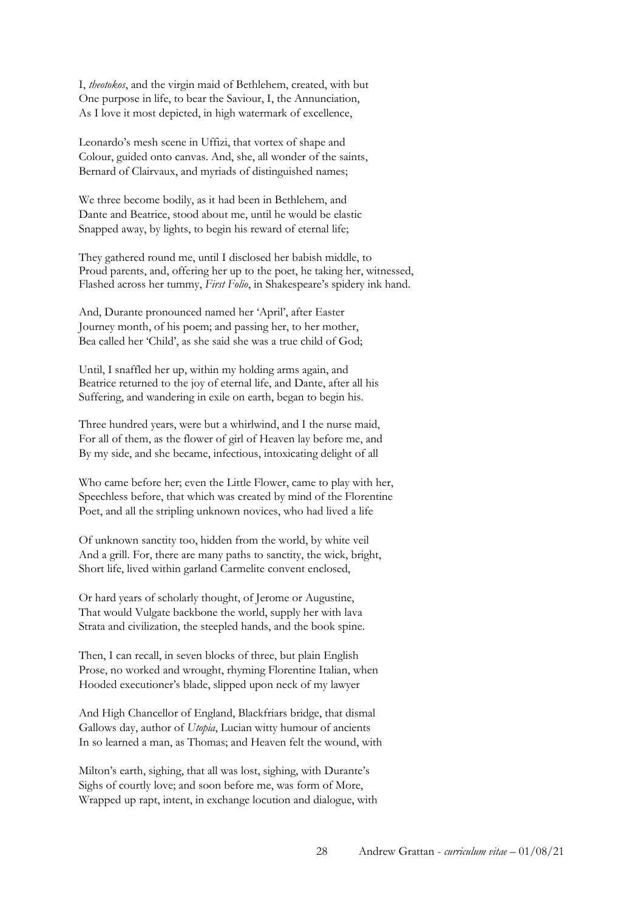I, *theotokos*, and the virgin maid of Bethlehem, created, with but
One purpose in life, to bear the Saviour, I, the Annunciation,
As I love it most depicted, in high watermark of excellence,

Leonardo's mesh scene in Uffizi, that vortex of shape and
Colour, guided onto canvas. And, she, all wonder of the saints,
Bernard of Clairvaux, and myriads of distinguished names;

We three become bodily, as it had been in Bethlehem, and
Dante and Beatrice, stood about me, until he would be elastic
Snapped away, by lights, to begin his reward of eternal life;

They gathered round me, until I disclosed her babish middle, to
Proud parents, and, offering her up to the poet, he taking her, witnessed,
Flashed across her tummy, *First Folio*, in Shakespeare's spidery ink hand.

And, Durante pronounced named her 'April', after Easter
Journey month, of his poem; and passing her, to her mother,
Bea called her 'Child', as she said she was a true child of God;

Until, I snaffled her up, within my holding arms again, and
Beatrice returned to the joy of eternal life, and Dante, after all his
Suffering, and wandering in exile on earth, began to begin his.

Three hundred years, were but a whirlwind, and I the nurse maid,
For all of them, as the flower of girl of Heaven lay before me, and
By my side, and she became, infectious, intoxicating delight of all

Who came before her; even the Little Flower, came to play with her,
Speechless before, that which was created by mind of the Florentine
Poet, and all the stripling unknown novices, who had lived a life

Of unknown sanctity too, hidden from the world, by white veil
And a grill. For, there are many paths to sanctity, the wick, bright,
Short life, lived within garland Carmelite convent enclosed,

Or hard years of scholarly thought, of Jerome or Augustine,
That would Vulgate backbone the world, supply her with lava
Strata and civilization, the steepled hands, and the book spine.

Then, I can recall, in seven blocks of three, but plain English
Prose, no worked and wrought, rhyming Florentine Italian, when
Hooded executioner's blade, slipped upon neck of my lawyer

And High Chancellor of England, Blackfriars bridge, that dismal
Gallows day, author of *Utopia*, Lucian witty humour of ancients
In so learned a man, as Thomas; and Heaven felt the wound, with

Milton's earth, sighing, that all was lost, sighing, with Durante's
Sighs of courtly love; and soon before me, was form of More,
Wrapped up rapt, intent, in exchange locution and dialogue, with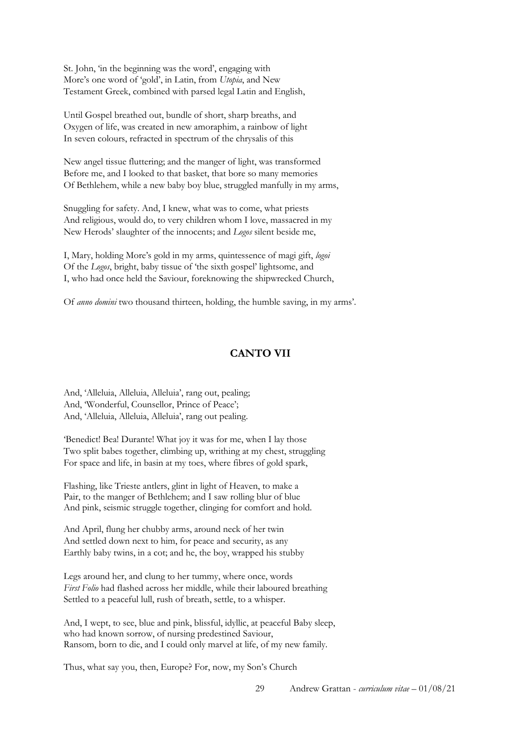St. John, 'in the beginning was the word', engaging with
More's one word of 'gold', in Latin, from *Utopia*, and New
Testament Greek, combined with parsed legal Latin and English,

Until Gospel breathed out, bundle of short, sharp breaths, and
Oxygen of life, was created in new amoraphim, a rainbow of light
In seven colours, refracted in spectrum of the chrysalis of this

New angel tissue fluttering; and the manger of light, was transformed
Before me, and I looked to that basket, that bore so many memories
Of Bethlehem, while a new baby boy blue, struggled manfully in my arms,

Snuggling for safety. And, I knew, what was to come, what priests
And religious, would do, to very children whom I love, massacred in my
New Herods' slaughter of the innocents; and *Logos* silent beside me,

I, Mary, holding More's gold in my arms, quintessence of magi gift, *logoi*
Of the *Logos*, bright, baby tissue of 'the sixth gospel' lightsome, and
I, who had once held the Saviour, foreknowing the shipwrecked Church,

Of *anno domini* two thousand thirteen, holding, the humble saving, in my arms'.

## CANTO VII

And, 'Alleluia, Alleluia, Alleluia', rang out, pealing;
And, 'Wonderful, Counsellor, Prince of Peace';
And, 'Alleluia, Alleluia, Alleluia', rang out pealing.

'Benedict! Bea! Durante! What joy it was for me, when I lay those
Two split babes together, climbing up, writhing at my chest, struggling
For space and life, in basin at my toes, where fibres of gold spark,

Flashing, like Trieste antlers, glint in light of Heaven, to make a
Pair, to the manger of Bethlehem; and I saw rolling blur of blue
And pink, seismic struggle together, clinging for comfort and hold.

And April, flung her chubby arms, around neck of her twin
And settled down next to him, for peace and security, as any
Earthly baby twins, in a cot; and he, the boy, wrapped his stubby

Legs around her, and clung to her tummy, where once, words
*First Folio* had flashed across her middle, while their laboured breathing
Settled to a peaceful lull, rush of breath, settle, to a whisper.

And, I wept, to see, blue and pink, blissful, idyllic, at peaceful Baby sleep,
who had known sorrow, of nursing predestined Saviour,
Ransom, born to die, and I could only marvel at life, of my new family.

Thus, what say you, then, Europe? For, now, my Son's Church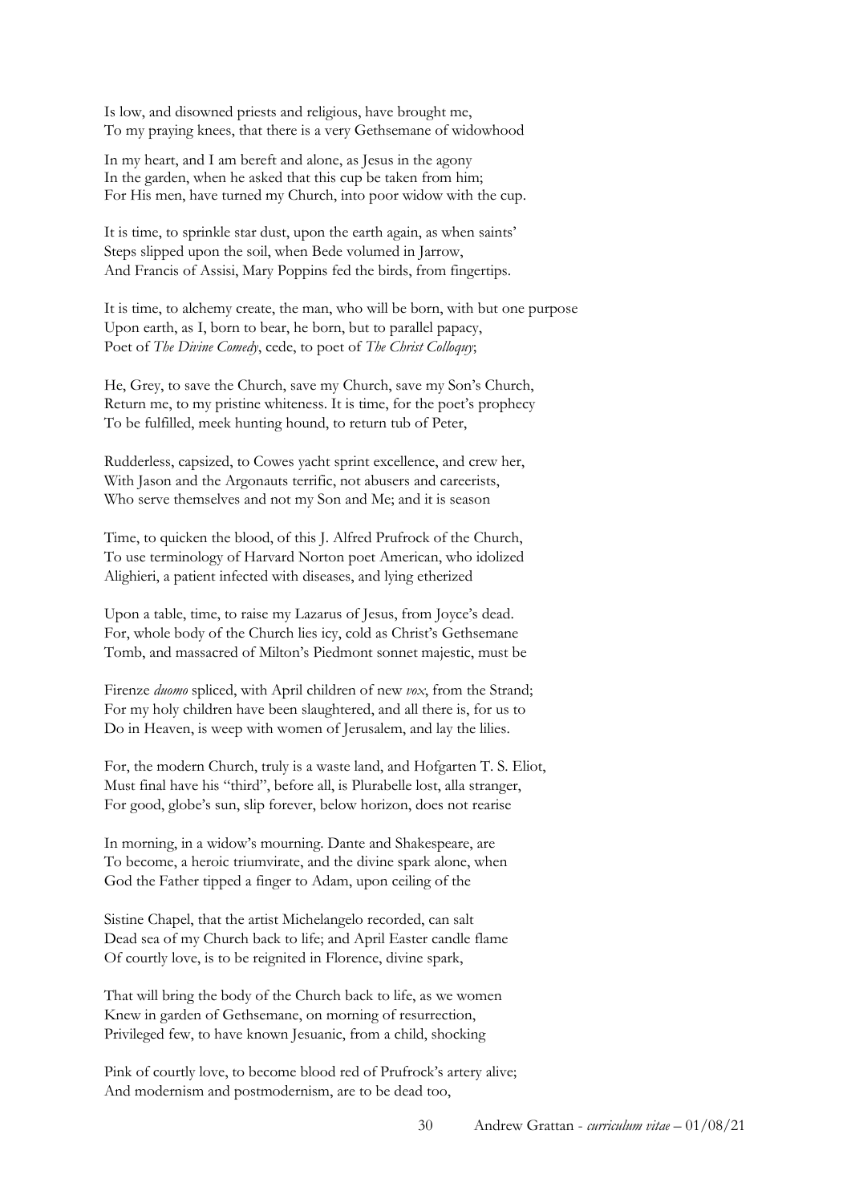Is low, and disowned priests and religious, have brought me,  
To my praying knees, that there is a very Gethsemane of widowhood

In my heart, and I am bereft and alone, as Jesus in the agony  
In the garden, when he asked that this cup be taken from him;  
For His men, have turned my Church, into poor widow with the cup.

It is time, to sprinkle star dust, upon the earth again, as when saints'  
Steps slipped upon the soil, when Bede volumed in Jarrow,  
And Francis of Assisi, Mary Poppins fed the birds, from fingertips.

It is time, to alchemy create, the man, who will be born, with but one purpose  
Upon earth, as I, born to bear, he born, but to parallel papacy,  
Poet of *The Divine Comedy*, cede, to poet of *The Christ Colloquy*;

He, Grey, to save the Church, save my Church, save my Son's Church,  
Return me, to my pristine whiteness. It is time, for the poet's prophecy  
To be fulfilled, meek hunting hound, to return tub of Peter,

Rudderless, capsized, to Cowes yacht sprint excellence, and crew her,  
With Jason and the Argonauts terrific, not abusers and careerists,  
Who serve themselves and not my Son and Me; and it is season

Time, to quicken the blood, of this J. Alfred Prufrock of the Church,  
To use terminology of Harvard Norton poet American, who idolized  
Alighieri, a patient infected with diseases, and lying etherized

Upon a table, time, to raise my Lazarus of Jesus, from Joyce's dead.  
For, whole body of the Church lies icy, cold as Christ's Gethsemane  
Tomb, and massacred of Milton's Piedmont sonnet majestic, must be

Firenze *duomo* spliced, with April children of new *vox*, from the Strand;  
For my holy children have been slaughtered, and all there is, for us to  
Do in Heaven, is weep with women of Jerusalem, and lay the lilies.

For, the modern Church, truly is a waste land, and Hofgarten T. S. Eliot,  
Must final have his "third", before all, is Plurabelle lost, alla stranger,  
For good, globe's sun, slip forever, below horizon, does not rearise

In morning, in a widow's mourning. Dante and Shakespeare, are  
To become, a heroic triumvirate, and the divine spark alone, when  
God the Father tipped a finger to Adam, upon ceiling of the

Sistine Chapel, that the artist Michelangelo recorded, can salt  
Dead sea of my Church back to life; and April Easter candle flame  
Of courtly love, is to be reignited in Florence, divine spark,

That will bring the body of the Church back to life, as we women  
Knew in garden of Gethsemane, on morning of resurrection,  
Privileged few, to have known Jesuanic, from a child, shocking

Pink of courtly love, to become blood red of Prufrock's artery alive;  
And modernism and postmodernism, are to be dead too,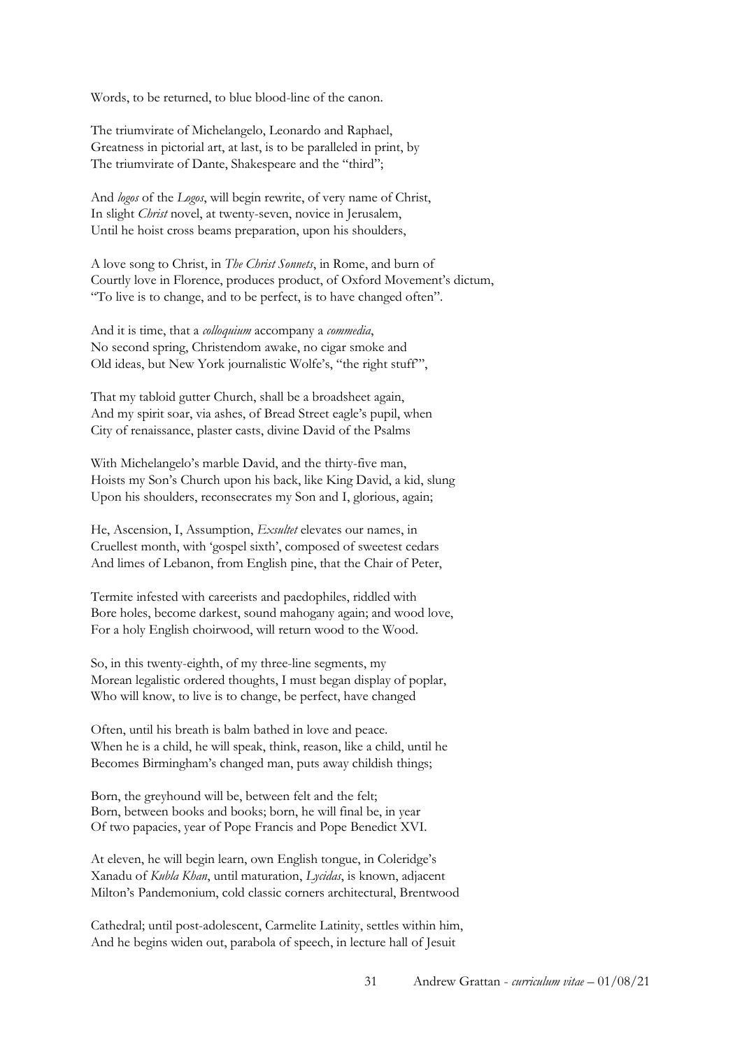Words, to be returned, to blue blood-line of the canon.

The triumvirate of Michelangelo, Leonardo and Raphael,  
Greatness in pictorial art, at last, is to be paralleled in print, by  
The triumvirate of Dante, Shakespeare and the "third";

And *logos* of the *Logos*, will begin rewrite, of very name of Christ,  
In slight *Christ* novel, at twenty-seven, novice in Jerusalem,  
Until he hoist cross beams preparation, upon his shoulders,

A love song to Christ, in *The Christ Sonnets*, in Rome, and burn of  
Courtly love in Florence, produces product, of Oxford Movement's dictum,  
"To live is to change, and to be perfect, is to have changed often".

And it is time, that a *colloquium* accompany a *commedia*,  
No second spring, Christendom awake, no cigar smoke and  
Old ideas, but New York journalistic Wolfe's, "the right stuff",

That my tabloid gutter Church, shall be a broadsheet again,  
And my spirit soar, via ashes, of Bread Street eagle's pupil, when  
City of renaissance, plaster casts, divine David of the Psalms

With Michelangelo's marble David, and the thirty-five man,  
Hoists my Son's Church upon his back, like King David, a kid, slung  
Upon his shoulders, reconsecrates my Son and I, glorious, again;

He, Ascension, I, Assumption, *Exsultet* elevates our names, in  
Cruellest month, with 'gospel sixth', composed of sweetest cedars  
And limes of Lebanon, from English pine, that the Chair of Peter,

Termite infested with careerists and paedophiles, riddled with  
Bore holes, become darkest, sound mahogany again; and wood love,  
For a holy English choirwood, will return wood to the Wood.

So, in this twenty-eighth, of my three-line segments, my  
Morean legalistic ordered thoughts, I must began display of poplar,  
Who will know, to live is to change, be perfect, have changed

Often, until his breath is balm bathed in love and peace.  
When he is a child, he will speak, think, reason, like a child, until he  
Becomes Birmingham's changed man, puts away childish things;

Born, the greyhound will be, between felt and the felt;  
Born, between books and books; born, he will final be, in year  
Of two papacies, year of Pope Francis and Pope Benedict XVI.

At eleven, he will begin learn, own English tongue, in Coleridge's  
Xanadu of *Kubla Khan*, until maturation, *Lycidas*, is known, adjacent  
Milton's Pandemonium, cold classic corners architectural, Brentwood

Cathedral; until post-adolescent, Carmelite Latinity, settles within him,  
And he begins widen out, parabola of speech, in lecture hall of Jesuit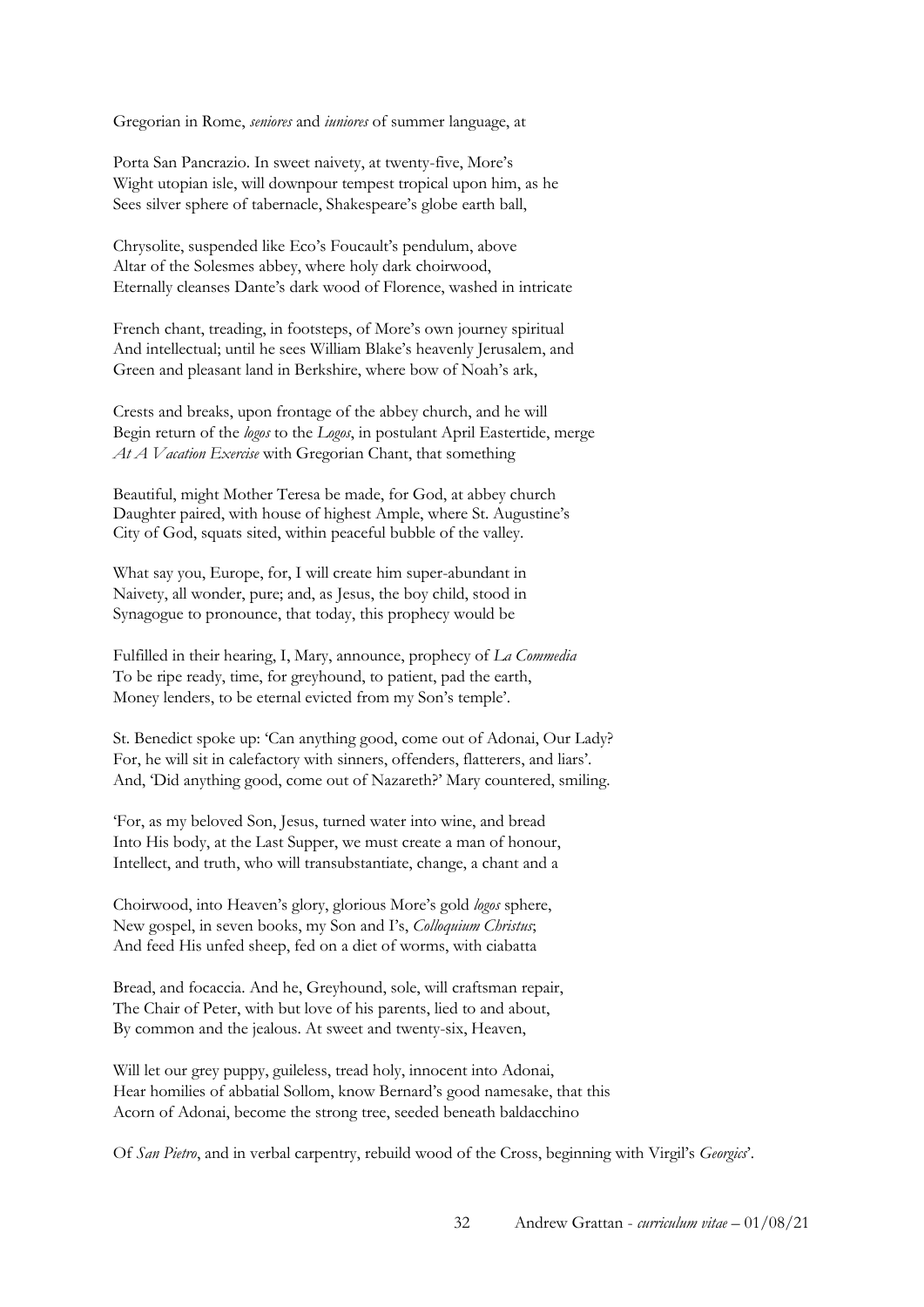Gregorian in Rome, *seniores* and *iuniores* of summer language, at

Porta San Pancrazio. In sweet naivety, at twenty-five, More's
Wight utopian isle, will downpour tempest tropical upon him, as he
Sees silver sphere of tabernacle, Shakespeare's globe earth ball,

Chrysolite, suspended like Eco's Foucault's pendulum, above
Altar of the Solesmes abbey, where holy dark choirwood,
Eternally cleanses Dante's dark wood of Florence, washed in intricate

French chant, treading, in footsteps, of More's own journey spiritual
And intellectual; until he sees William Blake's heavenly Jerusalem, and
Green and pleasant land in Berkshire, where bow of Noah's ark,

Crests and breaks, upon frontage of the abbey church, and he will
Begin return of the *logos* to the *Logos*, in postulant April Eastertide, merge
*At A Vacation Exercise* with Gregorian Chant, that something

Beautiful, might Mother Teresa be made, for God, at abbey church
Daughter paired, with house of highest Ample, where St. Augustine's
City of God, squats sited, within peaceful bubble of the valley.

What say you, Europe, for, I will create him super-abundant in
Naivety, all wonder, pure; and, as Jesus, the boy child, stood in
Synagogue to pronounce, that today, this prophecy would be

Fulfilled in their hearing, I, Mary, announce, prophecy of *La Commedia*
To be ripe ready, time, for greyhound, to patient, pad the earth,
Money lenders, to be eternal evicted from my Son's temple'.

St. Benedict spoke up: 'Can anything good, come out of Adonai, Our Lady?
For, he will sit in calefactory with sinners, offenders, flatterers, and liars'.
And, 'Did anything good, come out of Nazareth?' Mary countered, smiling.

'For, as my beloved Son, Jesus, turned water into wine, and bread
Into His body, at the Last Supper, we must create a man of honour,
Intellect, and truth, who will transubstantiate, change, a chant and a

Choirwood, into Heaven's glory, glorious More's gold *logos* sphere,
New gospel, in seven books, my Son and I's, *Colloquium Christus*;
And feed His unfed sheep, fed on a diet of worms, with ciabatta

Bread, and focaccia. And he, Greyhound, sole, will craftsman repair,
The Chair of Peter, with but love of his parents, lied to and about,
By common and the jealous. At sweet and twenty-six, Heaven,

Will let our grey puppy, guileless, tread holy, innocent into Adonai,
Hear homilies of abbatial Sollom, know Bernard's good namesake, that this
Acorn of Adonai, become the strong tree, seeded beneath baldacchino

Of *San Pietro*, and in verbal carpentry, rebuild wood of the Cross, beginning with Virgil's *Georgics*'.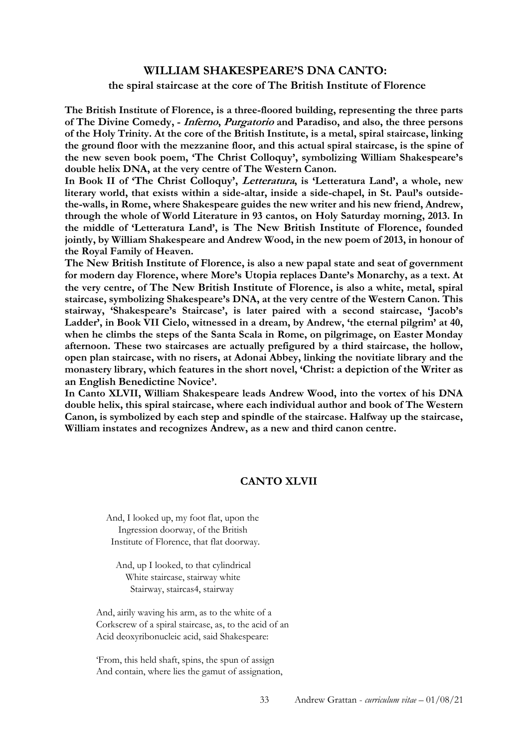## WILLIAM SHAKESPEARE'S DNA CANTO:

### the spiral staircase at the core of The British Institute of Florence

**The British Institute of Florence, is a three-floored building, representing the three parts of The Divine Comedy, - *Inferno*, *Purgatorio* and Paradiso, and also, the three persons of the Holy Trinity. At the core of the British Institute, is a metal, spiral staircase, linking the ground floor with the mezzanine floor, and this actual spiral staircase, is the spine of the new seven book poem, 'The Christ Colloquy', symbolizing William Shakespeare's double helix DNA, at the very centre of The Western Canon.**

**In Book II of 'The Christ Colloquy', *Letteratura*, is 'Letteratura Land', a whole, new literary world, that exists within a side-altar, inside a side-chapel, in St. Paul's outside-the-walls, in Rome, where Shakespeare guides the new writer and his new friend, Andrew, through the whole of World Literature in 93 cantos, on Holy Saturday morning, 2013. In the middle of 'Letteratura Land', is The New British Institute of Florence, founded jointly, by William Shakespeare and Andrew Wood, in the new poem of 2013, in honour of the Royal Family of Heaven.**

**The New British Institute of Florence, is also a new papal state and seat of government for modern day Florence, where More's Utopia replaces Dante's Monarchy, as a text. At the very centre, of The New British Institute of Florence, is also a white, metal, spiral staircase, symbolizing Shakespeare's DNA, at the very centre of the Western Canon. This stairway, 'Shakespeare's Staircase', is later paired with a second staircase, 'Jacob's Ladder', in Book VII Cielo, witnessed in a dream, by Andrew, 'the eternal pilgrim' at 40, when he climbs the steps of the Santa Scala in Rome, on pilgrimage, on Easter Monday afternoon. These two staircases are actually prefigured by a third staircase, the hollow, open plan staircase, with no risers, at Adonai Abbey, linking the novitiate library and the monastery library, which features in the short novel, 'Christ: a depiction of the Writer as an English Benedictine Novice'.**

**In Canto XLVII, William Shakespeare leads Andrew Wood, into the vortex of his DNA double helix, this spiral staircase, where each individual author and book of The Western Canon, is symbolized by each step and spindle of the staircase. Halfway up the staircase, William instates and recognizes Andrew, as a new and third canon centre.**

## CANTO XLVII

And, I looked up, my foot flat, upon the
Ingression doorway, of the British
Institute of Florence, that flat doorway.

And, up I looked, to that cylindrical
White staircase, stairway white
Stairway, staircas4, stairway

And, airily waving his arm, as to the white of a
Corkscrew of a spiral staircase, as, to the acid of an
Acid deoxyribonucleic acid, said Shakespeare:

'From, this held shaft, spins, the spun of assign
And contain, where lies the gamut of assignation,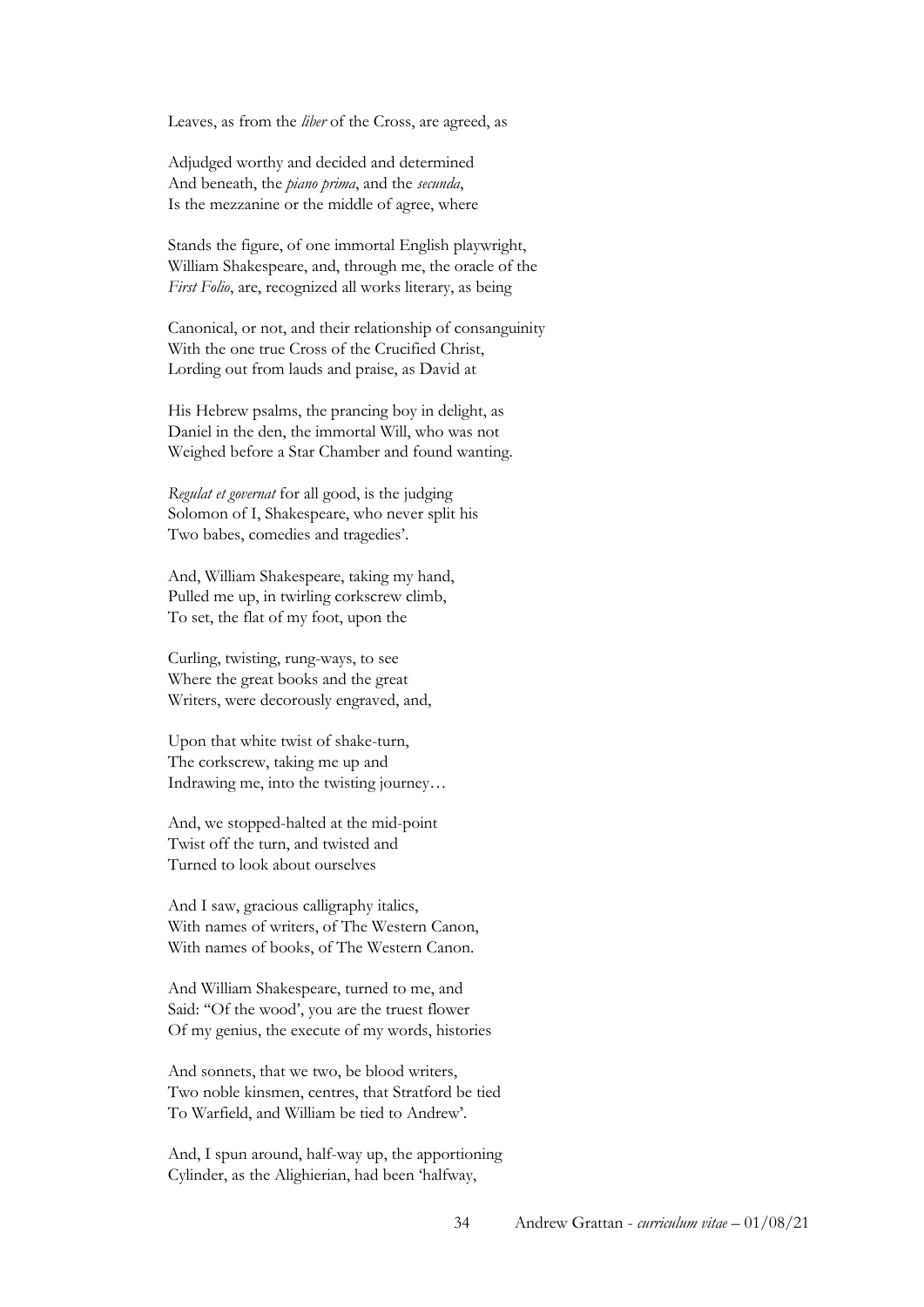Leaves, as from the *liber* of the Cross, are agreed, as

Adjudged worthy and decided and determined
And beneath, the *piano prima*, and the *secunda*,
Is the mezzanine or the middle of agree, where

Stands the figure, of one immortal English playwright,
William Shakespeare, and, through me, the oracle of the
*First Folio*, are, recognized all works literary, as being

Canonical, or not, and their relationship of consanguinity
With the one true Cross of the Crucified Christ,
Lording out from lauds and praise, as David at

His Hebrew psalms, the prancing boy in delight, as
Daniel in the den, the immortal Will, who was not
Weighed before a Star Chamber and found wanting.

*Regulat et governat* for all good, is the judging
Solomon of I, Shakespeare, who never split his
Two babes, comedies and tragedies'.

And, William Shakespeare, taking my hand,
Pulled me up, in twirling corkscrew climb,
To set, the flat of my foot, upon the

Curling, twisting, rung-ways, to see
Where the great books and the great
Writers, were decorously engraved, and,

Upon that white twist of shake-turn,
The corkscrew, taking me up and
Indrawing me, into the twisting journey…

And, we stopped-halted at the mid-point
Twist off the turn, and twisted and
Turned to look about ourselves

And I saw, gracious calligraphy italics,
With names of writers, of The Western Canon,
With names of books, of The Western Canon.

And William Shakespeare, turned to me, and
Said: "Of the wood', you are the truest flower
Of my genius, the execute of my words, histories

And sonnets, that we two, be blood writers,
Two noble kinsmen, centres, that Stratford be tied
To Warfield, and William be tied to Andrew'.

And, I spun around, half-way up, the apportioning
Cylinder, as the Alighierian, had been 'halfway,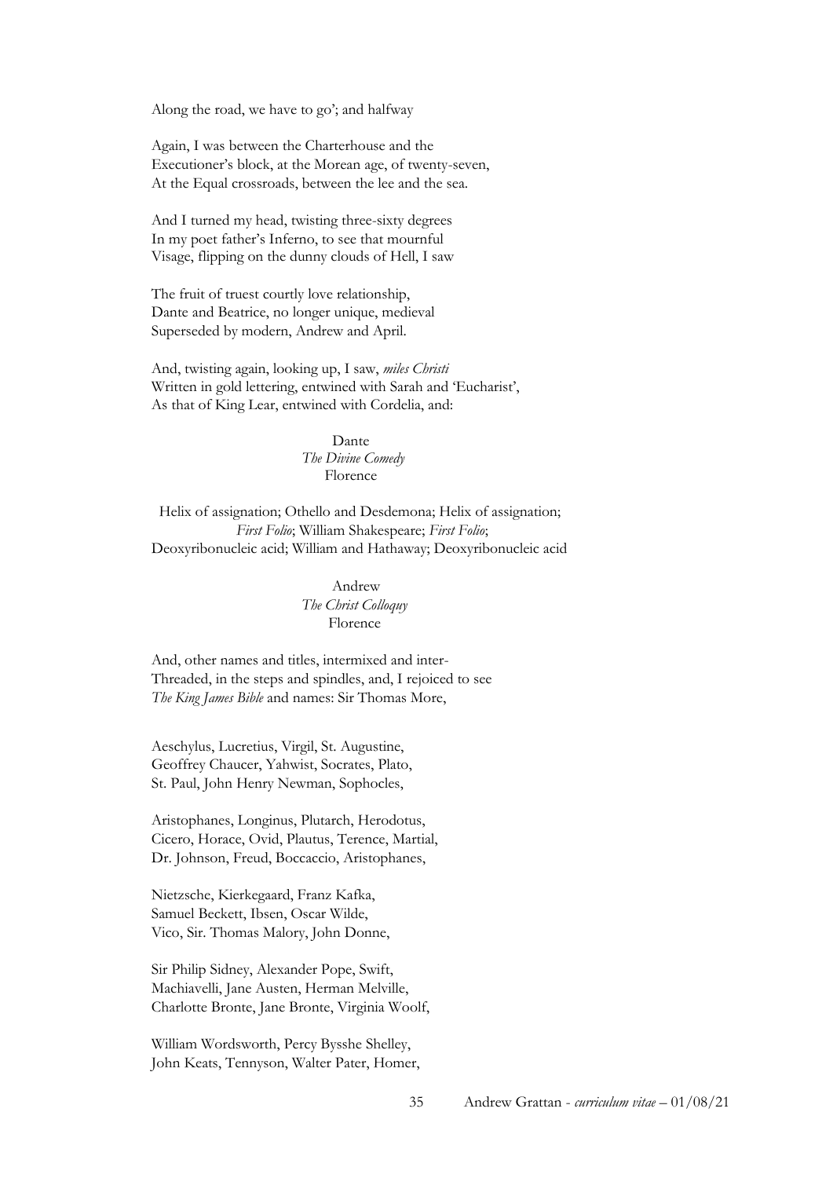Along the road, we have to go'; and halfway

Again, I was between the Charterhouse and the
Executioner's block, at the Morean age, of twenty-seven,
At the Equal crossroads, between the lee and the sea.

And I turned my head, twisting three-sixty degrees
In my poet father's Inferno, to see that mournful
Visage, flipping on the dunny clouds of Hell, I saw

The fruit of truest courtly love relationship,
Dante and Beatrice, no longer unique, medieval
Superseded by modern, Andrew and April.

And, twisting again, looking up, I saw, *miles Christi*
Written in gold lettering, entwined with Sarah and 'Eucharist',
As that of King Lear, entwined with Cordelia, and:

Dante
*The Divine Comedy*
Florence

Helix of assignation; Othello and Desdemona; Helix of assignation;
*First Folio*; William Shakespeare; *First Folio*;
Deoxyribonucleic acid; William and Hathaway; Deoxyribonucleic acid

Andrew
*The Christ Colloquy*
Florence

And, other names and titles, intermixed and inter-
Threaded, in the steps and spindles, and, I rejoiced to see
*The King James Bible* and names: Sir Thomas More,

Aeschylus, Lucretius, Virgil, St. Augustine,
Geoffrey Chaucer, Yahwist, Socrates, Plato,
St. Paul, John Henry Newman, Sophocles,

Aristophanes, Longinus, Plutarch, Herodotus,
Cicero, Horace, Ovid, Plautus, Terence, Martial,
Dr. Johnson, Freud, Boccaccio, Aristophanes,

Nietzsche, Kierkegaard, Franz Kafka,
Samuel Beckett, Ibsen, Oscar Wilde,
Vico, Sir. Thomas Malory, John Donne,

Sir Philip Sidney, Alexander Pope, Swift,
Machiavelli, Jane Austen, Herman Melville,
Charlotte Bronte, Jane Bronte, Virginia Woolf,

William Wordsworth, Percy Bysshe Shelley,
John Keats, Tennyson, Walter Pater, Homer,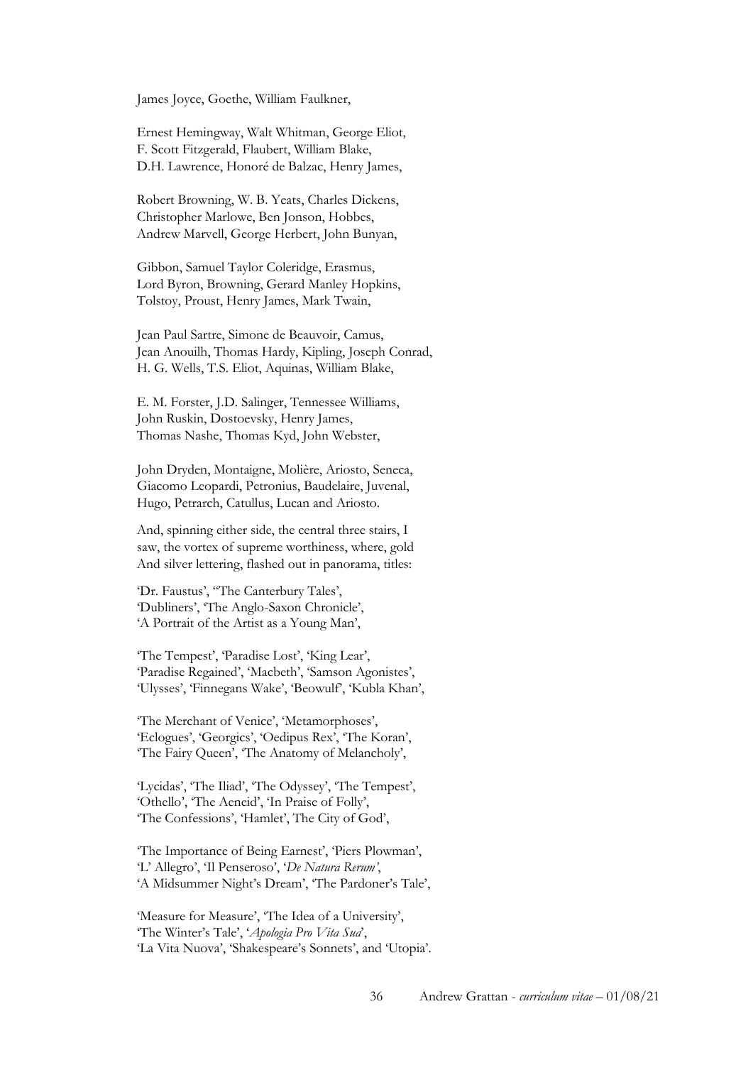James Joyce, Goethe, William Faulkner,

Ernest Hemingway, Walt Whitman, George Eliot,  
F. Scott Fitzgerald, Flaubert, William Blake,  
D.H. Lawrence, Honoré de Balzac, Henry James,

Robert Browning, W. B. Yeats, Charles Dickens,  
Christopher Marlowe, Ben Jonson, Hobbes,  
Andrew Marvell, George Herbert, John Bunyan,

Gibbon, Samuel Taylor Coleridge, Erasmus,  
Lord Byron, Browning, Gerard Manley Hopkins,  
Tolstoy, Proust, Henry James, Mark Twain,

Jean Paul Sartre, Simone de Beauvoir, Camus,  
Jean Anouilh, Thomas Hardy, Kipling, Joseph Conrad,  
H. G. Wells, T.S. Eliot, Aquinas, William Blake,

E. M. Forster, J.D. Salinger, Tennessee Williams,  
John Ruskin, Dostoevsky, Henry James,  
Thomas Nashe, Thomas Kyd, John Webster,

John Dryden, Montaigne, Molière, Ariosto, Seneca,  
Giacomo Leopardi, Petronius, Baudelaire, Juvenal,  
Hugo, Petrarch, Catullus, Lucan and Ariosto.

And, spinning either side, the central three stairs, I  
saw, the vortex of supreme worthiness, where, gold  
And silver lettering, flashed out in panorama, titles:

'Dr. Faustus', ''The Canterbury Tales',  
'Dubliners', 'The Anglo-Saxon Chronicle',  
'A Portrait of the Artist as a Young Man',

'The Tempest', 'Paradise Lost', 'King Lear',  
'Paradise Regained', 'Macbeth', 'Samson Agonistes',  
'Ulysses', 'Finnegans Wake', 'Beowulf', 'Kubla Khan',

'The Merchant of Venice', 'Metamorphoses',  
'Eclogues', 'Georgics', 'Oedipus Rex', 'The Koran',  
'The Fairy Queen', 'The Anatomy of Melancholy',

'Lycidas', 'The Iliad', 'The Odyssey', 'The Tempest',  
'Othello', 'The Aeneid', 'In Praise of Folly',  
'The Confessions', 'Hamlet', The City of God',

'The Importance of Being Earnest', 'Piers Plowman',  
'L' Allegro', 'Il Penseroso', '*De Natura Rerum'*,  
'A Midsummer Night's Dream', 'The Pardoner's Tale',

'Measure for Measure', 'The Idea of a University',  
'The Winter's Tale', '*Apologia Pro Vita Sua*',  
'La Vita Nuova', 'Shakespeare's Sonnets', and 'Utopia'.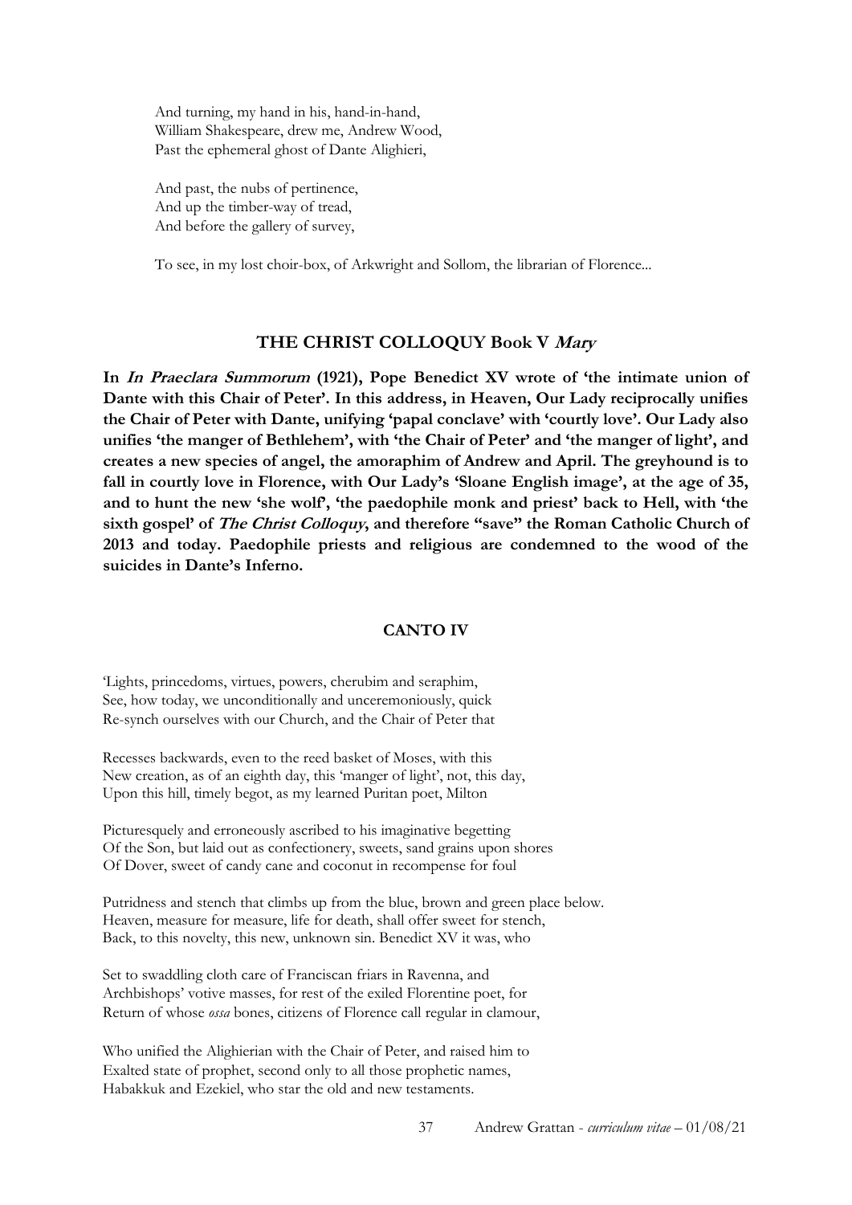And turning, my hand in his, hand-in-hand,  
William Shakespeare, drew me, Andrew Wood,  
Past the ephemeral ghost of Dante Alighieri,

And past, the nubs of pertinence,  
And up the timber-way of tread,  
And before the gallery of survey,

To see, in my lost choir-box, of Arkwright and Sollom, the librarian of Florence...

## THE CHRIST COLLOQUY Book V *Mary*

**In *In Praeclara Summorum* (1921), Pope Benedict XV wrote of 'the intimate union of Dante with this Chair of Peter'. In this address, in Heaven, Our Lady reciprocally unifies the Chair of Peter with Dante, unifying 'papal conclave' with 'courtly love'. Our Lady also unifies 'the manger of Bethlehem', with 'the Chair of Peter' and 'the manger of light', and creates a new species of angel, the amoraphim of Andrew and April. The greyhound is to fall in courtly love in Florence, with Our Lady's 'Sloane English image', at the age of 35, and to hunt the new 'she wolf', 'the paedophile monk and priest' back to Hell, with 'the sixth gospel' of *The Christ Colloquy*, and therefore "save" the Roman Catholic Church of 2013 and today. Paedophile priests and religious are condemned to the wood of the suicides in Dante's Inferno.**

### CANTO IV

'Lights, princedoms, virtues, powers, cherubim and seraphim,  
See, how today, we unconditionally and unceremoniously, quick  
Re-synch ourselves with our Church, and the Chair of Peter that

Recesses backwards, even to the reed basket of Moses, with this  
New creation, as of an eighth day, this 'manger of light', not, this day,  
Upon this hill, timely begot, as my learned Puritan poet, Milton

Picturesquely and erroneously ascribed to his imaginative begetting  
Of the Son, but laid out as confectionery, sweets, sand grains upon shores  
Of Dover, sweet of candy cane and coconut in recompense for foul

Putridness and stench that climbs up from the blue, brown and green place below.  
Heaven, measure for measure, life for death, shall offer sweet for stench,  
Back, to this novelty, this new, unknown sin. Benedict XV it was, who

Set to swaddling cloth care of Franciscan friars in Ravenna, and  
Archbishops' votive masses, for rest of the exiled Florentine poet, for  
Return of whose *ossa* bones, citizens of Florence call regular in clamour,

Who unified the Alighierian with the Chair of Peter, and raised him to  
Exalted state of prophet, second only to all those prophetic names,  
Habakkuk and Ezekiel, who star the old and new testaments.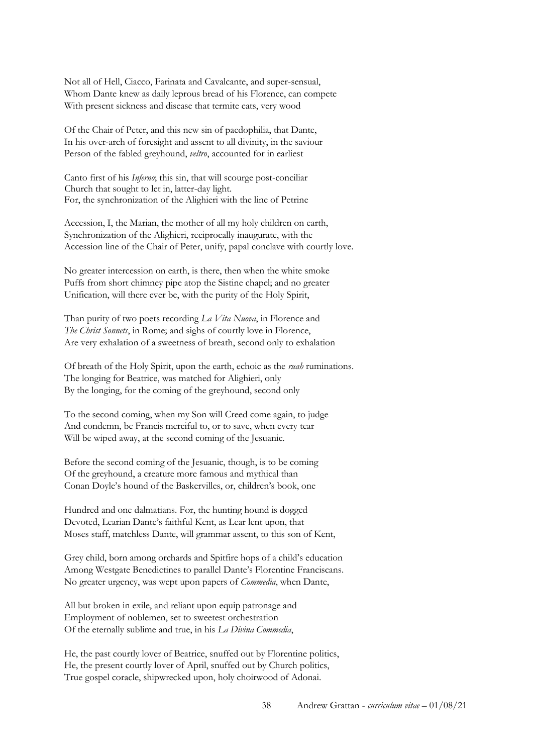Not all of Hell, Ciacco, Farinata and Cavalcante, and super-sensual,
Whom Dante knew as daily leprous bread of his Florence, can compete
With present sickness and disease that termite eats, very wood

Of the Chair of Peter, and this new sin of paedophilia, that Dante,
In his over-arch of foresight and assent to all divinity, in the saviour
Person of the fabled greyhound, *veltro*, accounted for in earliest

Canto first of his *Inferno*; this sin, that will scourge post-conciliar
Church that sought to let in, latter-day light.
For, the synchronization of the Alighieri with the line of Petrine

Accession, I, the Marian, the mother of all my holy children on earth,
Synchronization of the Alighieri, reciprocally inaugurate, with the
Accession line of the Chair of Peter, unify, papal conclave with courtly love.

No greater intercession on earth, is there, then when the white smoke
Puffs from short chimney pipe atop the Sistine chapel; and no greater
Unification, will there ever be, with the purity of the Holy Spirit,

Than purity of two poets recording *La Vita Nuova*, in Florence and
*The Christ Sonnets*, in Rome; and sighs of courtly love in Florence,
Are very exhalation of a sweetness of breath, second only to exhalation

Of breath of the Holy Spirit, upon the earth, echoic as the *ruah* ruminations.
The longing for Beatrice, was matched for Alighieri, only
By the longing, for the coming of the greyhound, second only

To the second coming, when my Son will Creed come again, to judge
And condemn, be Francis merciful to, or to save, when every tear
Will be wiped away, at the second coming of the Jesuanic.

Before the second coming of the Jesuanic, though, is to be coming
Of the greyhound, a creature more famous and mythical than
Conan Doyle's hound of the Baskervilles, or, children's book, one

Hundred and one dalmatians. For, the hunting hound is dogged
Devoted, Learian Dante's faithful Kent, as Lear lent upon, that
Moses staff, matchless Dante, will grammar assent, to this son of Kent,

Grey child, born among orchards and Spitfire hops of a child's education
Among Westgate Benedictines to parallel Dante's Florentine Franciscans.
No greater urgency, was wept upon papers of *Commedia*, when Dante,

All but broken in exile, and reliant upon equip patronage and
Employment of noblemen, set to sweetest orchestration
Of the eternally sublime and true, in his *La Divina Commedia*,

He, the past courtly lover of Beatrice, snuffed out by Florentine politics,
He, the present courtly lover of April, snuffed out by Church politics,
True gospel coracle, shipwrecked upon, holy choirwood of Adonai.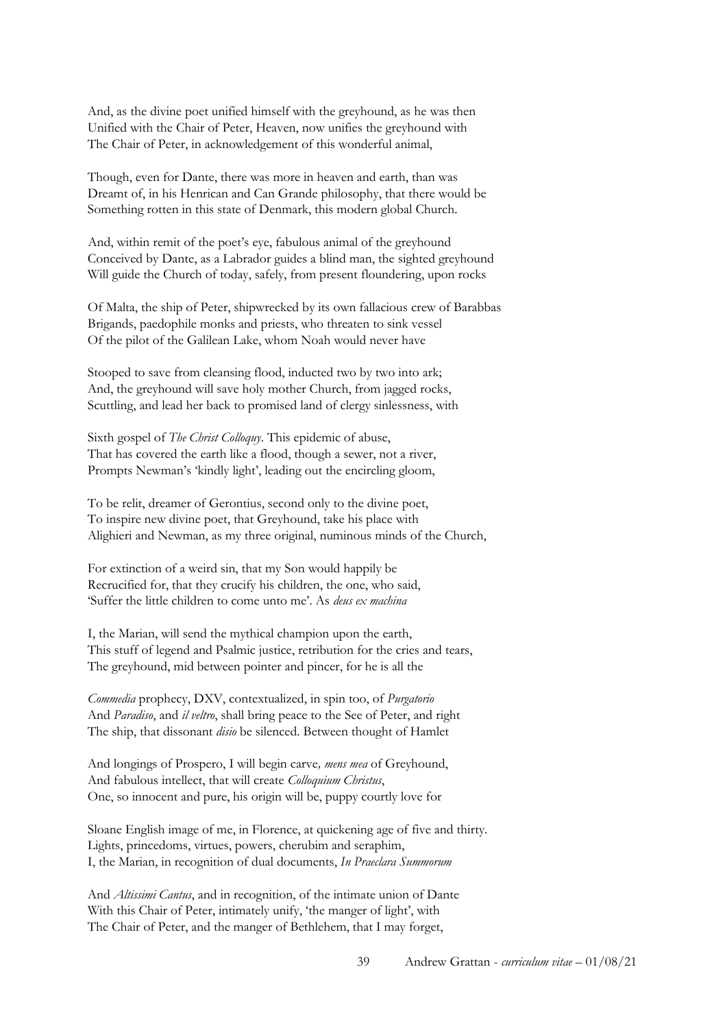And, as the divine poet unified himself with the greyhound, as he was then
Unified with the Chair of Peter, Heaven, now unifies the greyhound with
The Chair of Peter, in acknowledgement of this wonderful animal,

Though, even for Dante, there was more in heaven and earth, than was
Dreamt of, in his Henrican and Can Grande philosophy, that there would be
Something rotten in this state of Denmark, this modern global Church.

And, within remit of the poet's eye, fabulous animal of the greyhound
Conceived by Dante, as a Labrador guides a blind man, the sighted greyhound
Will guide the Church of today, safely, from present floundering, upon rocks

Of Malta, the ship of Peter, shipwrecked by its own fallacious crew of Barabbas
Brigands, paedophile monks and priests, who threaten to sink vessel
Of the pilot of the Galilean Lake, whom Noah would never have

Stooped to save from cleansing flood, inducted two by two into ark;
And, the greyhound will save holy mother Church, from jagged rocks,
Scuttling, and lead her back to promised land of clergy sinlessness, with

Sixth gospel of *The Christ Colloquy*. This epidemic of abuse,
That has covered the earth like a flood, though a sewer, not a river,
Prompts Newman's 'kindly light', leading out the encircling gloom,

To be relit, dreamer of Gerontius, second only to the divine poet,
To inspire new divine poet, that Greyhound, take his place with
Alighieri and Newman, as my three original, numinous minds of the Church,

For extinction of a weird sin, that my Son would happily be
Recrucified for, that they crucify his children, the one, who said,
'Suffer the little children to come unto me'. As *deus ex machina*

I, the Marian, will send the mythical champion upon the earth,
This stuff of legend and Psalmic justice, retribution for the cries and tears,
The greyhound, mid between pointer and pincer, for he is all the

*Commedia* prophecy, DXV, contextualized, in spin too, of *Purgatorio*
And *Paradiso*, and *il veltro*, shall bring peace to the See of Peter, and right
The ship, that dissonant *disio* be silenced. Between thought of Hamlet

And longings of Prospero, I will begin carve*, mens mea* of Greyhound,
And fabulous intellect, that will create *Colloquium Christus*,
One, so innocent and pure, his origin will be, puppy courtly love for

Sloane English image of me, in Florence, at quickening age of five and thirty.
Lights, princedoms, virtues, powers, cherubim and seraphim,
I, the Marian, in recognition of dual documents, *In Praeclara Summorum*

And *Altissimi Cantus*, and in recognition, of the intimate union of Dante
With this Chair of Peter, intimately unify, 'the manger of light', with
The Chair of Peter, and the manger of Bethlehem, that I may forget,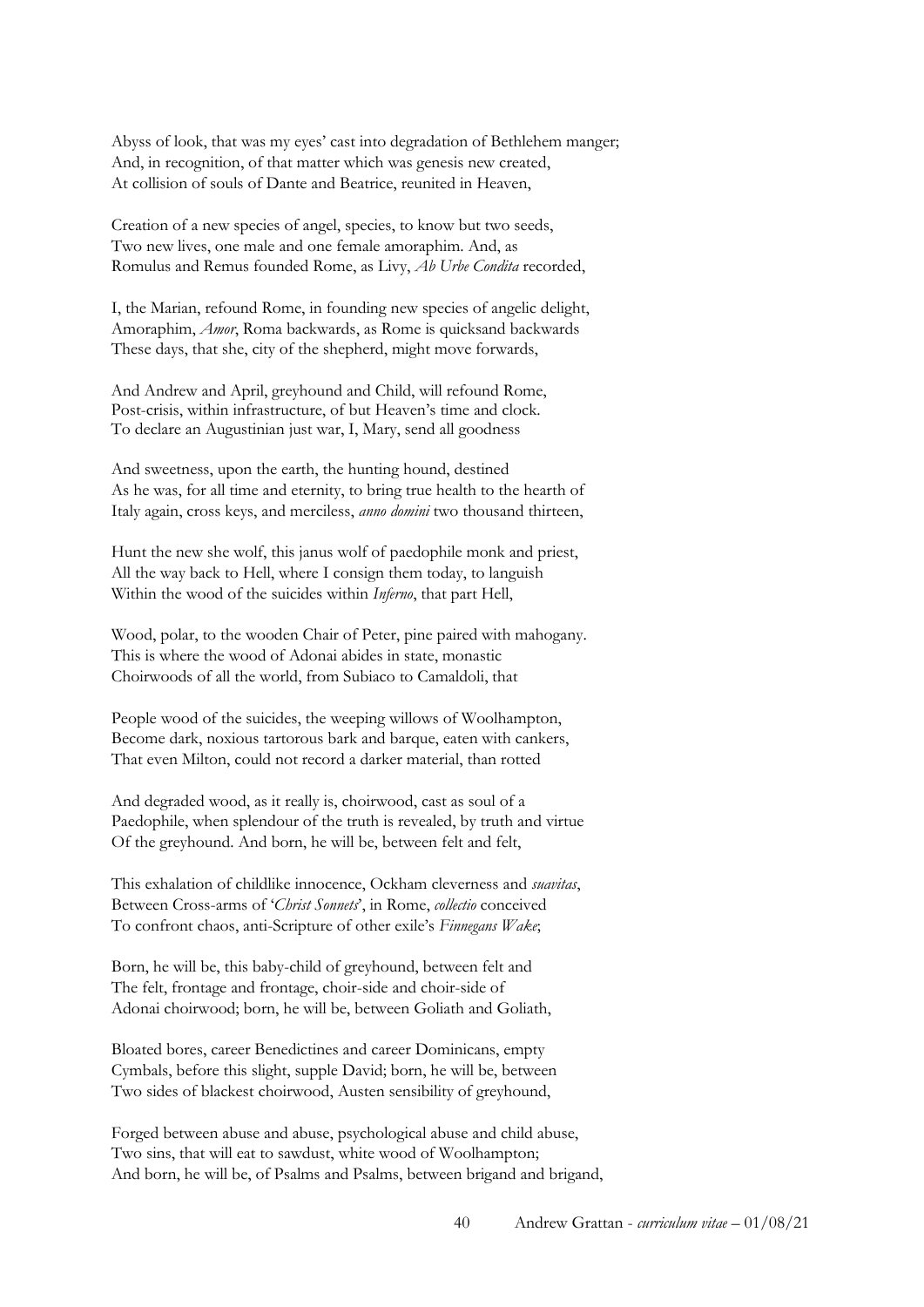Abyss of look, that was my eyes' cast into degradation of Bethlehem manger;
And, in recognition, of that matter which was genesis new created,
At collision of souls of Dante and Beatrice, reunited in Heaven,

Creation of a new species of angel, species, to know but two seeds,
Two new lives, one male and one female amoraphim. And, as
Romulus and Remus founded Rome, as Livy, *Ab Urbe Condita* recorded,

I, the Marian, refound Rome, in founding new species of angelic delight,
Amoraphim, *Amor*, Roma backwards, as Rome is quicksand backwards
These days, that she, city of the shepherd, might move forwards,

And Andrew and April, greyhound and Child, will refound Rome,
Post-crisis, within infrastructure, of but Heaven's time and clock.
To declare an Augustinian just war, I, Mary, send all goodness

And sweetness, upon the earth, the hunting hound, destined
As he was, for all time and eternity, to bring true health to the hearth of
Italy again, cross keys, and merciless, *anno domini* two thousand thirteen,

Hunt the new she wolf, this janus wolf of paedophile monk and priest,
All the way back to Hell, where I consign them today, to languish
Within the wood of the suicides within *Inferno*, that part Hell,

Wood, polar, to the wooden Chair of Peter, pine paired with mahogany.
This is where the wood of Adonai abides in state, monastic
Choirwoods of all the world, from Subiaco to Camaldoli, that

People wood of the suicides, the weeping willows of Woolhampton,
Become dark, noxious tartorous bark and barque, eaten with cankers,
That even Milton, could not record a darker material, than rotted

And degraded wood, as it really is, choirwood, cast as soul of a
Paedophile, when splendour of the truth is revealed, by truth and virtue
Of the greyhound. And born, he will be, between felt and felt,

This exhalation of childlike innocence, Ockham cleverness and *suavitas*,
Between Cross-arms of '*Christ Sonnets*', in Rome, *collectio* conceived
To confront chaos, anti-Scripture of other exile's *Finnegans Wake*;

Born, he will be, this baby-child of greyhound, between felt and
The felt, frontage and frontage, choir-side and choir-side of
Adonai choirwood; born, he will be, between Goliath and Goliath,

Bloated bores, career Benedictines and career Dominicans, empty
Cymbals, before this slight, supple David; born, he will be, between
Two sides of blackest choirwood, Austen sensibility of greyhound,

Forged between abuse and abuse, psychological abuse and child abuse,
Two sins, that will eat to sawdust, white wood of Woolhampton;
And born, he will be, of Psalms and Psalms, between brigand and brigand,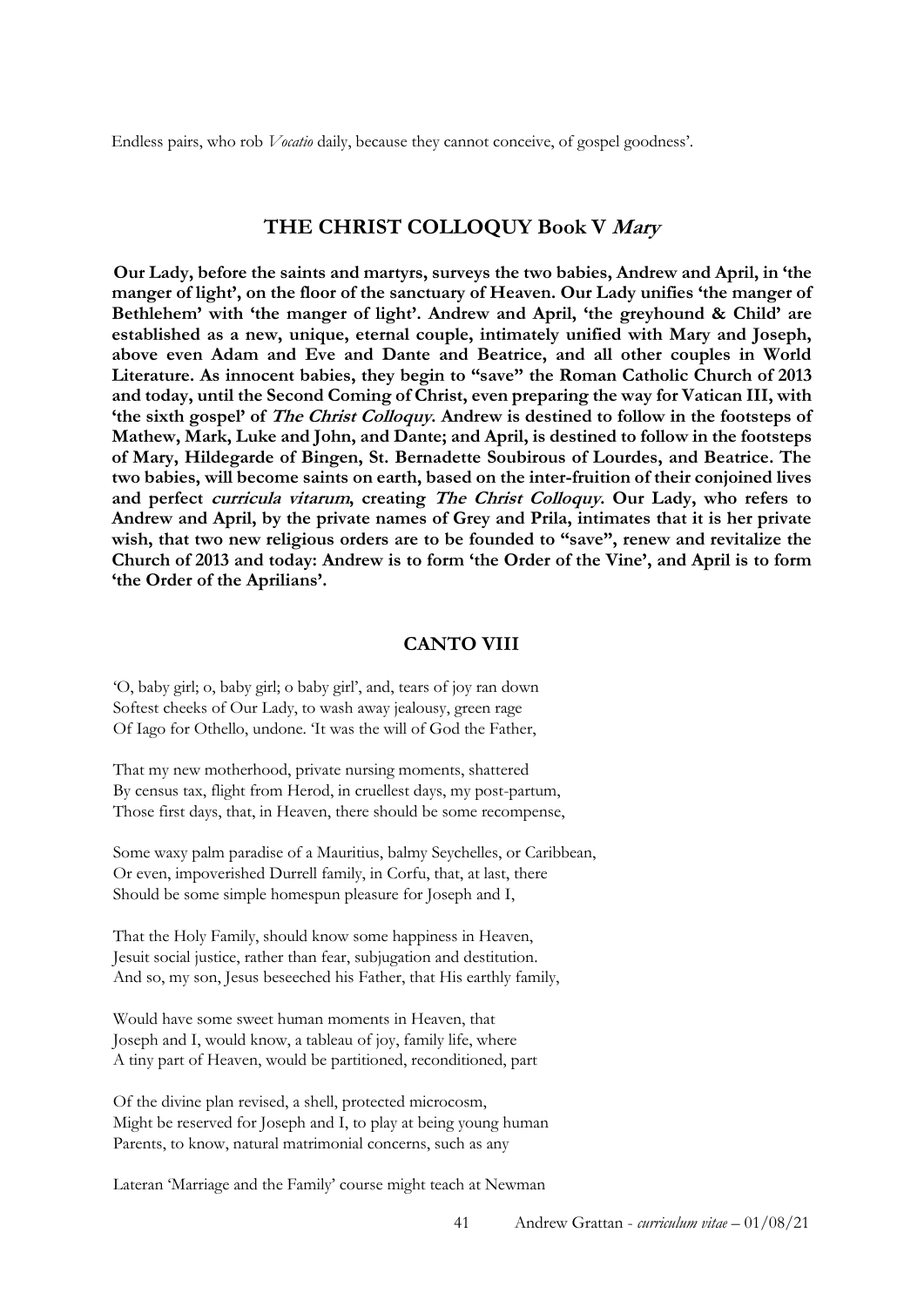Endless pairs, who rob *Vocatio* daily, because they cannot conceive, of gospel goodness'.

## THE CHRIST COLLOQUY Book V *Mary*

**Our Lady, before the saints and martyrs, surveys the two babies, Andrew and April, in 'the manger of light', on the floor of the sanctuary of Heaven. Our Lady unifies 'the manger of Bethlehem' with 'the manger of light'. Andrew and April, 'the greyhound & Child' are established as a new, unique, eternal couple, intimately unified with Mary and Joseph, above even Adam and Eve and Dante and Beatrice, and all other couples in World Literature. As innocent babies, they begin to "save" the Roman Catholic Church of 2013 and today, until the Second Coming of Christ, even preparing the way for Vatican III, with 'the sixth gospel' of *The Christ Colloquy*. Andrew is destined to follow in the footsteps of Mathew, Mark, Luke and John, and Dante; and April, is destined to follow in the footsteps of Mary, Hildegarde of Bingen, St. Bernadette Soubirous of Lourdes, and Beatrice. The two babies, will become saints on earth, based on the inter-fruition of their conjoined lives and perfect *curricula vitarum*, creating *The Christ Colloquy*. Our Lady, who refers to Andrew and April, by the private names of Grey and Prila, intimates that it is her private wish, that two new religious orders are to be founded to "save", renew and revitalize the Church of 2013 and today: Andrew is to form 'the Order of the Vine', and April is to form 'the Order of the Aprilians'.**

### CANTO VIII

'O, baby girl; o, baby girl; o baby girl', and, tears of joy ran down
Softest cheeks of Our Lady, to wash away jealousy, green rage
Of Iago for Othello, undone. 'It was the will of God the Father,

That my new motherhood, private nursing moments, shattered
By census tax, flight from Herod, in cruellest days, my post-partum,
Those first days, that, in Heaven, there should be some recompense,

Some waxy palm paradise of a Mauritius, balmy Seychelles, or Caribbean,
Or even, impoverished Durrell family, in Corfu, that, at last, there
Should be some simple homespun pleasure for Joseph and I,

That the Holy Family, should know some happiness in Heaven,
Jesuit social justice, rather than fear, subjugation and destitution.
And so, my son, Jesus beseeched his Father, that His earthly family,

Would have some sweet human moments in Heaven, that
Joseph and I, would know, a tableau of joy, family life, where
A tiny part of Heaven, would be partitioned, reconditioned, part

Of the divine plan revised, a shell, protected microcosm,
Might be reserved for Joseph and I, to play at being young human
Parents, to know, natural matrimonial concerns, such as any

Lateran 'Marriage and the Family' course might teach at Newman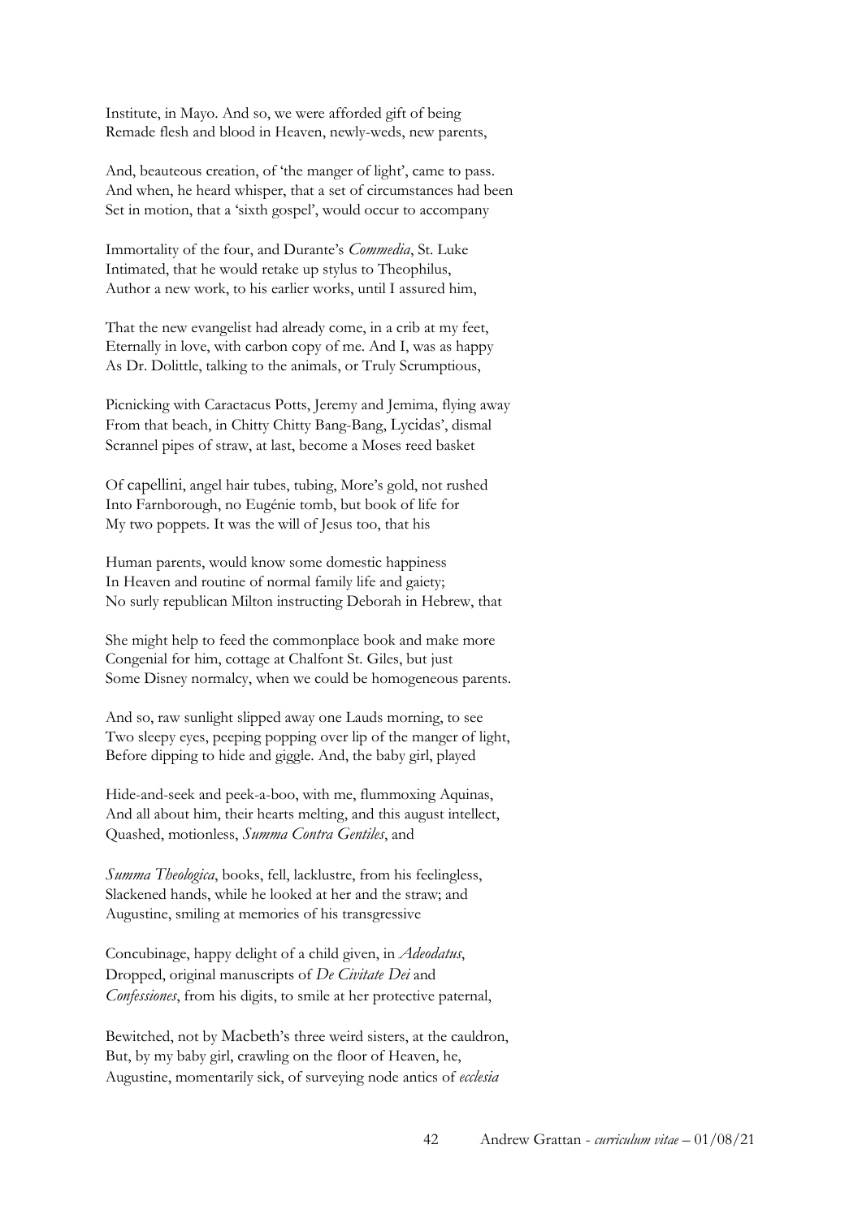Institute, in Mayo. And so, we were afforded gift of being
Remade flesh and blood in Heaven, newly-weds, new parents,

And, beauteous creation, of 'the manger of light', came to pass.
And when, he heard whisper, that a set of circumstances had been
Set in motion, that a 'sixth gospel', would occur to accompany

Immortality of the four, and Durante's *Commedia*, St. Luke
Intimated, that he would retake up stylus to Theophilus,
Author a new work, to his earlier works, until I assured him,

That the new evangelist had already come, in a crib at my feet,
Eternally in love, with carbon copy of me. And I, was as happy
As Dr. Dolittle, talking to the animals, or Truly Scrumptious,

Picnicking with Caractacus Potts, Jeremy and Jemima, flying away
From that beach, in Chitty Chitty Bang-Bang, Lycidas', dismal
Scrannel pipes of straw, at last, become a Moses reed basket

Of capellini, angel hair tubes, tubing, More's gold, not rushed
Into Farnborough, no Eugénie tomb, but book of life for
My two poppets. It was the will of Jesus too, that his

Human parents, would know some domestic happiness
In Heaven and routine of normal family life and gaiety;
No surly republican Milton instructing Deborah in Hebrew, that

She might help to feed the commonplace book and make more
Congenial for him, cottage at Chalfont St. Giles, but just
Some Disney normalcy, when we could be homogeneous parents.

And so, raw sunlight slipped away one Lauds morning, to see
Two sleepy eyes, peeping popping over lip of the manger of light,
Before dipping to hide and giggle. And, the baby girl, played

Hide-and-seek and peek-a-boo, with me, flummoxing Aquinas,
And all about him, their hearts melting, and this august intellect,
Quashed, motionless, *Summa Contra Gentiles*, and

*Summa Theologica*, books, fell, lacklustre, from his feelingless,
Slackened hands, while he looked at her and the straw; and
Augustine, smiling at memories of his transgressive

Concubinage, happy delight of a child given, in *Adeodatus*,
Dropped, original manuscripts of *De Civitate Dei* and
*Confessiones*, from his digits, to smile at her protective paternal,

Bewitched, not by Macbeth's three weird sisters, at the cauldron,
But, by my baby girl, crawling on the floor of Heaven, he,
Augustine, momentarily sick, of surveying node antics of *ecclesia*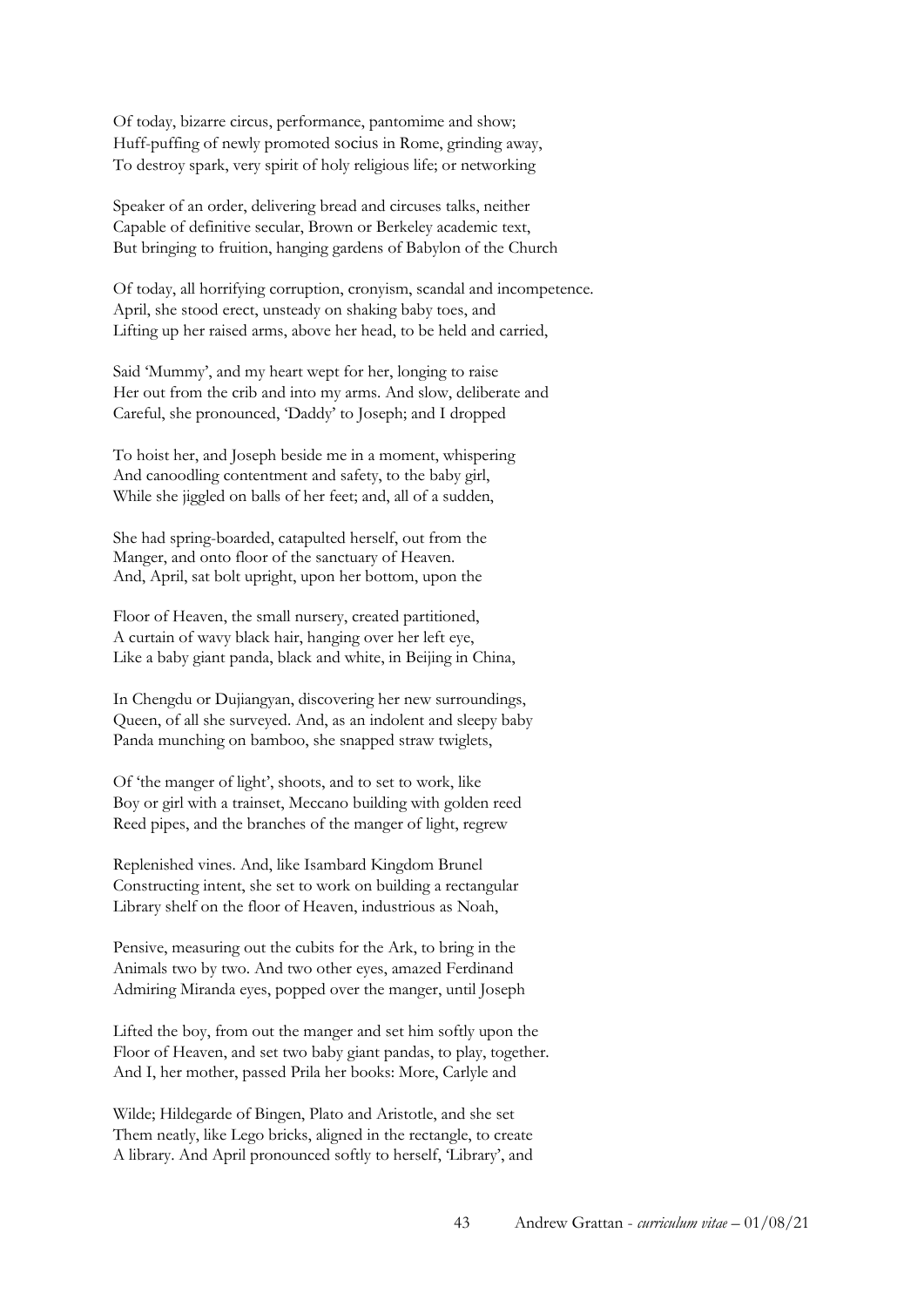Of today, bizarre circus, performance, pantomime and show;
Huff-puffing of newly promoted socius in Rome, grinding away,
To destroy spark, very spirit of holy religious life; or networking

Speaker of an order, delivering bread and circuses talks, neither
Capable of definitive secular, Brown or Berkeley academic text,
But bringing to fruition, hanging gardens of Babylon of the Church

Of today, all horrifying corruption, cronyism, scandal and incompetence.
April, she stood erect, unsteady on shaking baby toes, and
Lifting up her raised arms, above her head, to be held and carried,

Said 'Mummy', and my heart wept for her, longing to raise
Her out from the crib and into my arms. And slow, deliberate and
Careful, she pronounced, 'Daddy' to Joseph; and I dropped

To hoist her, and Joseph beside me in a moment, whispering
And canoodling contentment and safety, to the baby girl,
While she jiggled on balls of her feet; and, all of a sudden,

She had spring-boarded, catapulted herself, out from the
Manger, and onto floor of the sanctuary of Heaven.
And, April, sat bolt upright, upon her bottom, upon the

Floor of Heaven, the small nursery, created partitioned,
A curtain of wavy black hair, hanging over her left eye,
Like a baby giant panda, black and white, in Beijing in China,

In Chengdu or Dujiangyan, discovering her new surroundings,
Queen, of all she surveyed. And, as an indolent and sleepy baby
Panda munching on bamboo, she snapped straw twiglets,

Of 'the manger of light', shoots, and to set to work, like
Boy or girl with a trainset, Meccano building with golden reed
Reed pipes, and the branches of the manger of light, regrew

Replenished vines. And, like Isambard Kingdom Brunel
Constructing intent, she set to work on building a rectangular
Library shelf on the floor of Heaven, industrious as Noah,

Pensive, measuring out the cubits for the Ark, to bring in the
Animals two by two. And two other eyes, amazed Ferdinand
Admiring Miranda eyes, popped over the manger, until Joseph

Lifted the boy, from out the manger and set him softly upon the
Floor of Heaven, and set two baby giant pandas, to play, together.
And I, her mother, passed Prila her books: More, Carlyle and

Wilde; Hildegarde of Bingen, Plato and Aristotle, and she set
Them neatly, like Lego bricks, aligned in the rectangle, to create
A library. And April pronounced softly to herself, 'Library', and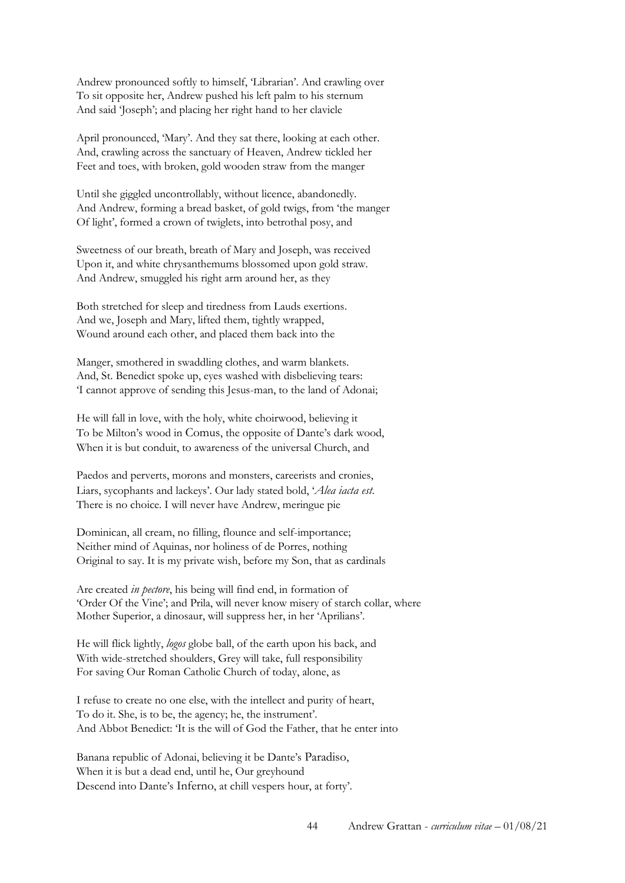Andrew pronounced softly to himself, 'Librarian'. And crawling over
To sit opposite her, Andrew pushed his left palm to his sternum
And said 'Joseph'; and placing her right hand to her clavicle

April pronounced, 'Mary'. And they sat there, looking at each other.
And, crawling across the sanctuary of Heaven, Andrew tickled her
Feet and toes, with broken, gold wooden straw from the manger

Until she giggled uncontrollably, without licence, abandonedly.
And Andrew, forming a bread basket, of gold twigs, from 'the manger
Of light', formed a crown of twiglets, into betrothal posy, and

Sweetness of our breath, breath of Mary and Joseph, was received
Upon it, and white chrysanthemums blossomed upon gold straw.
And Andrew, smuggled his right arm around her, as they

Both stretched for sleep and tiredness from Lauds exertions.
And we, Joseph and Mary, lifted them, tightly wrapped,
Wound around each other, and placed them back into the

Manger, smothered in swaddling clothes, and warm blankets.
And, St. Benedict spoke up, eyes washed with disbelieving tears:
'I cannot approve of sending this Jesus-man, to the land of Adonai;

He will fall in love, with the holy, white choirwood, believing it
To be Milton's wood in Comus, the opposite of Dante's dark wood,
When it is but conduit, to awareness of the universal Church, and

Paedos and perverts, morons and monsters, careerists and cronies,
Liars, sycophants and lackeys'. Our lady stated bold, '*Alea iacta est*.
There is no choice. I will never have Andrew, meringue pie

Dominican, all cream, no filling, flounce and self-importance;
Neither mind of Aquinas, nor holiness of de Porres, nothing
Original to say. It is my private wish, before my Son, that as cardinals

Are created *in pectore*, his being will find end, in formation of
'Order Of the Vine'; and Prila, will never know misery of starch collar, where
Mother Superior, a dinosaur, will suppress her, in her 'Aprilians'.

He will flick lightly, *logos* globe ball, of the earth upon his back, and
With wide-stretched shoulders, Grey will take, full responsibility
For saving Our Roman Catholic Church of today, alone, as

I refuse to create no one else, with the intellect and purity of heart,
To do it. She, is to be, the agency; he, the instrument'.
And Abbot Benedict: 'It is the will of God the Father, that he enter into

Banana republic of Adonai, believing it be Dante's Paradiso,
When it is but a dead end, until he, Our greyhound
Descend into Dante's Inferno, at chill vespers hour, at forty'.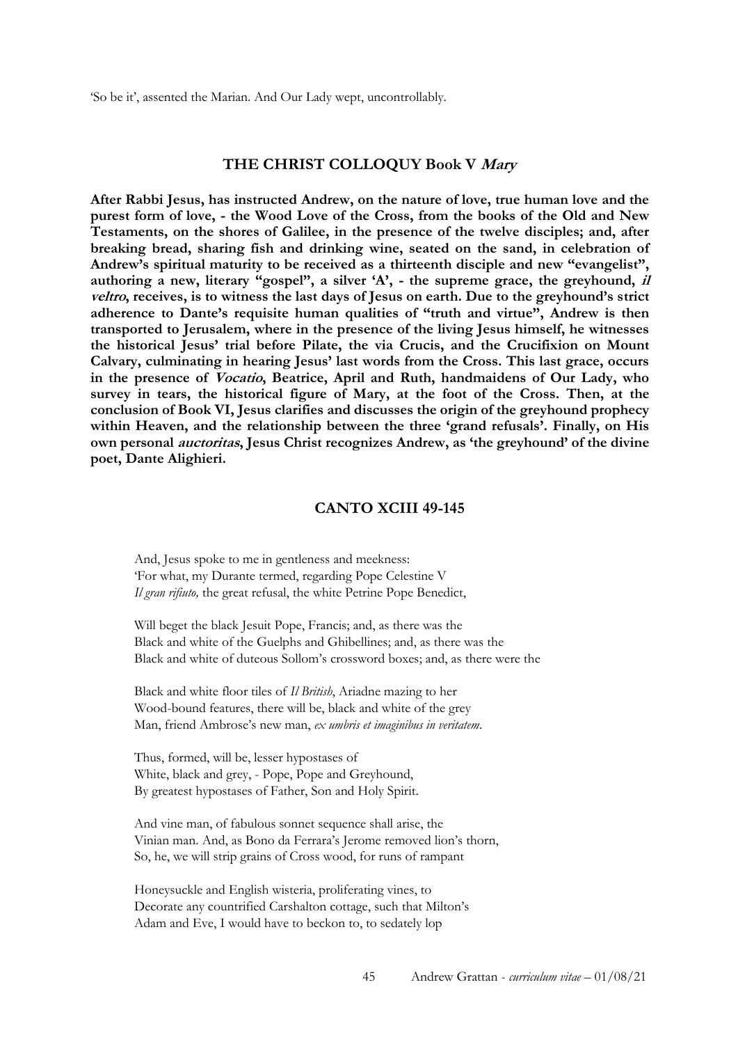'So be it', assented the Marian. And Our Lady wept, uncontrollably.

## THE CHRIST COLLOQUY Book V *Mary*

**After Rabbi Jesus, has instructed Andrew, on the nature of love, true human love and the purest form of love, - the Wood Love of the Cross, from the books of the Old and New Testaments, on the shores of Galilee, in the presence of the twelve disciples; and, after breaking bread, sharing fish and drinking wine, seated on the sand, in celebration of Andrew's spiritual maturity to be received as a thirteenth disciple and new "evangelist", authoring a new, literary "gospel", a silver 'A', - the supreme grace, the greyhound, *il veltro*, receives, is to witness the last days of Jesus on earth. Due to the greyhound's strict adherence to Dante's requisite human qualities of "truth and virtue", Andrew is then transported to Jerusalem, where in the presence of the living Jesus himself, he witnesses the historical Jesus' trial before Pilate, the via Crucis, and the Crucifixion on Mount Calvary, culminating in hearing Jesus' last words from the Cross. This last grace, occurs in the presence of *Vocatio*, Beatrice, April and Ruth, handmaidens of Our Lady, who survey in tears, the historical figure of Mary, at the foot of the Cross. Then, at the conclusion of Book VI, Jesus clarifies and discusses the origin of the greyhound prophecy within Heaven, and the relationship between the three 'grand refusals'. Finally, on His own personal *auctoritas*, Jesus Christ recognizes Andrew, as 'the greyhound' of the divine poet, Dante Alighieri.**

## CANTO XCIII 49-145

And, Jesus spoke to me in gentleness and meekness:
'For what, my Durante termed, regarding Pope Celestine V
*Il gran rifiuto,* the great refusal, the white Petrine Pope Benedict,

Will beget the black Jesuit Pope, Francis; and, as there was the
Black and white of the Guelphs and Ghibellines; and, as there was the
Black and white of duteous Sollom's crossword boxes; and, as there were the

Black and white floor tiles of *Il British*, Ariadne mazing to her
Wood-bound features, there will be, black and white of the grey
Man, friend Ambrose's new man, *ex umbris et imaginibus in veritatem*.

Thus, formed, will be, lesser hypostases of
White, black and grey, - Pope, Pope and Greyhound,
By greatest hypostases of Father, Son and Holy Spirit.

And vine man, of fabulous sonnet sequence shall arise, the
Vinian man. And, as Bono da Ferrara's Jerome removed lion's thorn,
So, he, we will strip grains of Cross wood, for runs of rampant

Honeysuckle and English wisteria, proliferating vines, to
Decorate any countrified Carshalton cottage, such that Milton's
Adam and Eve, I would have to beckon to, to sedately lop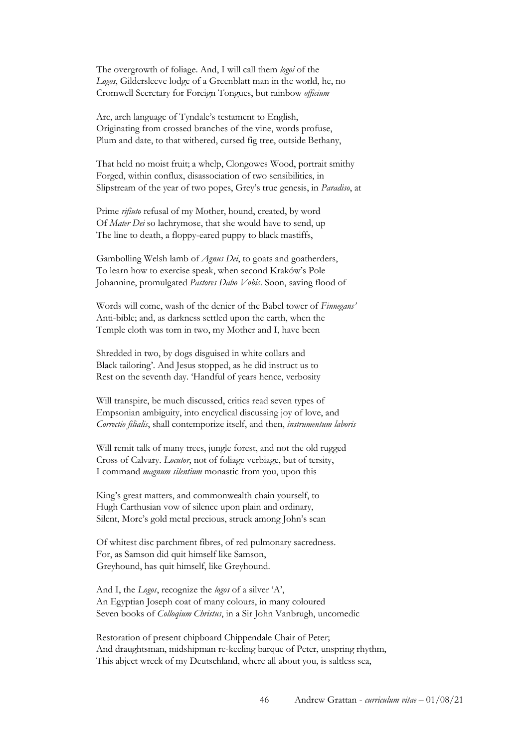The overgrowth of foliage. And, I will call them *logoi* of the
*Logos*, Gildersleeve lodge of a Greenblatt man in the world, he, no
Cromwell Secretary for Foreign Tongues, but rainbow *officium*

Arc, arch language of Tyndale's testament to English,
Originating from crossed branches of the vine, words profuse,
Plum and date, to that withered, cursed fig tree, outside Bethany,

That held no moist fruit; a whelp, Clongowes Wood, portrait smithy
Forged, within conflux, disassociation of two sensibilities, in
Slipstream of the year of two popes, Grey's true genesis, in *Paradiso*, at

Prime *rifiuto* refusal of my Mother, hound, created, by word
Of *Mater Dei* so lachrymose, that she would have to send, up
The line to death, a floppy-eared puppy to black mastiffs,

Gambolling Welsh lamb of *Agnus Dei*, to goats and goatherders,
To learn how to exercise speak, when second Kraków's Pole
Johannine, promulgated *Pastores Dabo Vobis*. Soon, saving flood of

Words will come, wash of the denier of the Babel tower of *Finnegans'*
Anti-bible; and, as darkness settled upon the earth, when the
Temple cloth was torn in two, my Mother and I, have been

Shredded in two, by dogs disguised in white collars and
Black tailoring'. And Jesus stopped, as he did instruct us to
Rest on the seventh day. 'Handful of years hence, verbosity

Will transpire, be much discussed, critics read seven types of
Empsonian ambiguity, into encyclical discussing joy of love, and
*Correctio filialis*, shall contemporize itself, and then, *instrumentum laboris*

Will remit talk of many trees, jungle forest, and not the old rugged
Cross of Calvary. *Locutor*, not of foliage verbiage, but of tersity,
I command *magnum silentium* monastic from you, upon this

King's great matters, and commonwealth chain yourself, to
Hugh Carthusian vow of silence upon plain and ordinary,
Silent, More's gold metal precious, struck among John's scan

Of whitest disc parchment fibres, of red pulmonary sacredness.
For, as Samson did quit himself like Samson,
Greyhound, has quit himself, like Greyhound.

And I, the *Logos*, recognize the *logos* of a silver 'A',
An Egyptian Joseph coat of many colours, in many coloured
Seven books of *Colloqium Christus*, in a Sir John Vanbrugh, uncomedic

Restoration of present chipboard Chippendale Chair of Peter;
And draughtsman, midshipman re-keeling barque of Peter, unspring rhythm,
This abject wreck of my Deutschland, where all about you, is saltless sea,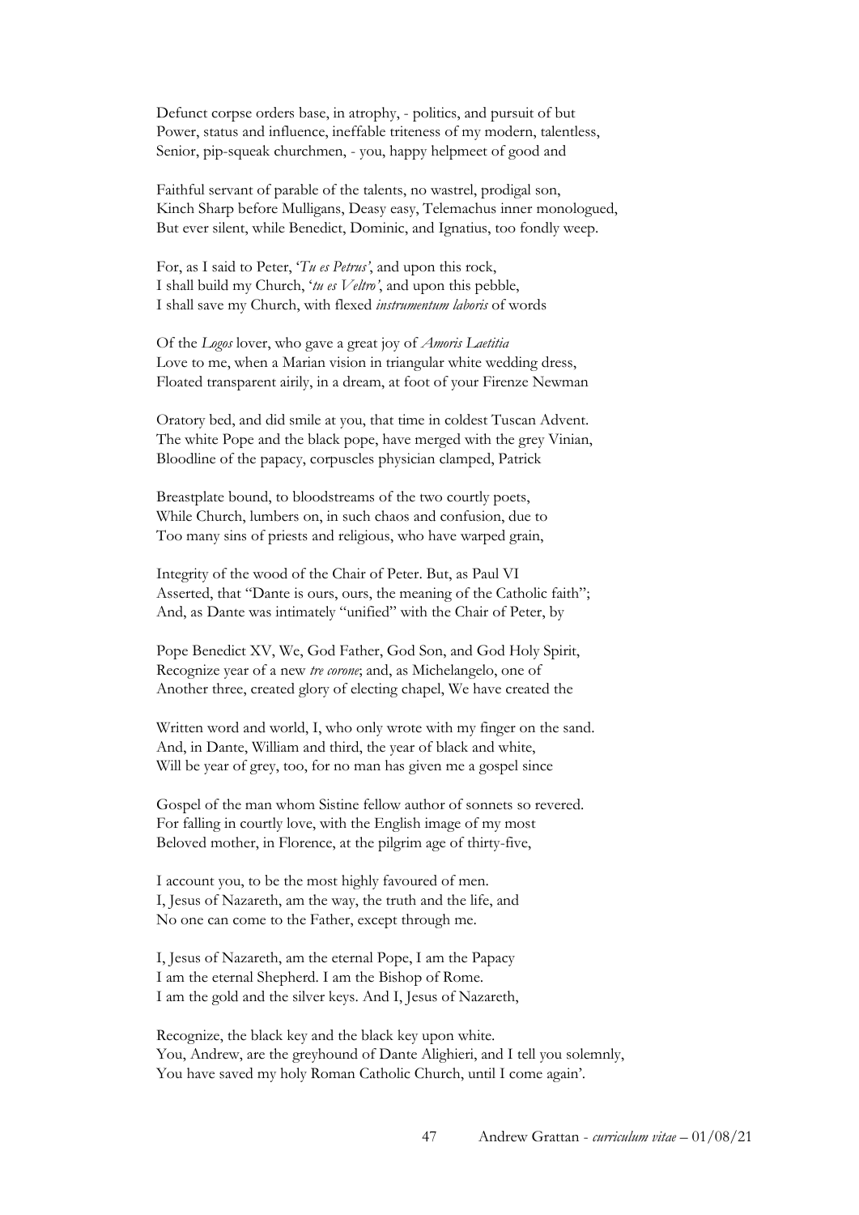Defunct corpse orders base, in atrophy, - politics, and pursuit of but
Power, status and influence, ineffable triteness of my modern, talentless,
Senior, pip-squeak churchmen, - you, happy helpmeet of good and

Faithful servant of parable of the talents, no wastrel, prodigal son,
Kinch Sharp before Mulligans, Deasy easy, Telemachus inner monologued,
But ever silent, while Benedict, Dominic, and Ignatius, too fondly weep.

For, as I said to Peter, '*Tu es Petrus*', and upon this rock,
I shall build my Church, '*tu es Veltro*', and upon this pebble,
I shall save my Church, with flexed *instrumentum laboris* of words

Of the *Logos* lover, who gave a great joy of *Amoris Laetitia*
Love to me, when a Marian vision in triangular white wedding dress,
Floated transparent airily, in a dream, at foot of your Firenze Newman

Oratory bed, and did smile at you, that time in coldest Tuscan Advent.
The white Pope and the black pope, have merged with the grey Vinian,
Bloodline of the papacy, corpuscles physician clamped, Patrick

Breastplate bound, to bloodstreams of the two courtly poets,
While Church, lumbers on, in such chaos and confusion, due to
Too many sins of priests and religious, who have warped grain,

Integrity of the wood of the Chair of Peter. But, as Paul VI
Asserted, that "Dante is ours, ours, the meaning of the Catholic faith";
And, as Dante was intimately "unified" with the Chair of Peter, by

Pope Benedict XV, We, God Father, God Son, and God Holy Spirit,
Recognize year of a new *tre corone*; and, as Michelangelo, one of
Another three, created glory of electing chapel, We have created the

Written word and world, I, who only wrote with my finger on the sand.
And, in Dante, William and third, the year of black and white,
Will be year of grey, too, for no man has given me a gospel since

Gospel of the man whom Sistine fellow author of sonnets so revered.
For falling in courtly love, with the English image of my most
Beloved mother, in Florence, at the pilgrim age of thirty-five,

I account you, to be the most highly favoured of men.
I, Jesus of Nazareth, am the way, the truth and the life, and
No one can come to the Father, except through me.

I, Jesus of Nazareth, am the eternal Pope, I am the Papacy
I am the eternal Shepherd. I am the Bishop of Rome.
I am the gold and the silver keys. And I, Jesus of Nazareth,

Recognize, the black key and the black key upon white.
You, Andrew, are the greyhound of Dante Alighieri, and I tell you solemnly,
You have saved my holy Roman Catholic Church, until I come again'.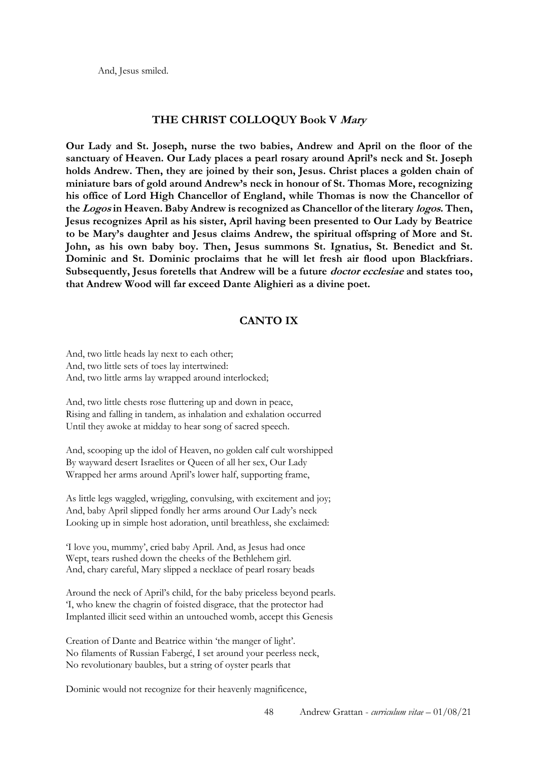And, Jesus smiled.

## THE CHRIST COLLOQUY Book V *Mary*

**Our Lady and St. Joseph, nurse the two babies, Andrew and April on the floor of the sanctuary of Heaven. Our Lady places a pearl rosary around April's neck and St. Joseph holds Andrew. Then, they are joined by their son, Jesus. Christ places a golden chain of miniature bars of gold around Andrew's neck in honour of St. Thomas More, recognizing his office of Lord High Chancellor of England, while Thomas is now the Chancellor of the *Logos* in Heaven. Baby Andrew is recognized as Chancellor of the literary *logos*. Then, Jesus recognizes April as his sister, April having been presented to Our Lady by Beatrice to be Mary's daughter and Jesus claims Andrew, the spiritual offspring of More and St. John, as his own baby boy. Then, Jesus summons St. Ignatius, St. Benedict and St. Dominic and St. Dominic proclaims that he will let fresh air flood upon Blackfriars. Subsequently, Jesus foretells that Andrew will be a future *doctor ecclesiae* and states too, that Andrew Wood will far exceed Dante Alighieri as a divine poet.**

## CANTO IX

And, two little heads lay next to each other;
And, two little sets of toes lay intertwined:
And, two little arms lay wrapped around interlocked;

And, two little chests rose fluttering up and down in peace,
Rising and falling in tandem, as inhalation and exhalation occurred
Until they awoke at midday to hear song of sacred speech.

And, scooping up the idol of Heaven, no golden calf cult worshipped
By wayward desert Israelites or Queen of all her sex, Our Lady
Wrapped her arms around April's lower half, supporting frame,

As little legs waggled, wriggling, convulsing, with excitement and joy;
And, baby April slipped fondly her arms around Our Lady's neck
Looking up in simple host adoration, until breathless, she exclaimed:

'I love you, mummy', cried baby April. And, as Jesus had once
Wept, tears rushed down the cheeks of the Bethlehem girl.
And, chary careful, Mary slipped a necklace of pearl rosary beads

Around the neck of April's child, for the baby priceless beyond pearls.
'I, who knew the chagrin of foisted disgrace, that the protector had
Implanted illicit seed within an untouched womb, accept this Genesis

Creation of Dante and Beatrice within 'the manger of light'.
No filaments of Russian Fabergé, I set around your peerless neck,
No revolutionary baubles, but a string of oyster pearls that

Dominic would not recognize for their heavenly magnificence,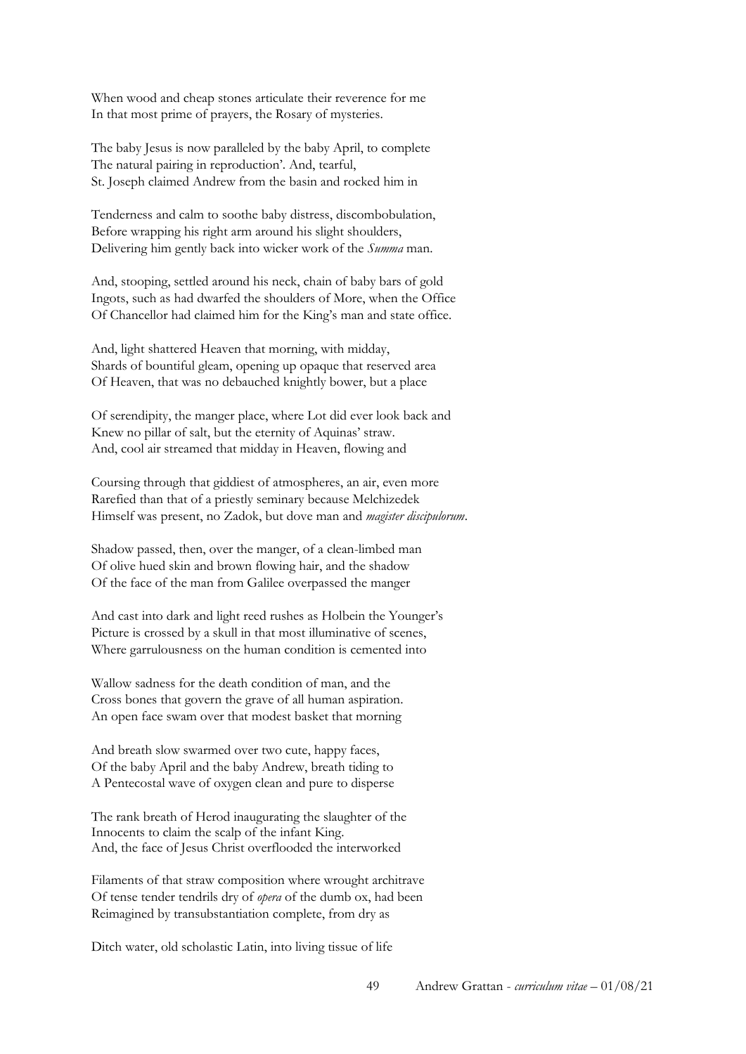When wood and cheap stones articulate their reverence for me
In that most prime of prayers, the Rosary of mysteries.

The baby Jesus is now paralleled by the baby April, to complete
The natural pairing in reproduction'. And, tearful,
St. Joseph claimed Andrew from the basin and rocked him in

Tenderness and calm to soothe baby distress, discombobulation,
Before wrapping his right arm around his slight shoulders,
Delivering him gently back into wicker work of the *Summa* man.

And, stooping, settled around his neck, chain of baby bars of gold
Ingots, such as had dwarfed the shoulders of More, when the Office
Of Chancellor had claimed him for the King's man and state office.

And, light shattered Heaven that morning, with midday,
Shards of bountiful gleam, opening up opaque that reserved area
Of Heaven, that was no debauched knightly bower, but a place

Of serendipity, the manger place, where Lot did ever look back and
Knew no pillar of salt, but the eternity of Aquinas' straw.
And, cool air streamed that midday in Heaven, flowing and

Coursing through that giddiest of atmospheres, an air, even more
Rarefied than that of a priestly seminary because Melchizedek
Himself was present, no Zadok, but dove man and *magister discipulorum*.

Shadow passed, then, over the manger, of a clean-limbed man
Of olive hued skin and brown flowing hair, and the shadow
Of the face of the man from Galilee overpassed the manger

And cast into dark and light reed rushes as Holbein the Younger's
Picture is crossed by a skull in that most illuminative of scenes,
Where garrulousness on the human condition is cemented into

Wallow sadness for the death condition of man, and the
Cross bones that govern the grave of all human aspiration.
An open face swam over that modest basket that morning

And breath slow swarmed over two cute, happy faces,
Of the baby April and the baby Andrew, breath tiding to
A Pentecostal wave of oxygen clean and pure to disperse

The rank breath of Herod inaugurating the slaughter of the
Innocents to claim the scalp of the infant King.
And, the face of Jesus Christ overflooded the interworked

Filaments of that straw composition where wrought architrave
Of tense tender tendrils dry of *opera* of the dumb ox, had been
Reimagined by transubstantiation complete, from dry as

Ditch water, old scholastic Latin, into living tissue of life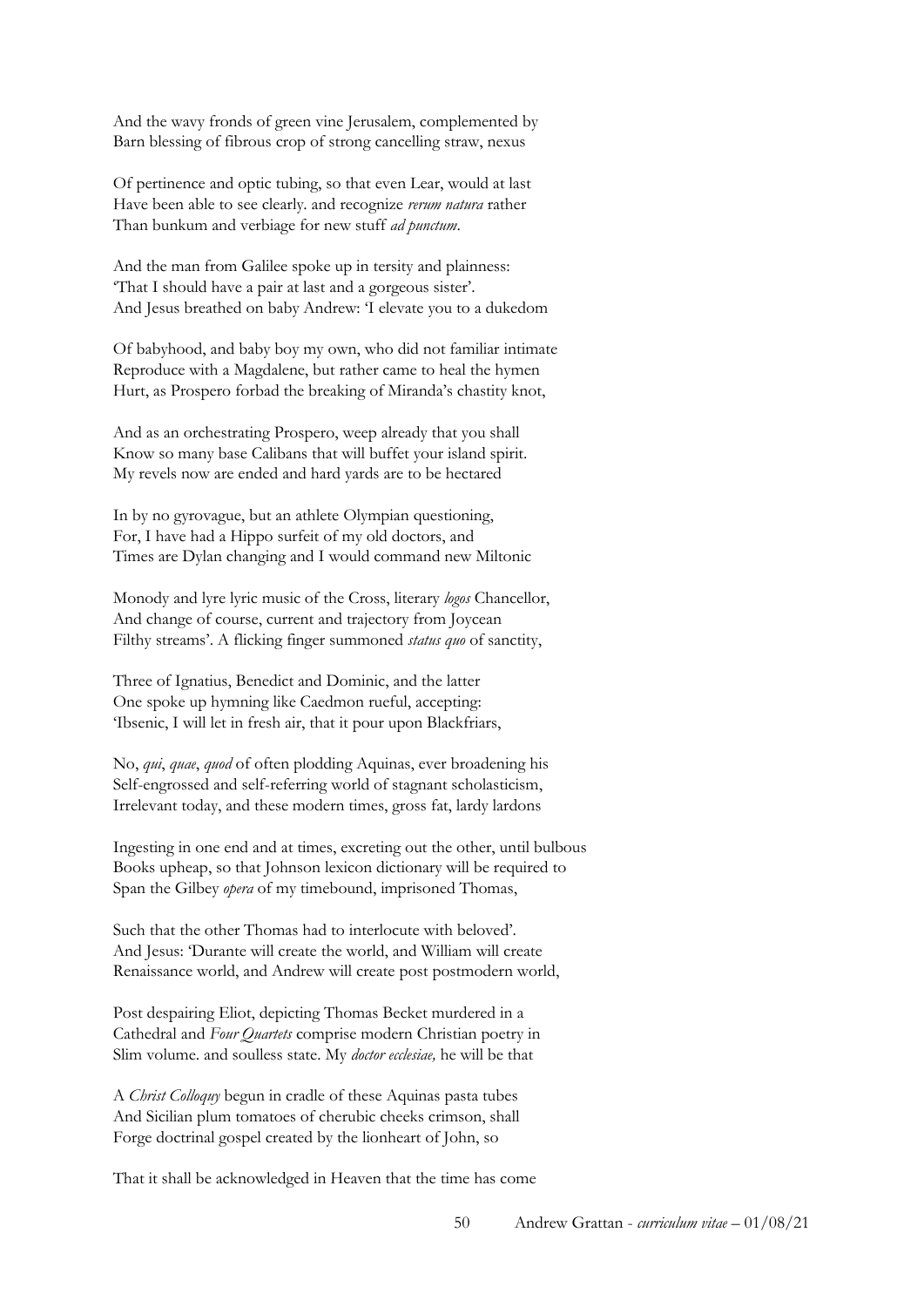And the wavy fronds of green vine Jerusalem, complemented by
Barn blessing of fibrous crop of strong cancelling straw, nexus

Of pertinence and optic tubing, so that even Lear, would at last
Have been able to see clearly. and recognize *rerum natura* rather
Than bunkum and verbiage for new stuff *ad punctum*.

And the man from Galilee spoke up in tersity and plainness:
'That I should have a pair at last and a gorgeous sister'.
And Jesus breathed on baby Andrew: 'I elevate you to a dukedom

Of babyhood, and baby boy my own, who did not familiar intimate
Reproduce with a Magdalene, but rather came to heal the hymen
Hurt, as Prospero forbad the breaking of Miranda's chastity knot,

And as an orchestrating Prospero, weep already that you shall
Know so many base Calibans that will buffet your island spirit.
My revels now are ended and hard yards are to be hectared

In by no gyrovague, but an athlete Olympian questioning,
For, I have had a Hippo surfeit of my old doctors, and
Times are Dylan changing and I would command new Miltonic

Monody and lyre lyric music of the Cross, literary *logos* Chancellor,
And change of course, current and trajectory from Joycean
Filthy streams'. A flicking finger summoned *status quo* of sanctity,

Three of Ignatius, Benedict and Dominic, and the latter
One spoke up hymning like Caedmon rueful, accepting:
'Ibsenic, I will let in fresh air, that it pour upon Blackfriars,

No, *qui*, *quae*, *quod* of often plodding Aquinas, ever broadening his
Self-engrossed and self-referring world of stagnant scholasticism,
Irrelevant today, and these modern times, gross fat, lardy lardons

Ingesting in one end and at times, excreting out the other, until bulbous
Books upheap, so that Johnson lexicon dictionary will be required to
Span the Gilbey *opera* of my timebound, imprisoned Thomas,

Such that the other Thomas had to interlocute with beloved'.
And Jesus: 'Durante will create the world, and William will create
Renaissance world, and Andrew will create post postmodern world,

Post despairing Eliot, depicting Thomas Becket murdered in a
Cathedral and *Four Quartets* comprise modern Christian poetry in
Slim volume. and soulless state. My *doctor ecclesiae,* he will be that

A *Christ Colloquy* begun in cradle of these Aquinas pasta tubes
And Sicilian plum tomatoes of cherubic cheeks crimson, shall
Forge doctrinal gospel created by the lionheart of John, so

That it shall be acknowledged in Heaven that the time has come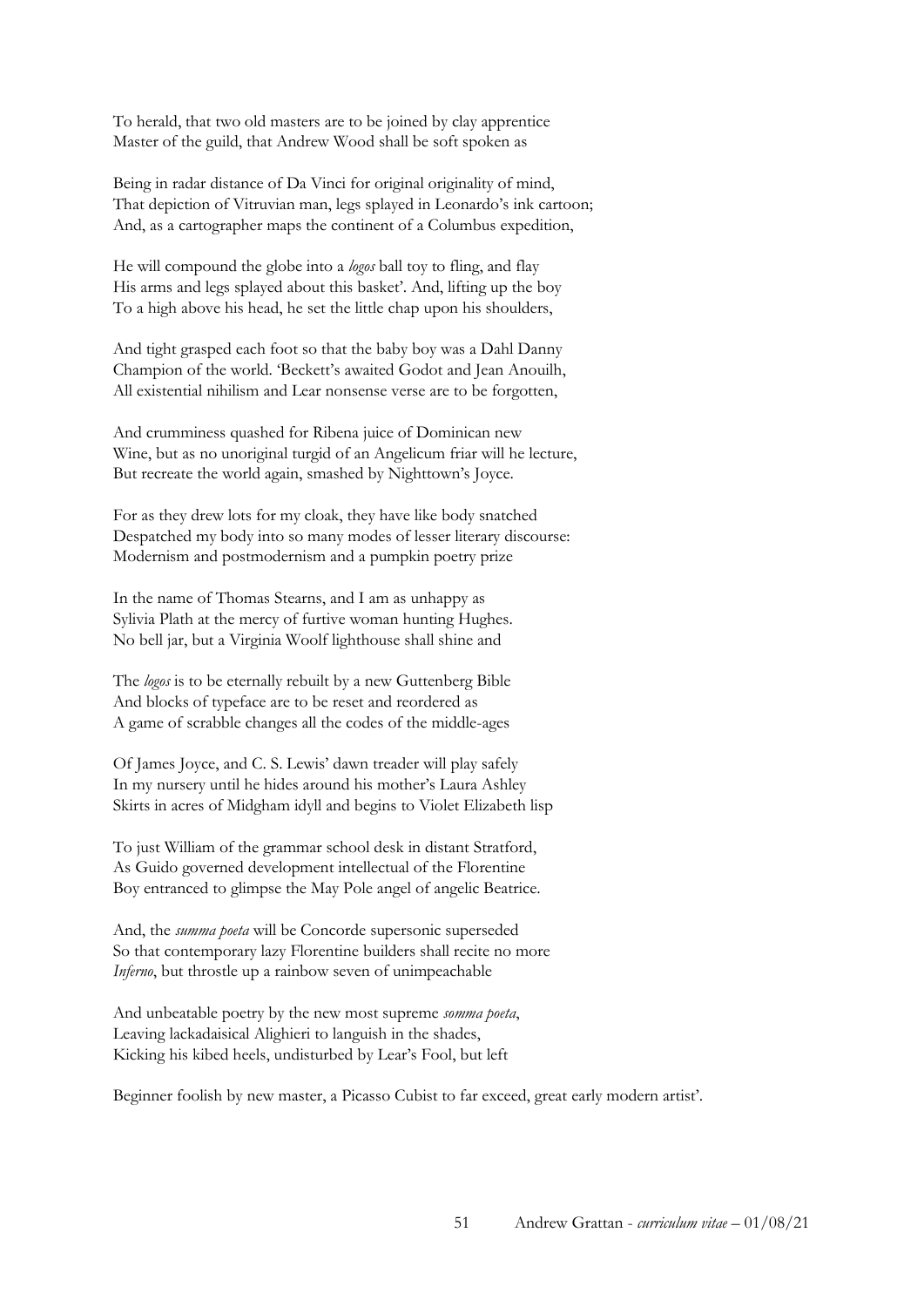To herald, that two old masters are to be joined by clay apprentice
Master of the guild, that Andrew Wood shall be soft spoken as

Being in radar distance of Da Vinci for original originality of mind,
That depiction of Vitruvian man, legs splayed in Leonardo's ink cartoon;
And, as a cartographer maps the continent of a Columbus expedition,

He will compound the globe into a *logos* ball toy to fling, and flay
His arms and legs splayed about this basket'. And, lifting up the boy
To a high above his head, he set the little chap upon his shoulders,

And tight grasped each foot so that the baby boy was a Dahl Danny
Champion of the world. 'Beckett's awaited Godot and Jean Anouilh,
All existential nihilism and Lear nonsense verse are to be forgotten,

And crumminess quashed for Ribena juice of Dominican new
Wine, but as no unoriginal turgid of an Angelicum friar will he lecture,
But recreate the world again, smashed by Nighttown's Joyce.

For as they drew lots for my cloak, they have like body snatched
Despatched my body into so many modes of lesser literary discourse:
Modernism and postmodernism and a pumpkin poetry prize

In the name of Thomas Stearns, and I am as unhappy as
Sylivia Plath at the mercy of furtive woman hunting Hughes.
No bell jar, but a Virginia Woolf lighthouse shall shine and

The *logos* is to be eternally rebuilt by a new Guttenberg Bible
And blocks of typeface are to be reset and reordered as
A game of scrabble changes all the codes of the middle-ages

Of James Joyce, and C. S. Lewis' dawn treader will play safely
In my nursery until he hides around his mother's Laura Ashley
Skirts in acres of Midgham idyll and begins to Violet Elizabeth lisp

To just William of the grammar school desk in distant Stratford,
As Guido governed development intellectual of the Florentine
Boy entranced to glimpse the May Pole angel of angelic Beatrice.

And, the *summa poeta* will be Concorde supersonic superseded
So that contemporary lazy Florentine builders shall recite no more
*Inferno*, but throstle up a rainbow seven of unimpeachable

And unbeatable poetry by the new most supreme *somma poeta*,
Leaving lackadaisical Alighieri to languish in the shades,
Kicking his kibed heels, undisturbed by Lear's Fool, but left

Beginner foolish by new master, a Picasso Cubist to far exceed, great early modern artist'.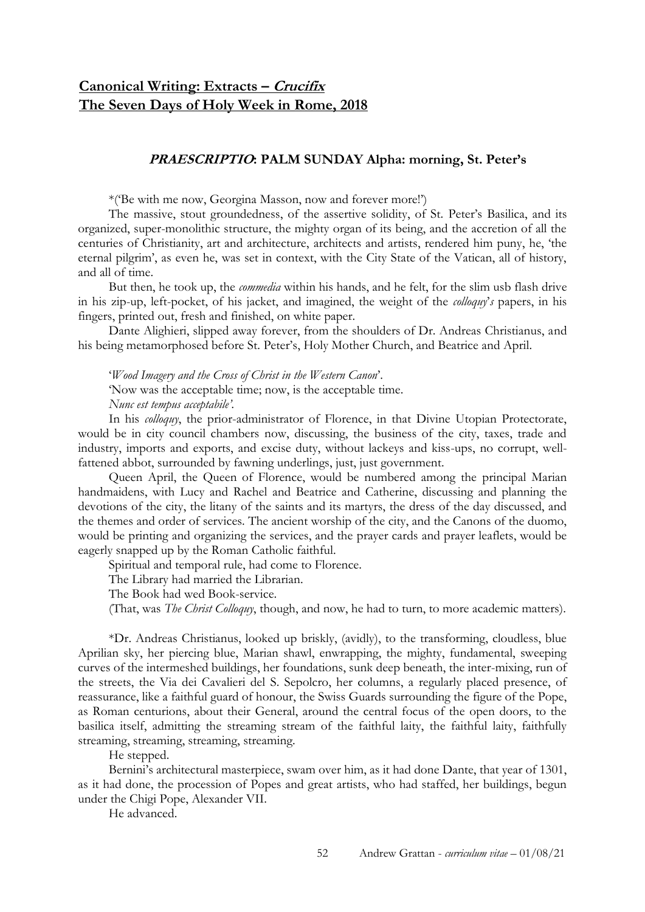## **Canonical Writing: Extracts – *Crucifix***
## **The Seven Days of Holy Week in Rome, 2018**

### ***PRAESCRIPTIO*: PALM SUNDAY Alpha: morning, St. Peter's**

*('Be with me now, Georgina Masson, now and forever more!')

The massive, stout groundedness, of the assertive solidity, of St. Peter's Basilica, and its organized, super-monolithic structure, the mighty organ of its being, and the accretion of all the centuries of Christianity, art and architecture, architects and artists, rendered him puny, he, 'the eternal pilgrim', as even he, was set in context, with the City State of the Vatican, all of history, and all of time.

But then, he took up, the *commedia* within his hands, and he felt, for the slim usb flash drive in his zip-up, left-pocket, of his jacket, and imagined, the weight of the *colloquy's* papers, in his fingers, printed out, fresh and finished, on white paper.

Dante Alighieri, slipped away forever, from the shoulders of Dr. Andreas Christianus, and his being metamorphosed before St. Peter's, Holy Mother Church, and Beatrice and April.

'*Wood Imagery and the Cross of Christ in the Western Canon*'.

'Now was the acceptable time; now, is the acceptable time.

*Nunc est tempus acceptabile'*.

In his *colloquy*, the prior-administrator of Florence, in that Divine Utopian Protectorate, would be in city council chambers now, discussing, the business of the city, taxes, trade and industry, imports and exports, and excise duty, without lackeys and kiss-ups, no corrupt, well-fattened abbot, surrounded by fawning underlings, just, just government.

Queen April, the Queen of Florence, would be numbered among the principal Marian handmaidens, with Lucy and Rachel and Beatrice and Catherine, discussing and planning the devotions of the city, the litany of the saints and its martyrs, the dress of the day discussed, and the themes and order of services. The ancient worship of the city, and the Canons of the duomo, would be printing and organizing the services, and the prayer cards and prayer leaflets, would be eagerly snapped up by the Roman Catholic faithful.

Spiritual and temporal rule, had come to Florence.

The Library had married the Librarian.

The Book had wed Book-service.

(That, was *The Christ Colloquy*, though, and now, he had to turn, to more academic matters).

*Dr. Andreas Christianus, looked up briskly, (avidly), to the transforming, cloudless, blue Aprilian sky, her piercing blue, Marian shawl, enwrapping, the mighty, fundamental, sweeping curves of the intermeshed buildings, her foundations, sunk deep beneath, the inter-mixing, run of the streets, the Via dei Cavalieri del S. Sepolcro, her columns, a regularly placed presence, of reassurance, like a faithful guard of honour, the Swiss Guards surrounding the figure of the Pope, as Roman centurions, about their General, around the central focus of the open doors, to the basilica itself, admitting the streaming stream of the faithful laity, the faithful laity, faithfully streaming, streaming, streaming, streaming.

He stepped.

Bernini's architectural masterpiece, swam over him, as it had done Dante, that year of 1301, as it had done, the procession of Popes and great artists, who had staffed, her buildings, begun under the Chigi Pope, Alexander VII.

He advanced.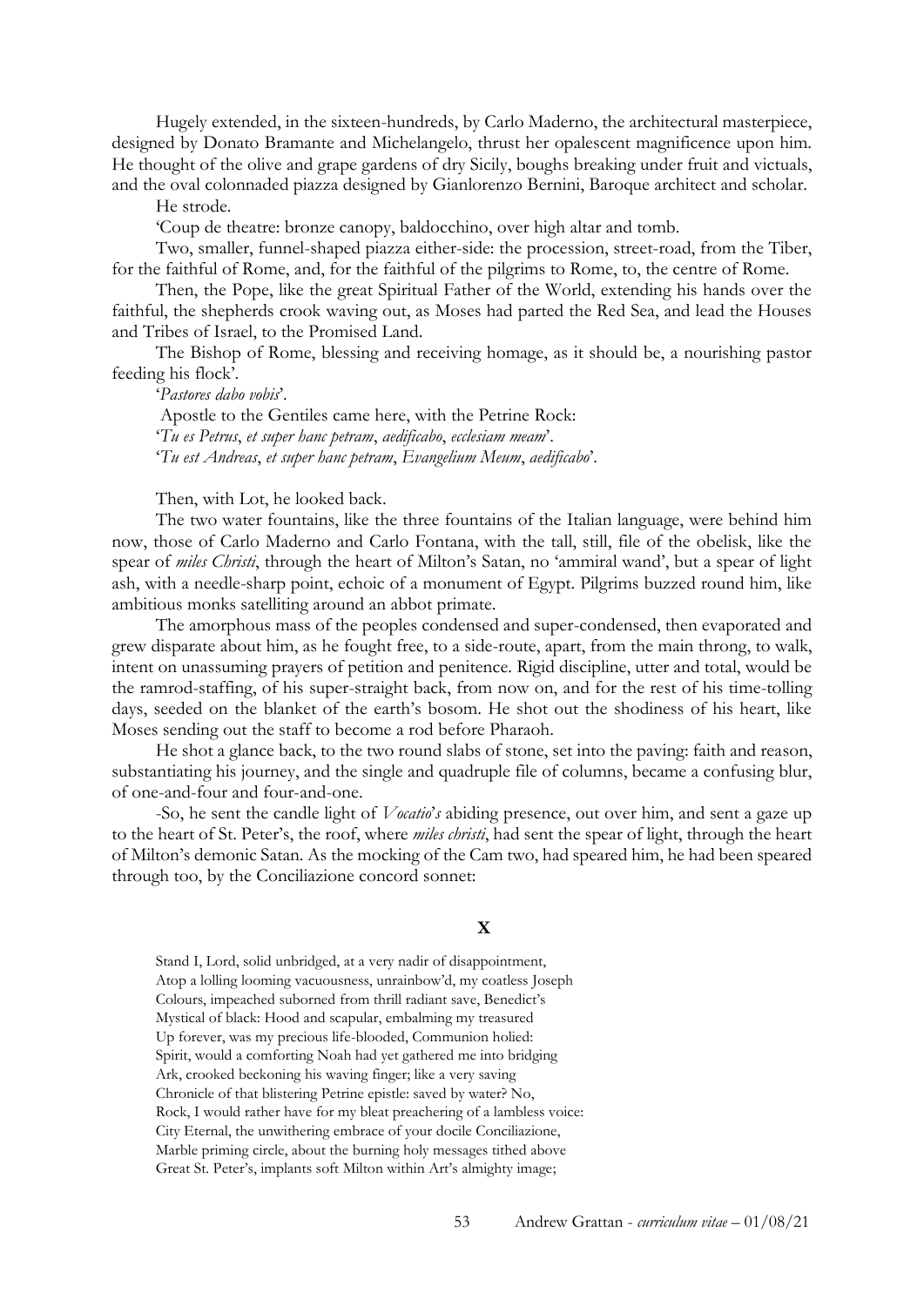Hugely extended, in the sixteen-hundreds, by Carlo Maderno, the architectural masterpiece, designed by Donato Bramante and Michelangelo, thrust her opalescent magnificence upon him. He thought of the olive and grape gardens of dry Sicily, boughs breaking under fruit and victuals, and the oval colonnaded piazza designed by Gianlorenzo Bernini, Baroque architect and scholar.

He strode.

'Coup de theatre: bronze canopy, baldocchino, over high altar and tomb.

Two, smaller, funnel-shaped piazza either-side: the procession, street-road, from the Tiber, for the faithful of Rome, and, for the faithful of the pilgrims to Rome, to, the centre of Rome.

Then, the Pope, like the great Spiritual Father of the World, extending his hands over the faithful, the shepherds crook waving out, as Moses had parted the Red Sea, and lead the Houses and Tribes of Israel, to the Promised Land.

The Bishop of Rome, blessing and receiving homage, as it should be, a nourishing pastor feeding his flock'.

'*Pastores dabo vobis*'.

Apostle to the Gentiles came here, with the Petrine Rock:

'*Tu es Petrus*, *et super hanc petram*, *aedificabo*, *ecclesiam meam*'.

'*Tu est Andreas*, *et super hanc petram*, *Evangelium Meum*, *aedificabo*'.

Then, with Lot, he looked back.

The two water fountains, like the three fountains of the Italian language, were behind him now, those of Carlo Maderno and Carlo Fontana, with the tall, still, file of the obelisk, like the spear of *miles Christi*, through the heart of Milton's Satan, no 'ammiral wand', but a spear of light ash, with a needle-sharp point, echoic of a monument of Egypt. Pilgrims buzzed round him, like ambitious monks satelliting around an abbot primate.

The amorphous mass of the peoples condensed and super-condensed, then evaporated and grew disparate about him, as he fought free, to a side-route, apart, from the main throng, to walk, intent on unassuming prayers of petition and penitence. Rigid discipline, utter and total, would be the ramrod-staffing, of his super-straight back, from now on, and for the rest of his time-tolling days, seeded on the blanket of the earth's bosom. He shot out the shodiness of his heart, like Moses sending out the staff to become a rod before Pharaoh.

He shot a glance back, to the two round slabs of stone, set into the paving: faith and reason, substantiating his journey, and the single and quadruple file of columns, became a confusing blur, of one-and-four and four-and-one.

-So, he sent the candle light of *Vocatio*'*s* abiding presence, out over him, and sent a gaze up to the heart of St. Peter's, the roof, where *miles christi*, had sent the spear of light, through the heart of Milton's demonic Satan. As the mocking of the Cam two, had speared him, he had been speared through too, by the Conciliazione concord sonnet:

**X**

Stand I, Lord, solid unbridged, at a very nadir of disappointment,
Atop a lolling looming vacuousness, unrainbow'd, my coatless Joseph
Colours, impeached suborned from thrill radiant save, Benedict's
Mystical of black: Hood and scapular, embalming my treasured
Up forever, was my precious life-blooded, Communion holied:
Spirit, would a comforting Noah had yet gathered me into bridging
Ark, crooked beckoning his waving finger; like a very saving
Chronicle of that blistering Petrine epistle: saved by water? No,
Rock, I would rather have for my bleat preachering of a lambless voice:
City Eternal, the unwithering embrace of your docile Conciliazione,
Marble priming circle, about the burning holy messages tithed above
Great St. Peter's, implants soft Milton within Art's almighty image;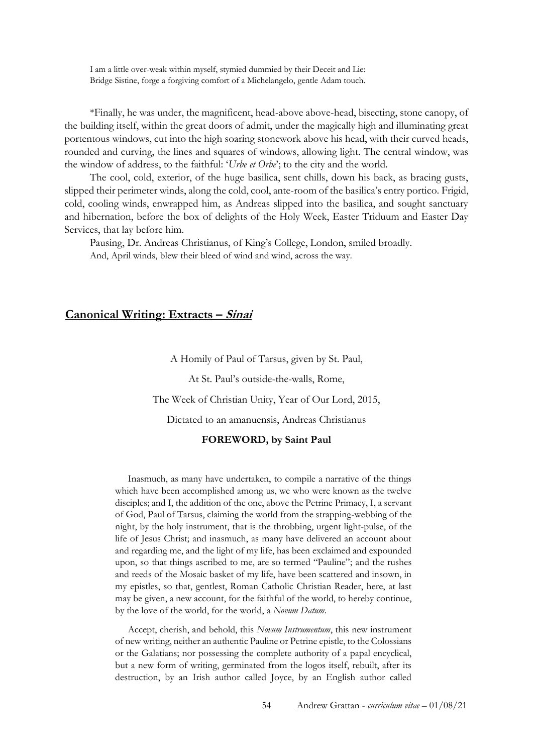I am a little over-weak within myself, stymied dummied by their Deceit and Lie:
Bridge Sistine, forge a forgiving comfort of a Michelangelo, gentle Adam touch.

*Finally, he was under, the magnificent, head-above above-head, bisecting, stone canopy, of the building itself, within the great doors of admit, under the magically high and illuminating great portentous windows, cut into the high soaring stonework above his head, with their curved heads, rounded and curving, the lines and squares of windows, allowing light. The central window, was the window of address, to the faithful: '*Urbe et Orbe*'; to the city and the world.

The cool, cold, exterior, of the huge basilica, sent chills, down his back, as bracing gusts, slipped their perimeter winds, along the cold, cool, ante-room of the basilica's entry portico. Frigid, cold, cooling winds, enwrapped him, as Andreas slipped into the basilica, and sought sanctuary and hibernation, before the box of delights of the Holy Week, Easter Triduum and Easter Day Services, that lay before him.

Pausing, Dr. Andreas Christianus, of King's College, London, smiled broadly.

And, April winds, blew their bleed of wind and wind, across the way.

## Canonical Writing: Extracts – *Sinai*

A Homily of Paul of Tarsus, given by St. Paul,

At St. Paul's outside-the-walls, Rome,

The Week of Christian Unity, Year of Our Lord, 2015,

Dictated to an amanuensis, Andreas Christianus

**FOREWORD, by Saint Paul**

> Inasmuch, as many have undertaken, to compile a narrative of the things which have been accomplished among us, we who were known as the twelve disciples; and I, the addition of the one, above the Petrine Primacy, I, a servant of God, Paul of Tarsus, claiming the world from the strapping-webbing of the night, by the holy instrument, that is the throbbing, urgent light-pulse, of the life of Jesus Christ; and inasmuch, as many have delivered an account about and regarding me, and the light of my life, has been exclaimed and expounded upon, so that things ascribed to me, are so termed "Pauline"; and the rushes and reeds of the Mosaic basket of my life, have been scattered and insown, in my epistles, so that, gentlest, Roman Catholic Christian Reader, here, at last may be given, a new account, for the faithful of the world, to hereby continue, by the love of the world, for the world, a *Novum Datum*.
>
> Accept, cherish, and behold, this *Novum Instrumentum*, this new instrument of new writing, neither an authentic Pauline or Petrine epistle, to the Colossians or the Galatians; nor possessing the complete authority of a papal encyclical, but a new form of writing, germinated from the logos itself, rebuilt, after its destruction, by an Irish author called Joyce, by an English author called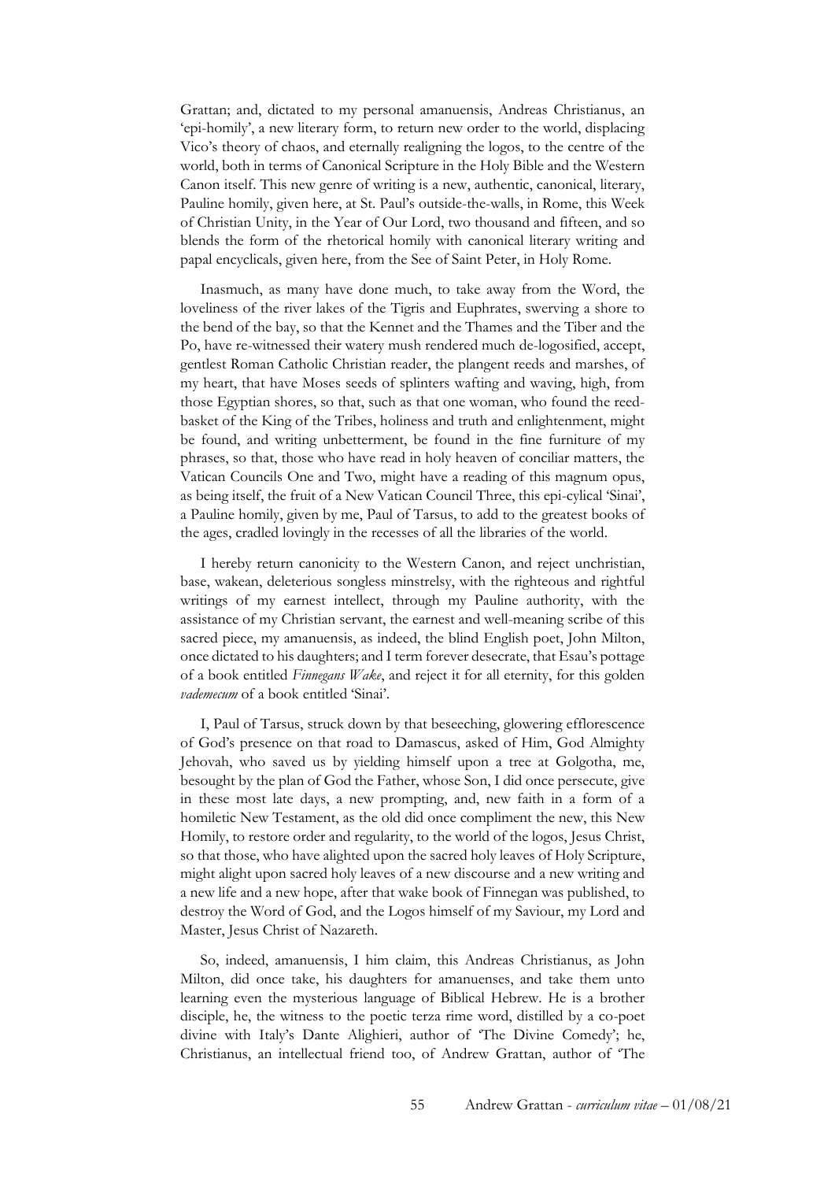Grattan; and, dictated to my personal amanuensis, Andreas Christianus, an 'epi-homily', a new literary form, to return new order to the world, displacing Vico's theory of chaos, and eternally realigning the logos, to the centre of the world, both in terms of Canonical Scripture in the Holy Bible and the Western Canon itself. This new genre of writing is a new, authentic, canonical, literary, Pauline homily, given here, at St. Paul's outside-the-walls, in Rome, this Week of Christian Unity, in the Year of Our Lord, two thousand and fifteen, and so blends the form of the rhetorical homily with canonical literary writing and papal encyclicals, given here, from the See of Saint Peter, in Holy Rome.

Inasmuch, as many have done much, to take away from the Word, the loveliness of the river lakes of the Tigris and Euphrates, swerving a shore to the bend of the bay, so that the Kennet and the Thames and the Tiber and the Po, have re-witnessed their watery mush rendered much de-logosified, accept, gentlest Roman Catholic Christian reader, the plangent reeds and marshes, of my heart, that have Moses seeds of splinters wafting and waving, high, from those Egyptian shores, so that, such as that one woman, who found the reed-basket of the King of the Tribes, holiness and truth and enlightenment, might be found, and writing unbetterment, be found in the fine furniture of my phrases, so that, those who have read in holy heaven of conciliar matters, the Vatican Councils One and Two, might have a reading of this magnum opus, as being itself, the fruit of a New Vatican Council Three, this epi-cylical 'Sinai', a Pauline homily, given by me, Paul of Tarsus, to add to the greatest books of the ages, cradled lovingly in the recesses of all the libraries of the world.

I hereby return canonicity to the Western Canon, and reject unchristian, base, wakean, deleterious songless minstrelsy, with the righteous and rightful writings of my earnest intellect, through my Pauline authority, with the assistance of my Christian servant, the earnest and well-meaning scribe of this sacred piece, my amanuensis, as indeed, the blind English poet, John Milton, once dictated to his daughters; and I term forever desecrate, that Esau's pottage of a book entitled *Finnegans Wake*, and reject it for all eternity, for this golden *vademecum* of a book entitled 'Sinai'.

I, Paul of Tarsus, struck down by that beseeching, glowering efflorescence of God's presence on that road to Damascus, asked of Him, God Almighty Jehovah, who saved us by yielding himself upon a tree at Golgotha, me, besought by the plan of God the Father, whose Son, I did once persecute, give in these most late days, a new prompting, and, new faith in a form of a homiletic New Testament, as the old did once compliment the new, this New Homily, to restore order and regularity, to the world of the logos, Jesus Christ, so that those, who have alighted upon the sacred holy leaves of Holy Scripture, might alight upon sacred holy leaves of a new discourse and a new writing and a new life and a new hope, after that wake book of Finnegan was published, to destroy the Word of God, and the Logos himself of my Saviour, my Lord and Master, Jesus Christ of Nazareth.

So, indeed, amanuensis, I him claim, this Andreas Christianus, as John Milton, did once take, his daughters for amanuenses, and take them unto learning even the mysterious language of Biblical Hebrew. He is a brother disciple, he, the witness to the poetic terza rime word, distilled by a co-poet divine with Italy's Dante Alighieri, author of 'The Divine Comedy'; he, Christianus, an intellectual friend too, of Andrew Grattan, author of 'The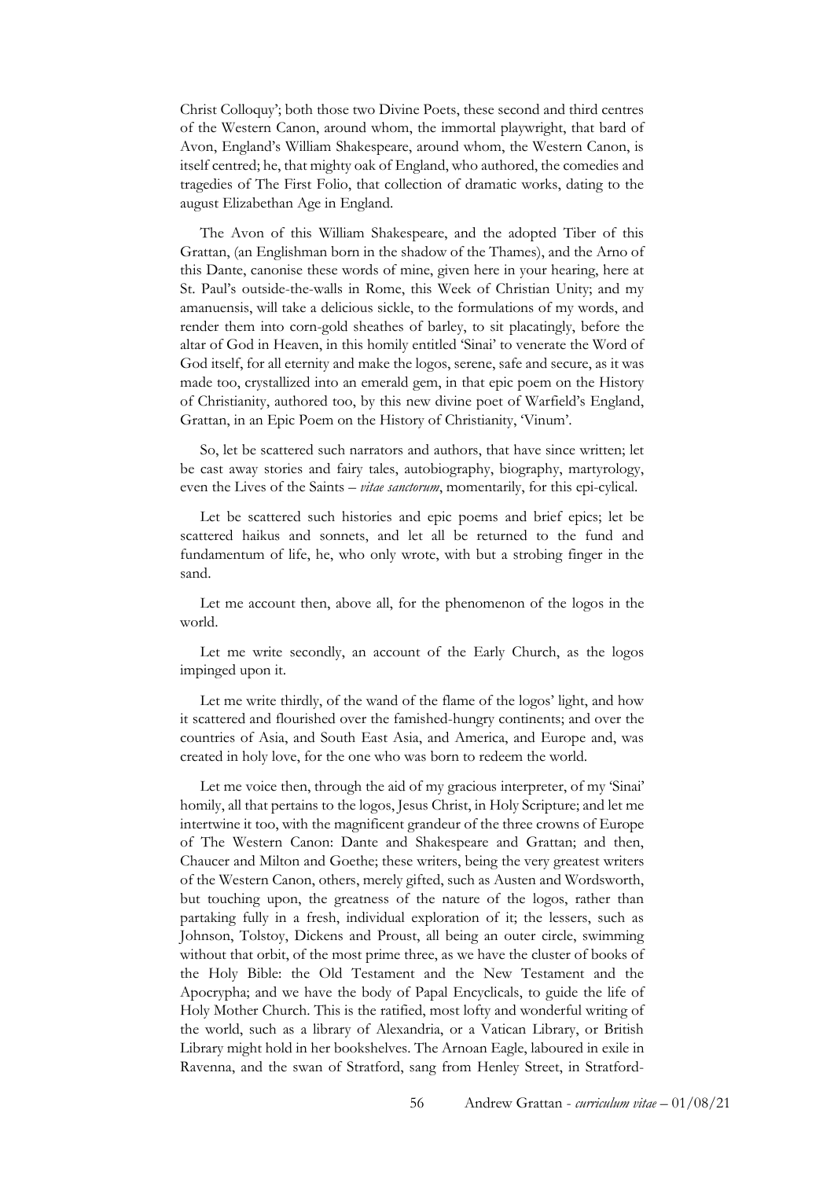Christ Colloquy'; both those two Divine Poets, these second and third centres of the Western Canon, around whom, the immortal playwright, that bard of Avon, England's William Shakespeare, around whom, the Western Canon, is itself centred; he, that mighty oak of England, who authored, the comedies and tragedies of The First Folio, that collection of dramatic works, dating to the august Elizabethan Age in England.

The Avon of this William Shakespeare, and the adopted Tiber of this Grattan, (an Englishman born in the shadow of the Thames), and the Arno of this Dante, canonise these words of mine, given here in your hearing, here at St. Paul's outside-the-walls in Rome, this Week of Christian Unity; and my amanuensis, will take a delicious sickle, to the formulations of my words, and render them into corn-gold sheathes of barley, to sit placatingly, before the altar of God in Heaven, in this homily entitled 'Sinai' to venerate the Word of God itself, for all eternity and make the logos, serene, safe and secure, as it was made too, crystallized into an emerald gem, in that epic poem on the History of Christianity, authored too, by this new divine poet of Warfield's England, Grattan, in an Epic Poem on the History of Christianity, 'Vinum'.

So, let be scattered such narrators and authors, that have since written; let be cast away stories and fairy tales, autobiography, biography, martyrology, even the Lives of the Saints – *vitae sanctorum*, momentarily, for this epi-cylical.

Let be scattered such histories and epic poems and brief epics; let be scattered haikus and sonnets, and let all be returned to the fund and fundamentum of life, he, who only wrote, with but a strobing finger in the sand.

Let me account then, above all, for the phenomenon of the logos in the world.

Let me write secondly, an account of the Early Church, as the logos impinged upon it.

Let me write thirdly, of the wand of the flame of the logos' light, and how it scattered and flourished over the famished-hungry continents; and over the countries of Asia, and South East Asia, and America, and Europe and, was created in holy love, for the one who was born to redeem the world.

Let me voice then, through the aid of my gracious interpreter, of my 'Sinai' homily, all that pertains to the logos, Jesus Christ, in Holy Scripture; and let me intertwine it too, with the magnificent grandeur of the three crowns of Europe of The Western Canon: Dante and Shakespeare and Grattan; and then, Chaucer and Milton and Goethe; these writers, being the very greatest writers of the Western Canon, others, merely gifted, such as Austen and Wordsworth, but touching upon, the greatness of the nature of the logos, rather than partaking fully in a fresh, individual exploration of it; the lessers, such as Johnson, Tolstoy, Dickens and Proust, all being an outer circle, swimming without that orbit, of the most prime three, as we have the cluster of books of the Holy Bible: the Old Testament and the New Testament and the Apocrypha; and we have the body of Papal Encyclicals, to guide the life of Holy Mother Church. This is the ratified, most lofty and wonderful writing of the world, such as a library of Alexandria, or a Vatican Library, or British Library might hold in her bookshelves. The Arnoan Eagle, laboured in exile in Ravenna, and the swan of Stratford, sang from Henley Street, in Stratford-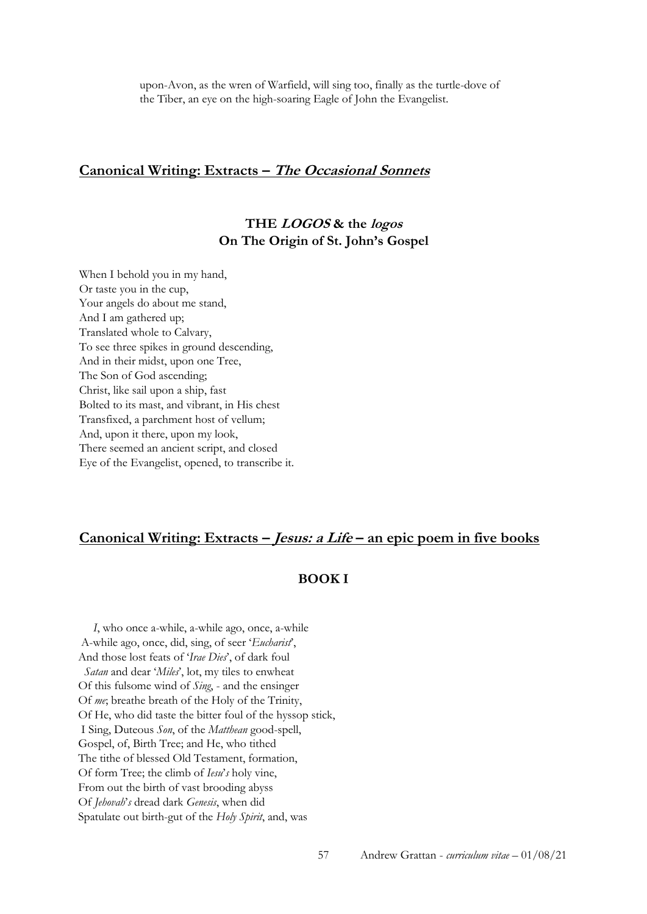upon-Avon, as the wren of Warfield, will sing too, finally as the turtle-dove of the Tiber, an eye on the high-soaring Eagle of John the Evangelist.

## Canonical Writing: Extracts – *The Occasional Sonnets*

### THE *LOGOS* & the *logos*
### On The Origin of St. John's Gospel

When I behold you in my hand,
Or taste you in the cup,
Your angels do about me stand,
And I am gathered up;
Translated whole to Calvary,
To see three spikes in ground descending,
And in their midst, upon one Tree,
The Son of God ascending;
Christ, like sail upon a ship, fast
Bolted to its mast, and vibrant, in His chest
Transfixed, a parchment host of vellum;
And, upon it there, upon my look,
There seemed an ancient script, and closed
Eye of the Evangelist, opened, to transcribe it.

## Canonical Writing: Extracts – *Jesus: a Life* – an epic poem in five books

### BOOK I

*I*, who once a-while, a-while ago, once, a-while
A-while ago, once, did, sing, of seer '*Eucharist*',
And those lost feats of '*Irae Dies*', of dark foul
*Satan* and dear '*Miles*', lot, my tiles to enwheat
Of this fulsome wind of *Sing*, - and the ensinger
Of *me*; breathe breath of the Holy of the Trinity,
Of He, who did taste the bitter foul of the hyssop stick,
I Sing, Duteous *Son*, of the *Matthean* good-spell,
Gospel, of, Birth Tree; and He, who tithed
The tithe of blessed Old Testament, formation,
Of form Tree; the climb of *Iesu*'*s* holy vine,
From out the birth of vast brooding abyss
Of *Jehovah*'*s* dread dark *Genesis*, when did
Spatulate out birth-gut of the *Holy Spirit*, and, was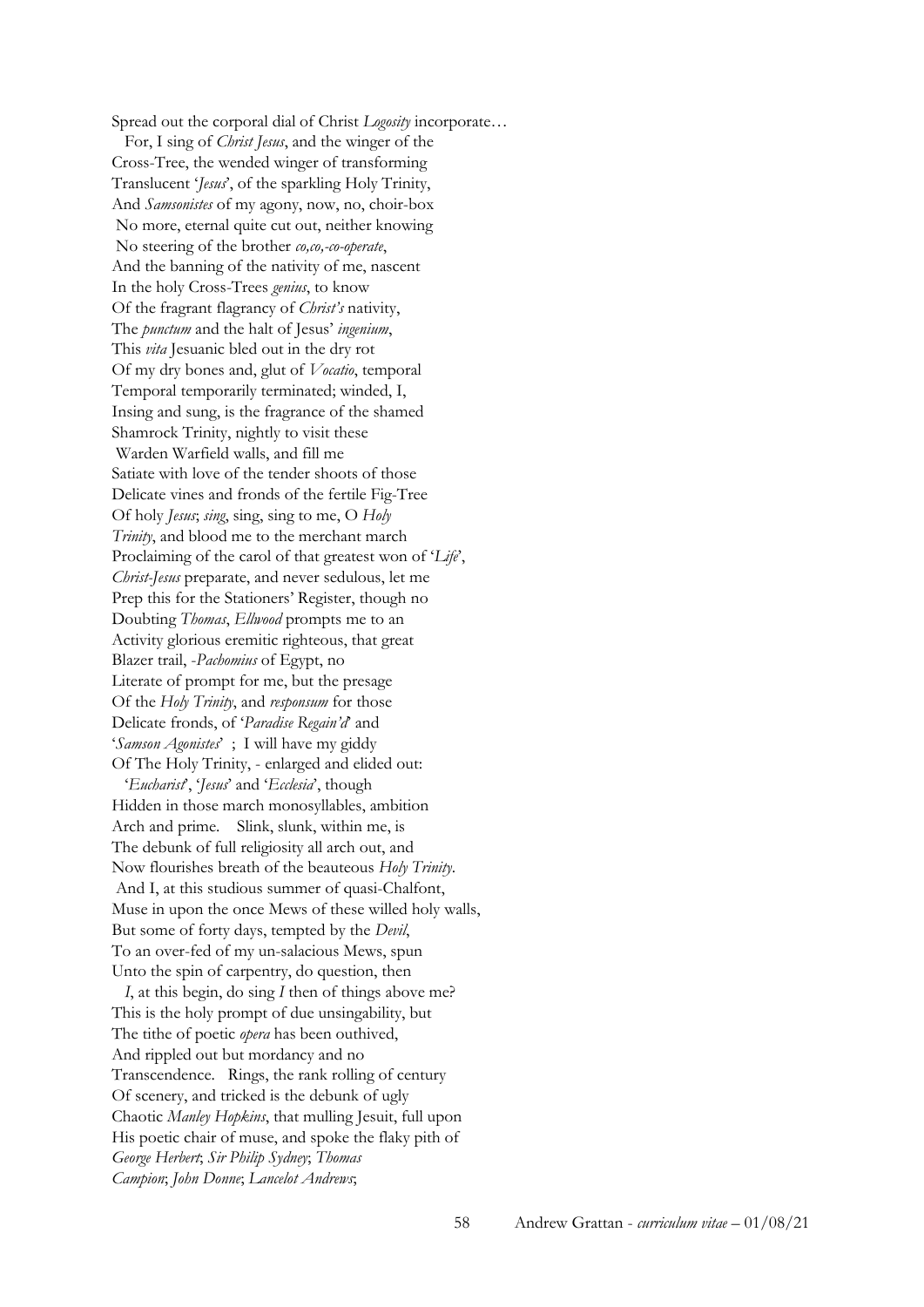Spread out the corporal dial of Christ *Logosity* incorporate…
For, I sing of *Christ Jesus*, and the winger of the
Cross-Tree, the wended winger of transforming
Translucent '*Jesus*', of the sparkling Holy Trinity,
And *Samsonistes* of my agony, now, no, choir-box
No more, eternal quite cut out, neither knowing
No steering of the brother *co,co,-co-operate*,
And the banning of the nativity of me, nascent
In the holy Cross-Trees *genius*, to know
Of the fragrant flagrancy of *Christ's* nativity,
The *punctum* and the halt of Jesus' *ingenium*,
This *vita* Jesuanic bled out in the dry rot
Of my dry bones and, glut of *Vocatio*, temporal
Temporal temporarily terminated; winded, I,
Insing and sung, is the fragrance of the shamed
Shamrock Trinity, nightly to visit these
Warden Warfield walls, and fill me
Satiate with love of the tender shoots of those
Delicate vines and fronds of the fertile Fig-Tree
Of holy *Jesus*; *sing*, sing, sing to me, O *Holy*
*Trinity*, and blood me to the merchant march
Proclaiming of the carol of that greatest won of '*Life*',
*Christ-Jesus* preparate, and never sedulous, let me
Prep this for the Stationers' Register, though no
Doubting *Thomas*, *Ellwood* prompts me to an
Activity glorious eremitic righteous, that great
Blazer trail, -*Pachomius* of Egypt, no
Literate of prompt for me, but the presage
Of the *Holy Trinity*, and *responsum* for those
Delicate fronds, of '*Paradise Regain'd*' and
'*Samson Agonistes*' ; I will have my giddy
Of The Holy Trinity, - enlarged and elided out:
'*Eucharist*', '*Jesus*' and '*Ecclesia*', though
Hidden in those march monosyllables, ambition
Arch and prime. Slink, slunk, within me, is
The debunk of full religiosity all arch out, and
Now flourishes breath of the beauteous *Holy Trinity*.
And I, at this studious summer of quasi-Chalfont,
Muse in upon the once Mews of these willed holy walls,
But some of forty days, tempted by the *Devil*,
To an over-fed of my un-salacious Mews, spun
Unto the spin of carpentry, do question, then
*I*, at this begin, do sing *I* then of things above me?
This is the holy prompt of due unsingability, but
The tithe of poetic *opera* has been outhived,
And rippled out but mordancy and no
Transcendence. Rings, the rank rolling of century
Of scenery, and tricked is the debunk of ugly
Chaotic *Manley Hopkins*, that mulling Jesuit, full upon
His poetic chair of muse, and spoke the flaky pith of
*George Herbert*; *Sir Philip Sydney*; *Thomas*
*Campion*; *John Donne*; *Lancelot Andrews*;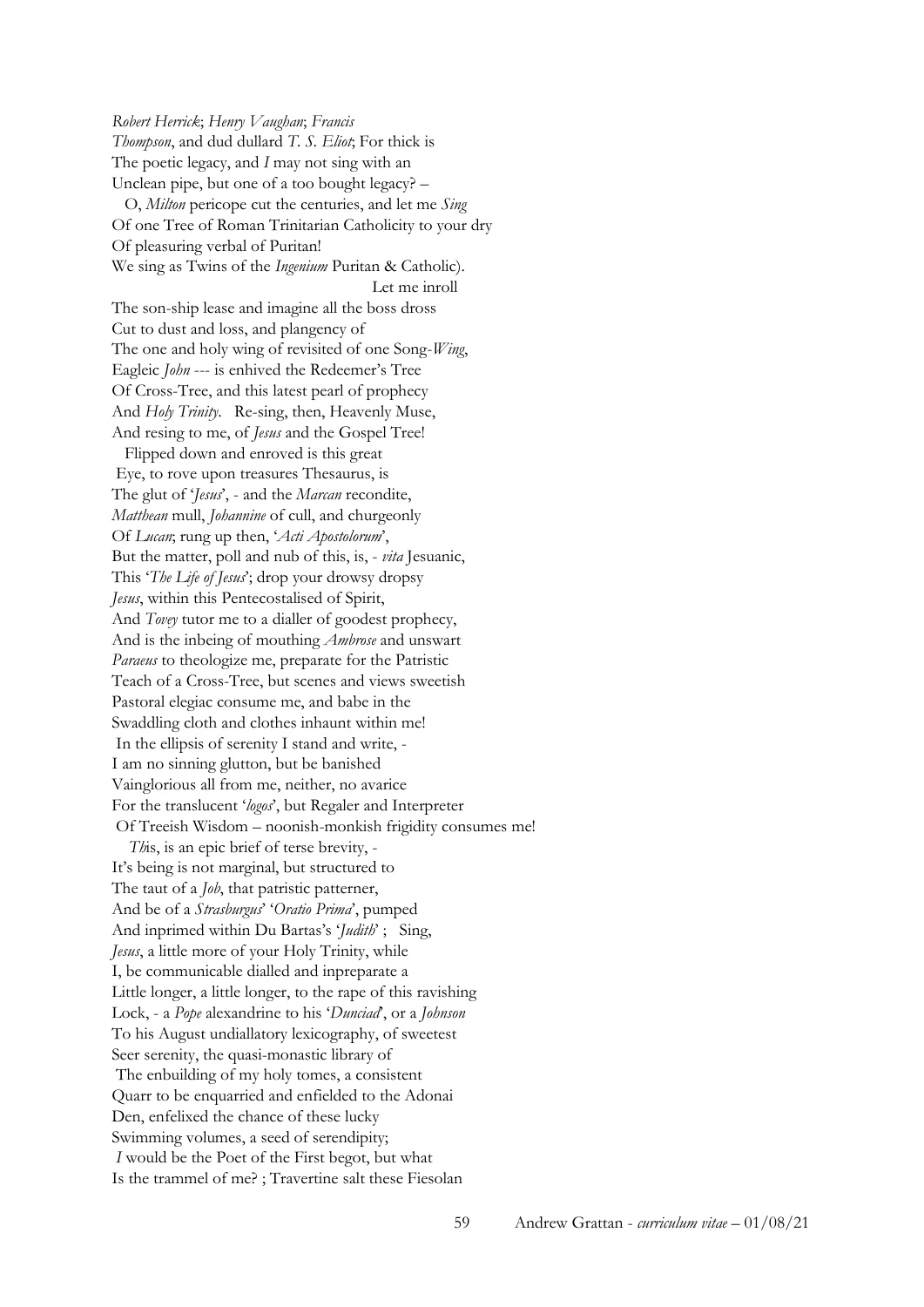*Robert Herrick*; *Henry Vaughan*; *Francis*
*Thompson*, and dud dullard *T. S. Eliot*; For thick is
The poetic legacy, and *I* may not sing with an
Unclean pipe, but one of a too bought legacy? –
O, *Milton* pericope cut the centuries, and let me *Sing*
Of one Tree of Roman Trinitarian Catholicity to your dry
Of pleasuring verbal of Puritan!
We sing as Twins of the *Ingenium* Puritan & Catholic).
Let me inroll
The son-ship lease and imagine all the boss dross
Cut to dust and loss, and plangency of
The one and holy wing of revisited of one Song-*Wing*,
Eagleic *John* --- is enhived the Redeemer's Tree
Of Cross-Tree, and this latest pearl of prophecy
And *Holy Trinity*. Re-sing, then, Heavenly Muse,
And resing to me, of *Jesus* and the Gospel Tree!
Flipped down and enroved is this great
Eye, to rove upon treasures Thesaurus, is
The glut of '*Jesus*', - and the *Marcan* recondite,
*Matthean* mull, *Johannine* of cull, and churgeonly
Of *Lucan*; rung up then, '*Acti Apostolorum*',
But the matter, poll and nub of this, is, - *vita* Jesuanic,
This '*The Life of Jesus*'; drop your drowsy dropsy
*Jesus*, within this Pentecostalised of Spirit,
And *Tovey* tutor me to a dialler of goodest prophecy,
And is the inbeing of mouthing *Ambrose* and unswart
*Paraeus* to theologize me, preparate for the Patristic
Teach of a Cross-Tree, but scenes and views sweetish
Pastoral elegiac consume me, and babe in the
Swaddling cloth and clothes inhaunt within me!
In the ellipsis of serenity I stand and write, -
I am no sinning glutton, but be banished
Vainglorious all from me, neither, no avarice
For the translucent '*logos*', but Regaler and Interpreter
Of Treeish Wisdom – noonish-monkish frigidity consumes me!
*Th*is, is an epic brief of terse brevity, -
It's being is not marginal, but structured to
The taut of a *Job*, that patristic patterner,
And be of a *Strasburgus*' '*Oratio Prima*', pumped
And inprimed within Du Bartas's '*Judith*' ; Sing,
*Jesus*, a little more of your Holy Trinity, while
I, be communicable dialled and inpreparate a
Little longer, a little longer, to the rape of this ravishing
Lock, - a *Pope* alexandrine to his '*Dunciad*', or a *Johnson*
To his August undiallatory lexicography, of sweetest
Seer serenity, the quasi-monastic library of
The enbuilding of my holy tomes, a consistent
Quarr to be enquarried and enfielded to the Adonai
Den, enfelixed the chance of these lucky
Swimming volumes, a seed of serendipity;
*I* would be the Poet of the First begot, but what
Is the trammel of me? ; Travertine salt these Fiesolan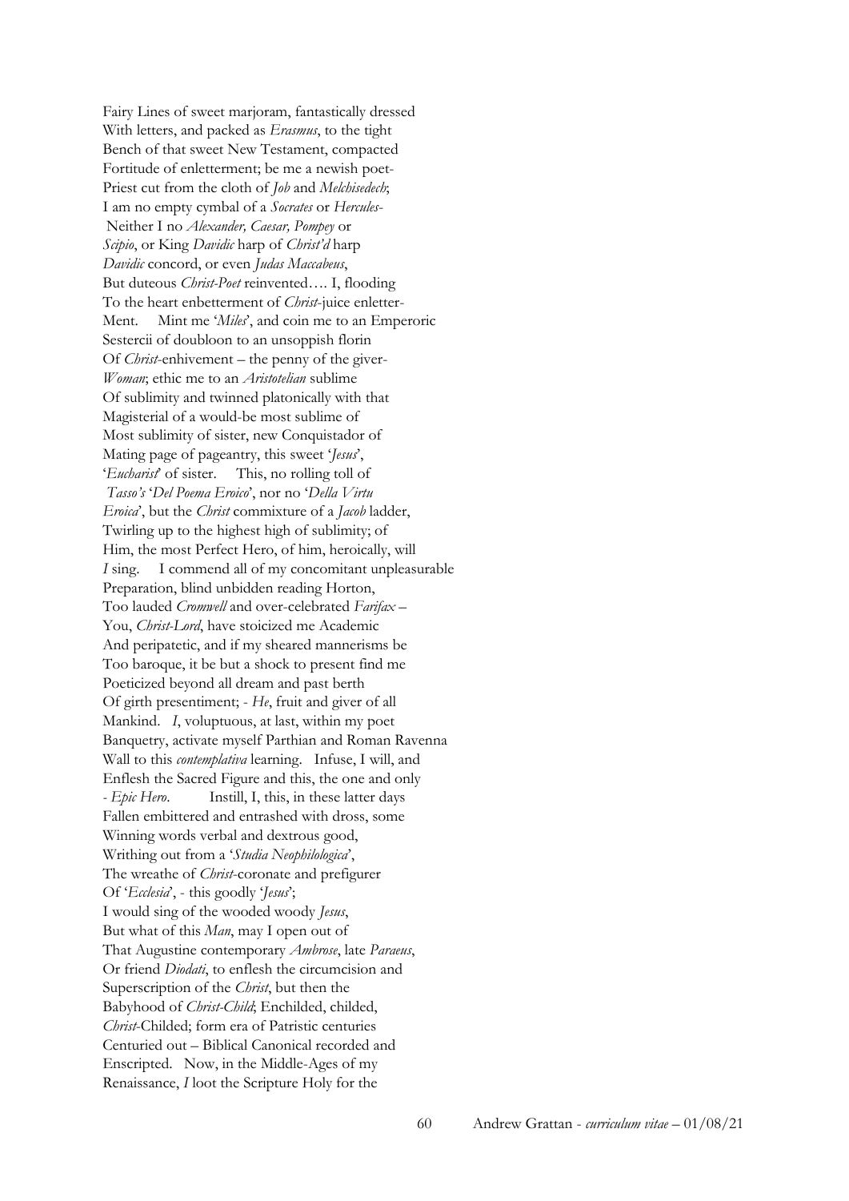Fairy Lines of sweet marjoram, fantastically dressed  
With letters, and packed as *Erasmus*, to the tight  
Bench of that sweet New Testament, compacted  
Fortitude of enletterment; be me a newish poet-  
Priest cut from the cloth of *Job* and *Melchisedech*;  
I am no empty cymbal of a *Socrates* or *Hercules*-  
Neither I no *Alexander, Caesar, Pompey* or  
*Scipio*, or King *Davidic* harp of *Christ'd* harp  
*Davidic* concord, or even *Judas Maccabeus*,  
But duteous *Christ-Poet* reinvented…. I, flooding  
To the heart enbetterment of *Christ*-juice enletter-  
Ment.     Mint me '*Miles*', and coin me to an Emperoric  
Sestercii of doubloon to an unsoppish florin  
Of *Christ*-enhivement – the penny of the giver-  
*Woman*; ethic me to an *Aristotelian* sublime  
Of sublimity and twinned platonically with that  
Magisterial of a would-be most sublime of  
Most sublimity of sister, new Conquistador of  
Mating page of pageantry, this sweet '*Jesus*',  
'*Eucharist*' of sister.     This, no rolling toll of  
*Tasso's* '*Del Poema Eroico*', nor no '*Della Virtu*  
*Eroica*', but the *Christ* commixture of a *Jacob* ladder,  
Twirling up to the highest high of sublimity; of  
Him, the most Perfect Hero, of him, heroically, will  
*I* sing.     I commend all of my concomitant unpleasurable  
Preparation, blind unbidden reading Horton,  
Too lauded *Cromwell* and over-celebrated *Farifax* –  
You, *Christ-Lord*, have stoicized me Academic  
And peripatetic, and if my sheared mannerisms be  
Too baroque, it be but a shock to present find me  
Poeticized beyond all dream and past berth  
Of girth presentiment; - *He*, fruit and giver of all  
Mankind.   *I*, voluptuous, at last, within my poet  
Banquetry, activate myself Parthian and Roman Ravenna  
Wall to this *contemplativa* learning.   Infuse, I will, and  
Enflesh the Sacred Figure and this, the one and only  
- *Epic Hero*.          Instill, I, this, in these latter days  
Fallen embittered and entrashed with dross, some  
Winning words verbal and dextrous good,  
Writhing out from a '*Studia Neophilologica*',  
The wreathe of *Christ*-coronate and prefigurer  
Of '*Ecclesia*', - this goodly '*Jesus*';  
I would sing of the wooded woody *Jesus*,  
But what of this *Man*, may I open out of  
That Augustine contemporary *Ambrose*, late *Paraeus*,  
Or friend *Diodati*, to enflesh the circumcision and  
Superscription of the *Christ*, but then the  
Babyhood of *Christ-Child*; Enchilded, childed,  
*Christ*-Childed; form era of Patristic centuries  
Centuried out – Biblical Canonical recorded and  
Enscripted.   Now, in the Middle-Ages of my  
Renaissance, *I* loot the Scripture Holy for the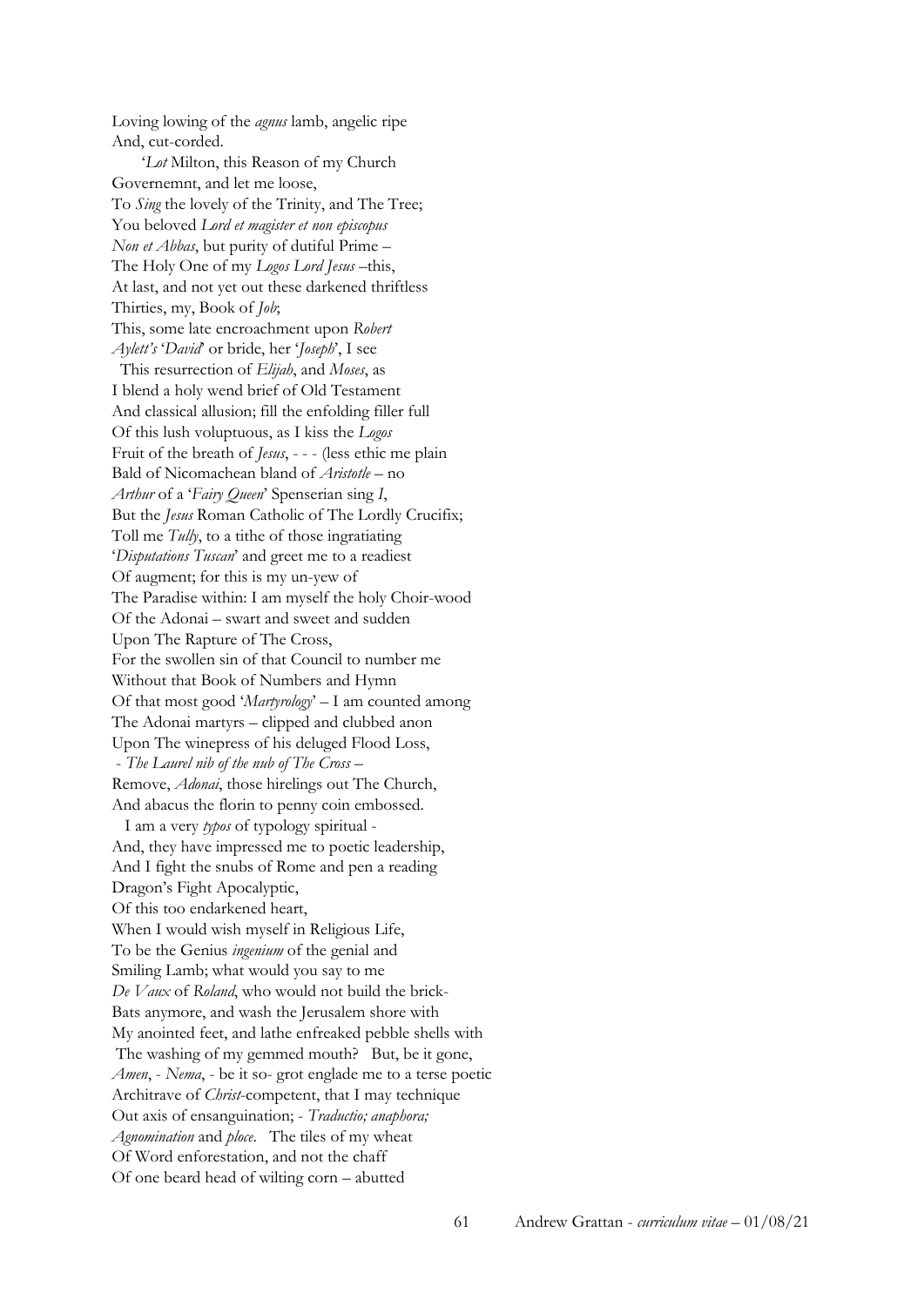Loving lowing of the *agnus* lamb, angelic ripe
And, cut-corded.

'*Lot* Milton, this Reason of my Church
Governemnt, and let me loose,
To *Sing* the lovely of the Trinity, and The Tree;
You beloved *Lord et magister et non episcopus*
*Non et Abbas*, but purity of dutiful Prime –
The Holy One of my *Logos Lord Jesus* –this,
At last, and not yet out these darkened thriftless
Thirties, my, Book of *Job*;
This, some late encroachment upon *Robert*
*Aylett's* '*David*' or bride, her '*Joseph*', I see
This resurrection of *Elijah*, and *Moses*, as
I blend a holy wend brief of Old Testament
And classical allusion; fill the enfolding filler full
Of this lush voluptuous, as I kiss the *Logos*
Fruit of the breath of *Jesus*, - - - (less ethic me plain
Bald of Nicomachean bland of *Aristotle* – no
*Arthur* of a '*Fairy Queen*' Spenserian sing *I*,
But the *Jesus* Roman Catholic of The Lordly Crucifix;
Toll me *Tully*, to a tithe of those ingratiating
'*Disputations Tuscan*' and greet me to a readiest
Of augment; for this is my un-yew of
The Paradise within: I am myself the holy Choir-wood
Of the Adonai – swart and sweet and sudden
Upon The Rapture of The Cross,
For the swollen sin of that Council to number me
Without that Book of Numbers and Hymn
Of that most good '*Martyrology*' – I am counted among
The Adonai martyrs – clipped and clubbed anon
Upon The winepress of his deluged Flood Loss,
- *The Laurel nib of the nub of The Cross* –
Remove, *Adonai*, those hirelings out The Church,
And abacus the florin to penny coin embossed.

I am a very *typos* of typology spiritual -
And, they have impressed me to poetic leadership,
And I fight the snubs of Rome and pen a reading
Dragon's Fight Apocalyptic,
Of this too endarkened heart,
When I would wish myself in Religious Life,
To be the Genius *ingenium* of the genial and
Smiling Lamb; what would you say to me
*De Vaux* of *Roland*, who would not build the brick-
Bats anymore, and wash the Jerusalem shore with
My anointed feet, and lathe enfreaked pebble shells with
The washing of my gemmed mouth? But, be it gone,
*Amen*, - *Nema*, - be it so- grot englade me to a terse poetic
Architrave of *Christ*-competent, that I may technique
Out axis of ensanguination; - *Traductio; anaphora;*
*Agnomination* and *ploce*. The tiles of my wheat
Of Word enforestation, and not the chaff
Of one beard head of wilting corn – abutted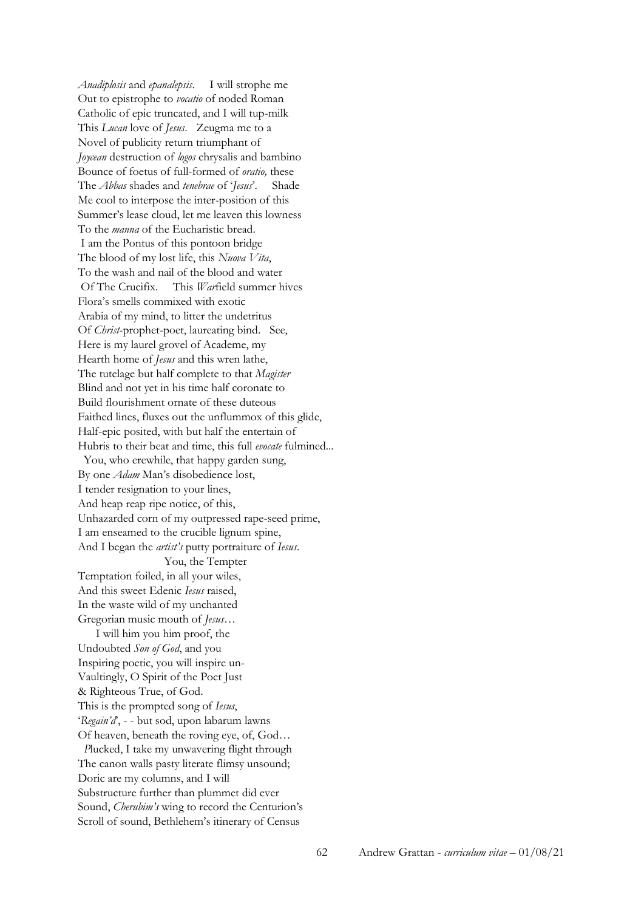*Anadiplosis* and *epanalepsis*.  I will strophe me
Out to epistrophe to *vocatio* of noded Roman
Catholic of epic truncated, and I will tup-milk
This *Lucan* love of *Jesus*.  Zeugma me to a
Novel of publicity return triumphant of
*Joycean* destruction of *logos* chrysalis and bambino
Bounce of foetus of full-formed of *oratio,* these
The *Abbas* shades and *tenebrae* of '*Jesus*'.  Shade
Me cool to interpose the inter-position of this
Summer's lease cloud, let me leaven this lowness
To the *manna* of the Eucharistic bread.
I am the Pontus of this pontoon bridge
The blood of my lost life, this *Nuova Vita*,
To the wash and nail of the blood and water
Of The Crucifix.  This *War*field summer hives
Flora's smells commixed with exotic
Arabia of my mind, to litter the undetritus
Of *Christ*-prophet-poet, laureating bind.  See,
Here is my laurel grovel of Academe, my
Hearth home of *Jesus* and this wren lathe,
The tutelage but half complete to that *Magister*
Blind and not yet in his time half coronate to
Build flourishment ornate of these duteous
Faithed lines, fluxes out the unflummox of this glide,
Half-epic posited, with but half the entertain of
Hubris to their beat and time, this full *evocate* fulmined...
You, who erewhile, that happy garden sung,
By one *Adam* Man's disobedience lost,
I tender resignation to your lines,
And heap reap ripe notice, of this,
Unhazarded corn of my outpressed rape-seed prime,
I am enseamed to the crucible lignum spine,
And I began the *artist's* putty portraiture of *Iesus*.
You, the Tempter
Temptation foiled, in all your wiles,
And this sweet Edenic *Iesus* raised,
In the waste wild of my unchanted
Gregorian music mouth of *Jesus*…
I will him you him proof, the
Undoubted *Son of God*, and you
Inspiring poetic, you will inspire un-
Vaultingly, O Spirit of the Poet Just
& Righteous True, of God.
This is the prompted song of *Iesus*,
'*Regain'd*', - - but sod, upon labarum lawns
Of heaven, beneath the roving eye, of, God…
*P*lucked, I take my unwavering flight through
The canon walls pasty literate flimsy unsound;
Doric are my columns, and I will
Substructure further than plummet did ever
Sound, *Cherubim's* wing to record the Centurion's
Scroll of sound, Bethlehem's itinerary of Census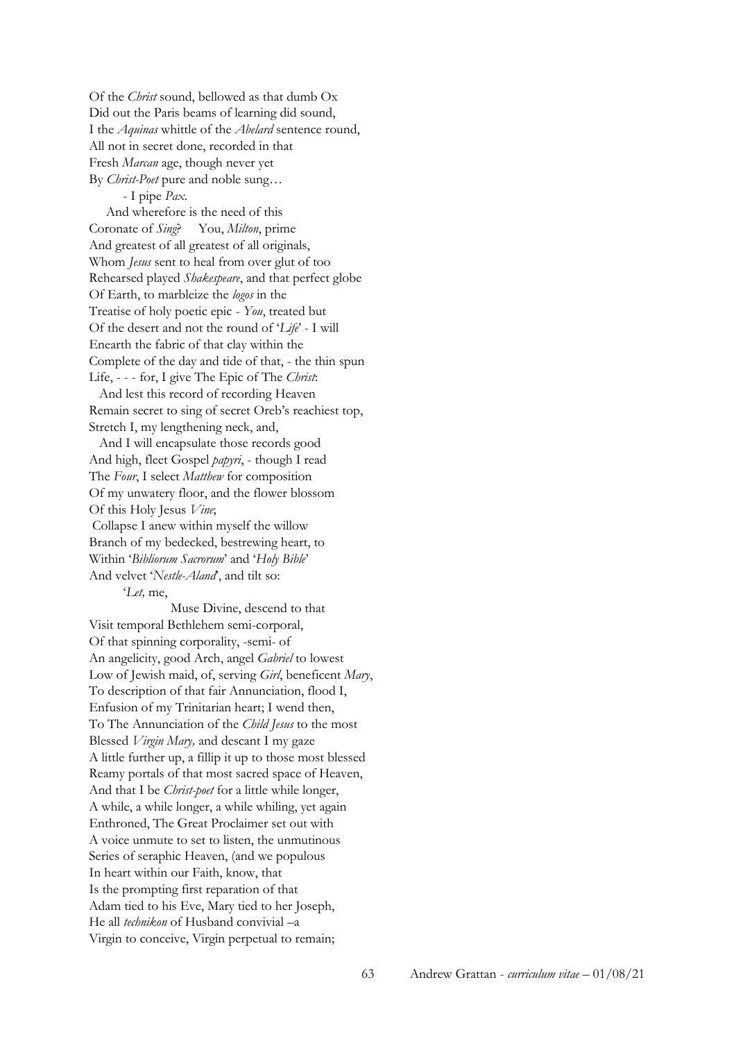Of the *Christ* sound, bellowed as that dumb Ox
Did out the Paris beams of learning did sound,
I the *Aquinas* whittle of the *Abelard* sentence round,
All not in secret done, recorded in that
Fresh *Marcan* age, though never yet
By *Christ-Poet* pure and noble sung…
        - I pipe *Pax*.
    And wherefore is the need of this
Coronate of *Sing*?     You, *Milton*, prime
And greatest of all greatest of all originals,
Whom *Jesus* sent to heal from over glut of too
Rehearsed played *Shakespeare*, and that perfect globe
Of Earth, to marbleize the *logos* in the
Treatise of holy poetic epic - *You*, treated but
Of the desert and not the round of '*Life*' - I will
Enearth the fabric of that clay within the
Complete of the day and tide of that, - the thin spun
Life, - - - for, I give The Epic of The *Christ*:
  And lest this record of recording Heaven
Remain secret to sing of secret Oreb's reachiest top,
Stretch I, my lengthening neck, and,
  And I will encapsulate those records good
And high, fleet Gospel *papyri*, - though I read
The *Four*, I select *Matthew* for composition
Of my unwatery floor, and the flower blossom
Of this Holy Jesus *Vine*;
 Collapse I anew within myself the willow
Branch of my bedecked, bestrewing heart, to
Within '*Bibliorum Sacrorum*' and '*Holy Bible*'
And velvet '*Nestle-Aland*', and tilt so:
        '*Let,* me,
                        Muse Divine, descend to that
Visit temporal Bethlehem semi-corporal,
Of that spinning corporality, -semi- of
An angelicity, good Arch, angel *Gabriel* to lowest
Low of Jewish maid, of, serving *Girl*, beneficent *Mary*,
To description of that fair Annunciation, flood I,
Enfusion of my Trinitarian heart; I wend then,
To The Annunciation of the *Child Jesus* to the most
Blessed *Virgin Mary,* and descant I my gaze
A little further up, a fillip it up to those most blessed
Reamy portals of that most sacred space of Heaven,
And that I be *Christ-poet* for a little while longer,
A while, a while longer, a while whiling, yet again
Enthroned, The Great Proclaimer set out with
A voice unmute to set to listen, the unmutinous
Series of seraphic Heaven, (and we populous
In heart within our Faith, know, that
Is the prompting first reparation of that
Adam tied to his Eve, Mary tied to her Joseph,
He all *technikon* of Husband convivial –a
Virgin to conceive, Virgin perpetual to remain;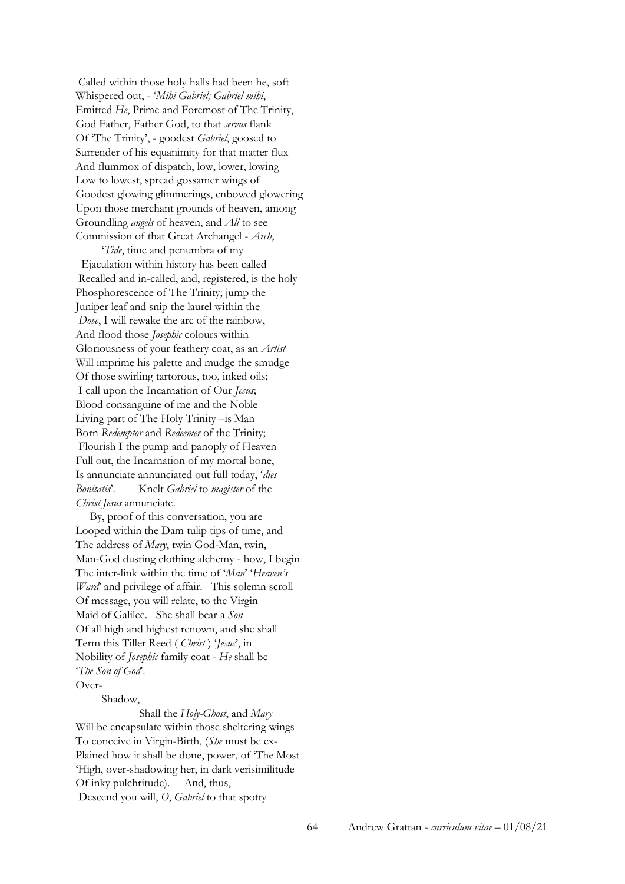Called within those holy halls had been he, soft
Whispered out, - '*Mihi Gabriel; Gabriel mihi*,
Emitted *He*, Prime and Foremost of The Trinity,
God Father, Father God, to that *servus* flank
Of 'The Trinity', - goodest *Gabriel*, goosed to
Surrender of his equanimity for that matter flux
And flummox of dispatch, low, lower, lowing
Low to lowest, spread gossamer wings of
Goodest glowing glimmerings, enbowed glowering
Upon those merchant grounds of heaven, among
Groundling *angels* of heaven, and *All* to see
Commission of that Great Archangel - *Arch*,

'*Tide*, time and penumbra of my
Ejaculation within history has been called
Recalled and in-called, and, registered, is the holy
Phosphorescence of The Trinity; jump the
Juniper leaf and snip the laurel within the
*Dove*, I will rewake the arc of the rainbow,
And flood those *Josephic* colours within
Gloriousness of your feathery coat, as an *Artist*
Will imprime his palette and mudge the smudge
Of those swirling tartorous, too, inked oils;
I call upon the Incarnation of Our *Jesus*;
Blood consanguine of me and the Noble
Living part of The Holy Trinity –is Man
Born *Redemptor* and *Redeemer* of the Trinity;
Flourish I the pump and panoply of Heaven
Full out, the Incarnation of my mortal bone,
Is annunciate annunciated out full today, '*dies
Bonitatis*'. Knelt *Gabriel* to *magister* of the
*Christ Jesus* annunciate.

By, proof of this conversation, you are
Looped within the Dam tulip tips of time, and
The address of *Mary*, twin God-Man, twin,
Man-God dusting clothing alchemy - how, I begin
The inter-link within the time of '*Man*' '*Heaven's
Ward*' and privilege of affair. This solemn scroll
Of message, you will relate, to the Virgin
Maid of Galilee. She shall bear a *Son*
Of all high and highest renown, and she shall
Term this Tiller Reed ( *Christ* ) '*Jesus*', in
Nobility of *Josephic* family coat - *He* shall be
'*The Son of God*'.
Over-

Shadow,

Shall the *Holy-Ghost*, and *Mary*
Will be encapsulate within those sheltering wings
To conceive in Virgin-Birth, (*She* must be ex-
Plained how it shall be done, power, of 'The Most
'High, over-shadowing her, in dark verisimilitude
Of inky pulchritude). And, thus,
Descend you will, *O*, *Gabriel* to that spotty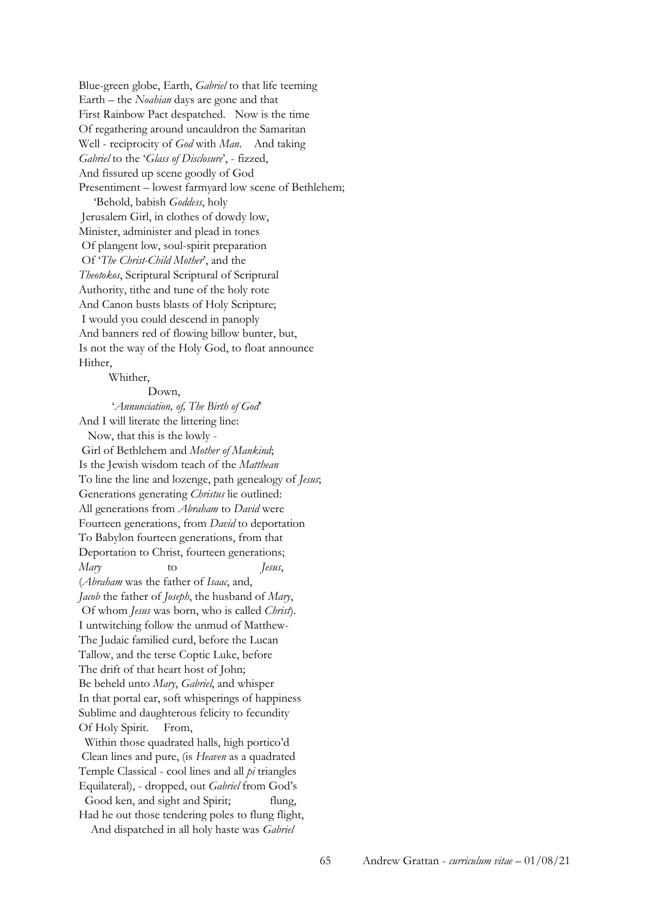Blue-green globe, Earth, *Gabriel* to that life teeming
Earth – the *Noahian* days are gone and that
First Rainbow Pact despatched. Now is the time
Of regathering around uncauldron the Samaritan
Well - reciprocity of *God* with *Man*. And taking
*Gabriel* to the '*Glass of Disclosure*', - fizzed,
And fissured up scene goodly of God
Presentiment – lowest farmyard low scene of Bethlehem;
'Behold, babish *Goddess*, holy
Jerusalem Girl, in clothes of dowdy low,
Minister, administer and plead in tones
Of plangent low, soul-spirit preparation
Of '*The Christ-Child Mother*', and the
*Theotokos*, Scriptural Scriptural of Scriptural
Authority, tithe and tune of the holy rote
And Canon busts blasts of Holy Scripture;
I would you could descend in panoply
And banners red of flowing billow bunter, but,
Is not the way of the Holy God, to float announce
Hither,
Whither,
Down,
'*Annunciation, of, The Birth of God*'
And I will literate the littering line:
Now, that this is the lowly -
Girl of Bethlehem and *Mother of Mankind*;
Is the Jewish wisdom teach of the *Matthean*
To line the line and lozenge, path genealogy of *Jesus*;
Generations generating *Christus* lie outlined:
All generations from *Abraham* to *David* were
Fourteen generations, from *David* to deportation
To Babylon fourteen generations, from that
Deportation to Christ, fourteen generations;
*Mary* to *Jesus*,
(*Abraham* was the father of *Isaac*, and,
*Jacob* the father of *Joseph*, the husband of *Mary*,
Of whom *Jesus* was born, who is called *Christ*).
I untwitching follow the unmud of Matthew-
The Judaic familied curd, before the Lucan
Tallow, and the terse Coptic Luke, before
The drift of that heart host of John;
Be beheld unto *Mary*, *Gabriel*, and whisper
In that portal ear, soft whisperings of happiness
Sublime and daughterous felicity to fecundity
Of Holy Spirit. From,
Within those quadrated halls, high portico'd
Clean lines and pure, (is *Heaven* as a quadrated
Temple Classical - cool lines and all *pi* triangles
Equilateral), - dropped, out *Gabriel* from God's
Good ken, and sight and Spirit; flung,
Had he out those tendering poles to flung flight,
And dispatched in all holy haste was *Gabriel*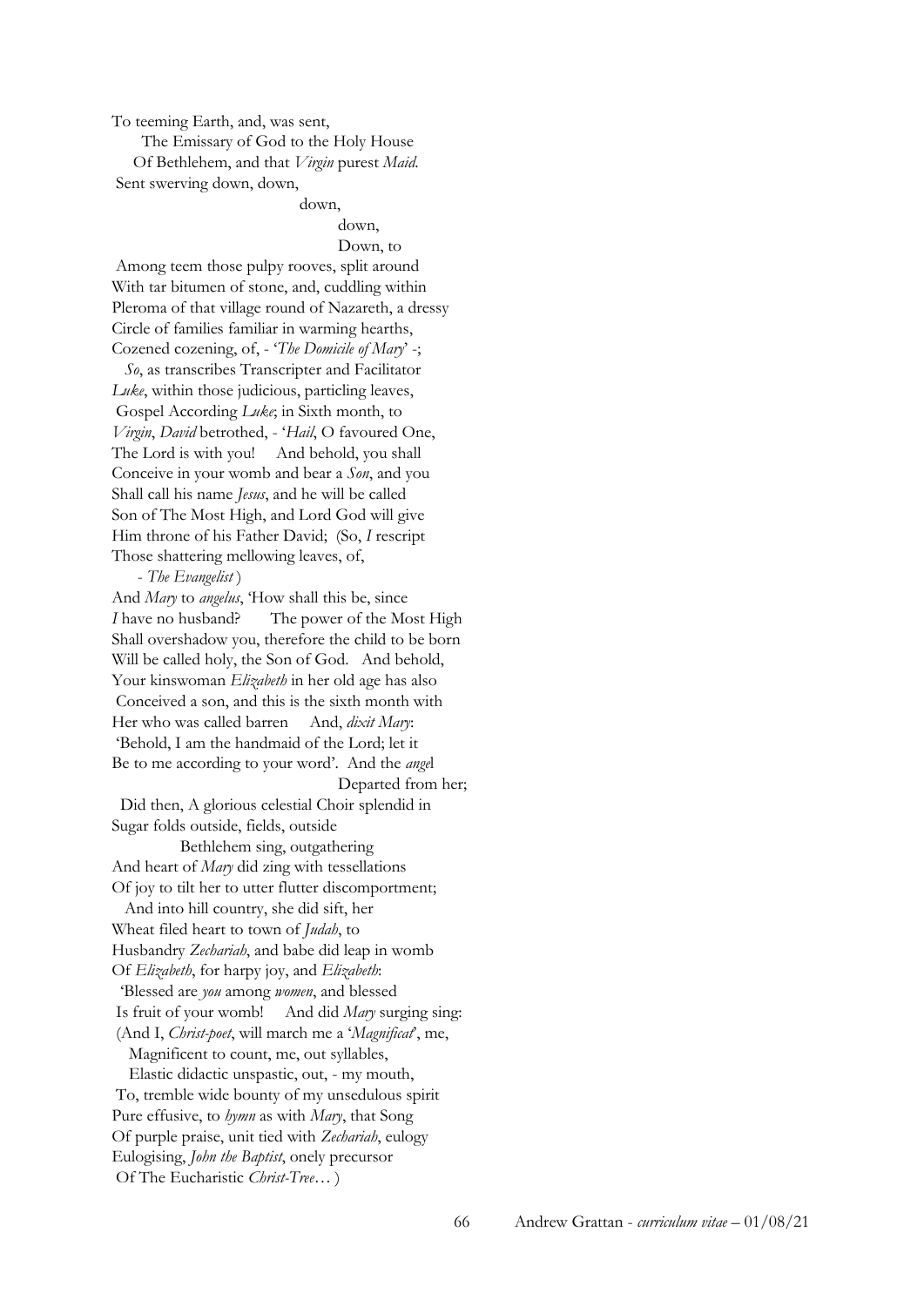To teeming Earth, and, was sent,
  The Emissary of God to the Holy House
  Of Bethlehem, and that *Virgin* purest *Maid*.
 Sent swerving down, down,
                                        down,
                                            down,
                                            Down, to
 Among teem those pulpy rooves, split around
With tar bitumen of stone, and, cuddling within
Pleroma of that village round of Nazareth, a dressy
Circle of families familiar in warming hearths,
Cozened cozening, of, - '*The Domicile of Mary*' -;
  *So*, as transcribes Transcripter and Facilitator
*Luke*, within those judicious, particling leaves,
 Gospel According *Luke*; in Sixth month, to
*Virgin*, *David* betrothed, - '*Hail*, O favoured One,
The Lord is with you!   And behold, you shall
Conceive in your womb and bear a *Son*, and you
Shall call his name *Jesus*, and he will be called
Son of The Most High, and Lord God will give
Him throne of his Father David;  (So, *I* rescript
Those shattering mellowing leaves, of,
  - *The Evangelist* )
And *Mary* to *angelus*, 'How shall this be, since
*I* have no husband?    The power of the Most High
Shall overshadow you, therefore the child to be born
Will be called holy, the Son of God.  And behold,
Your kinswoman *Elizabeth* in her old age has also
 Conceived a son, and this is the sixth month with
Her who was called barren   And, *dixit Mary*:
 'Behold, I am the handmaid of the Lord; let it
Be to me according to your word'.  And the *angel*
                                        Departed from her;
  Did then, A glorious celestial Choir splendid in
Sugar folds outside, fields, outside
          Bethlehem sing, outgathering
And heart of *Mary* did zing with tessellations
Of joy to tilt her to utter flutter discomportment;
  And into hill country, she did sift, her
Wheat filed heart to town of *Judah*, to
Husbandry *Zechariah*, and babe did leap in womb
Of *Elizabeth*, for harpy joy, and *Elizabeth*:
 'Blessed are *you* among *women*, and blessed
 Is fruit of your womb!   And did *Mary* surging sing:
 (And I, *Christ-poet*, will march me a '*Magnificat*', me,
  Magnificent to count, me, out syllables,
  Elastic didactic unspastic, out, - my mouth,
 To, tremble wide bounty of my unsedulous spirit
Pure effusive, to *hymn* as with *Mary*, that Song
Of purple praise, unit tied with *Zechariah*, eulogy
Eulogising, *John the Baptist*, onely precursor
 Of The Eucharistic *Christ-Tree*… )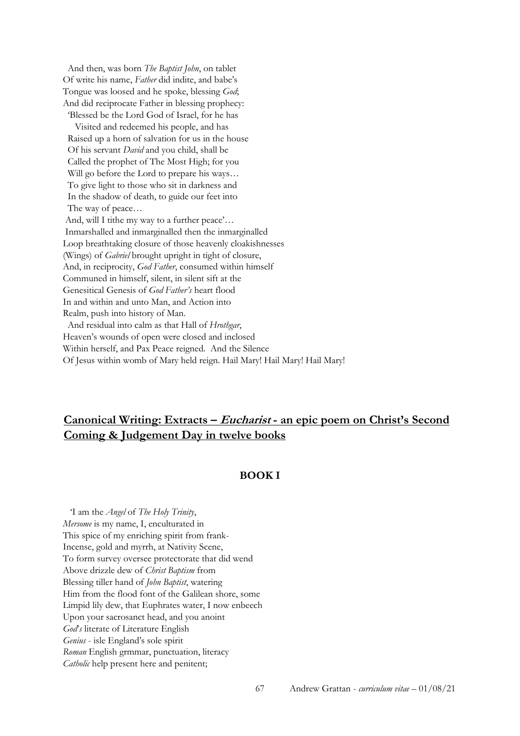And then, was born *The Baptist John*, on tablet  
Of write his name, *Father* did indite, and babe's  
Tongue was loosed and he spoke, blessing *God*;  
And did reciprocate Father in blessing prophecy:  
'Blessed be the Lord God of Israel, for he has  
Visited and redeemed his people, and has  
Raised up a horn of salvation for us in the house  
Of his servant *David* and you child, shall be  
Called the prophet of The Most High; for you  
Will go before the Lord to prepare his ways…  
To give light to those who sit in darkness and  
In the shadow of death, to guide our feet into  
The way of peace…  
And, will I tithe my way to a further peace'…  
Inmarshalled and inmarginalled then the inmarginalled  
Loop breathtaking closure of those heavenly cloakishnesses  
(Wings) of *Gabriel* brought upright in tight of closure,  
And, in reciprocity, *God Father*, consumed within himself  
Communed in himself, silent, in silent sift at the  
Genesitical Genesis of *God Father's* heart flood  
In and within and unto Man, and Action into  
Realm, push into history of Man.  
And residual into calm as that Hall of *Hrothgar*,  
Heaven's wounds of open were closed and inclosed  
Within herself, and Pax Peace reigned. And the Silence  
Of Jesus within womb of Mary held reign. Hail Mary! Hail Mary! Hail Mary!

## Canonical Writing: Extracts – *Eucharist* - an epic poem on Christ's Second Coming & Judgement Day in twelve books

### BOOK I

'I am the *Angel* of *The Holy Trinity*,  
*Mersome* is my name, I, enculturated in  
This spice of my enriching spirit from frank-  
Incense, gold and myrrh, at Nativity Scene,  
To form survey oversee protectorate that did wend  
Above drizzle dew of *Christ Baptism* from  
Blessing tiller hand of *John Baptist*, watering  
Him from the flood font of the Galilean shore, some  
Limpid lily dew, that Euphrates water, I now enbeech  
Upon your sacrosanct head, and you anoint  
*God's* literate of Literature English  
*Genius* - isle England's sole spirit  
*Roman* English grmmar, punctuation, literacy  
*Catholic* help present here and penitent;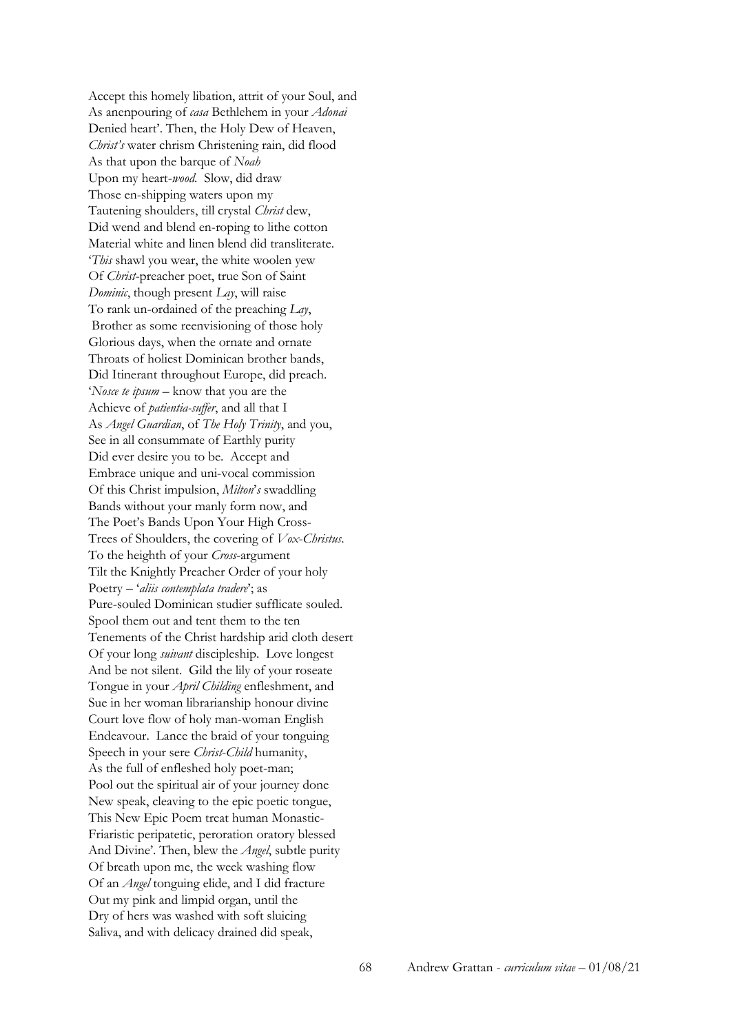Accept this homely libation, attrit of your Soul, and
As anenpouring of *casa* Bethlehem in your *Adonai*
Denied heart'. Then, the Holy Dew of Heaven,
*Christ's* water chrism Christening rain, did flood
As that upon the barque of *Noah*
Upon my heart-*wood*. Slow, did draw
Those en-shipping waters upon my
Tautening shoulders, till crystal *Christ* dew,
Did wend and blend en-roping to lithe cotton
Material white and linen blend did transliterate.
'*This* shawl you wear, the white woolen yew
Of *Christ*-preacher poet, true Son of Saint
*Dominic*, though present *Lay*, will raise
To rank un-ordained of the preaching *Lay*,
Brother as some reenvisioning of those holy
Glorious days, when the ornate and ornate
Throats of holiest Dominican brother bands,
Did Itinerant throughout Europe, did preach.
'*Nosce te ipsum* – know that you are the
Achieve of *patientia-suffer*, and all that I
As *Angel Guardian*, of *The Holy Trinity*, and you,
See in all consummate of Earthly purity
Did ever desire you to be. Accept and
Embrace unique and uni-vocal commission
Of this Christ impulsion, *Milton*'*s* swaddling
Bands without your manly form now, and
The Poet's Bands Upon Your High Cross-
Trees of Shoulders, the covering of *Vox-Christus*.
To the heighth of your *Cross*-argument
Tilt the Knightly Preacher Order of your holy
Poetry – '*aliis contemplata tradere*'; as
Pure-souled Dominican studier sufflicate souled.
Spool them out and tent them to the ten
Tenements of the Christ hardship arid cloth desert
Of your long *suivant* discipleship. Love longest
And be not silent. Gild the lily of your roseate
Tongue in your *April Childing* enfleshment, and
Sue in her woman librarianship honour divine
Court love flow of holy man-woman English
Endeavour. Lance the braid of your tonguing
Speech in your sere *Christ-Child* humanity,
As the full of enfleshed holy poet-man;
Pool out the spiritual air of your journey done
New speak, cleaving to the epic poetic tongue,
This New Epic Poem treat human Monastic-
Friaristic peripatetic, peroration oratory blessed
And Divine'. Then, blew the *Angel*, subtle purity
Of breath upon me, the week washing flow
Of an *Angel* tonguing elide, and I did fracture
Out my pink and limpid organ, until the
Dry of hers was washed with soft sluicing
Saliva, and with delicacy drained did speak,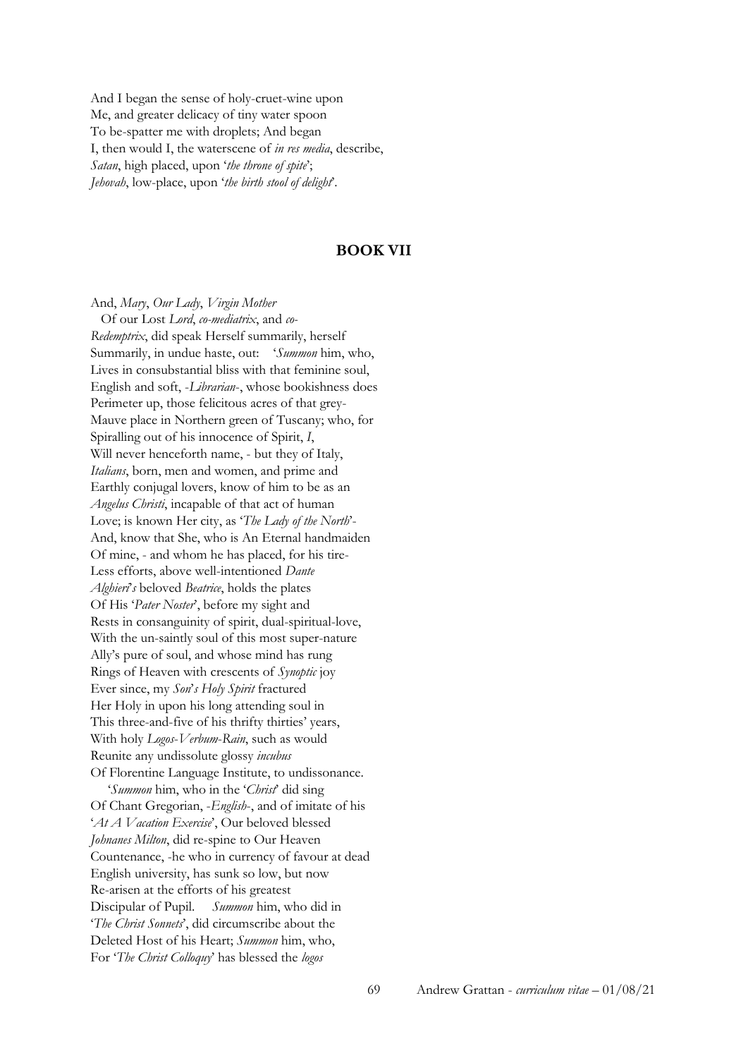And I began the sense of holy-cruet-wine upon
Me, and greater delicacy of tiny water spoon
To be-spatter me with droplets; And began
I, then would I, the waterscene of *in res media*, describe,
*Satan*, high placed, upon '*the throne of spite*';
*Jehovah*, low-place, upon '*the birth stool of delight*'.

## BOOK VII

And, *Mary*, *Our Lady*, *Virgin Mother*
  Of our Lost *Lord*, *co-mediatrix*, and *co-*
*Redemptrix*, did speak Herself summarily, herself
Summarily, in undue haste, out:   '*Summon* him, who,
Lives in consubstantial bliss with that feminine soul,
English and soft, -*Librarian*-, whose bookishness does
Perimeter up, those felicitous acres of that grey-
Mauve place in Northern green of Tuscany; who, for
Spiralling out of his innocence of Spirit, *I*,
Will never henceforth name, - but they of Italy,
*Italians*, born, men and women, and prime and
Earthly conjugal lovers, know of him to be as an
*Angelus Christi*, incapable of that act of human
Love; is known Her city, as '*The Lady of the North*'-
And, know that She, who is An Eternal handmaiden
Of mine, - and whom he has placed, for his tire-
Less efforts, above well-intentioned *Dante*
*Alghieri*'*s* beloved *Beatrice*, holds the plates
Of His '*Pater Noster*', before my sight and
Rests in consanguinity of spirit, dual-spiritual-love,
With the un-saintly soul of this most super-nature
Ally's pure of soul, and whose mind has rung
Rings of Heaven with crescents of *Synoptic* joy
Ever since, my *Son*'*s Holy Spirit* fractured
Her Holy in upon his long attending soul in
This three-and-five of his thrifty thirties' years,
With holy *Logos-Verbum-Rain*, such as would
Reunite any undissolute glossy *incubus*
Of Florentine Language Institute, to undissonance.
  '*Summon* him, who in the '*Christ*' did sing
Of Chant Gregorian, -*English*-, and of imitate of his
'*At A Vacation Exercise*', Our beloved blessed
*Johnanes Milton*, did re-spine to Our Heaven
Countenance, -he who in currency of favour at dead
English university, has sunk so low, but now
Re-arisen at the efforts of his greatest
Discipular of Pupil.   *Summon* him, who did in
'*The Christ Sonnets*', did circumscribe about the
Deleted Host of his Heart; *Summon* him, who,
For '*The Christ Colloquy*' has blessed the *logos*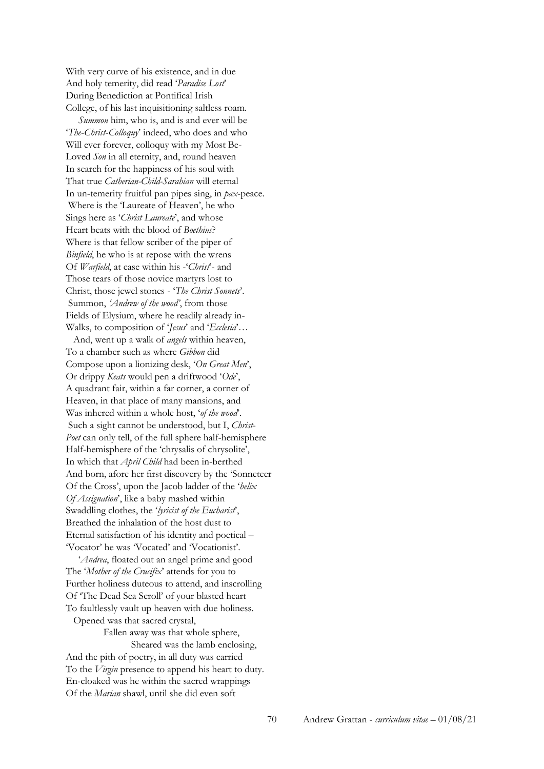With very curve of his existence, and in due
And holy temerity, did read '*Paradise Lost*'
During Benediction at Pontifical Irish
College, of his last inquisitioning saltless roam.

*Summon* him, who is, and is and ever will be
'*The-Christ-Colloquy*' indeed, who does and who
Will ever forever, colloquy with my Most Be-
Loved *Son* in all eternity, and, round heaven
In search for the happiness of his soul with
That true *Catherian-Child-Sarahian* will eternal
In un-temerity fruitful pan pipes sing, in *pax*-peace.
Where is the 'Laureate of Heaven', he who
Sings here as '*Christ Laureate*', and whose
Heart beats with the blood of *Boethius*?
Where is that fellow scriber of the piper of
*Binfield*, he who is at repose with the wrens
Of *Warfield*, at ease within his -'*Christ*'- and
Those tears of those novice martyrs lost to
Christ, those jewel stones - '*The Christ Sonnets*'.
Summon, *'Andrew of the wood'*, from those
Fields of Elysium, where he readily already in-
Walks, to composition of '*Jesus*' and '*Ecclesia*'…

And, went up a walk of *angels* within heaven,
To a chamber such as where *Gibbon* did
Compose upon a lionizing desk, '*On Great Men*',
Or drippy *Keats* would pen a driftwood '*Ode*',
A quadrant fair, within a far corner, a corner of
Heaven, in that place of many mansions, and
Was inhered within a whole host, '*of the wood*'.
Such a sight cannot be understood, but I, *Christ-
Poet* can only tell, of the full sphere half-hemisphere
Half-hemisphere of the 'chrysalis of chrysolite',
In which that *April Child* had been in-berthed
And born, afore her first discovery by the 'Sonneteer
Of the Cross', upon the Jacob ladder of the '*helix
Of Assignation*', like a baby mashed within
Swaddling clothes, the '*lyricist of the Eucharist*',
Breathed the inhalation of the host dust to
Eternal satisfaction of his identity and poetical –
'Vocator' he was 'Vocated' and 'Vocationist'.

'*Andrea*, floated out an angel prime and good
The '*Mother of the Crucifix*' attends for you to
Further holiness duteous to attend, and inscrolling
Of 'The Dead Sea Scroll' of your blasted heart
To faultlessly vault up heaven with due holiness.
Opened was that sacred crystal,
Fallen away was that whole sphere,
Sheared was the lamb enclosing,
And the pith of poetry, in all duty was carried
To the *Virgin* presence to append his heart to duty.
En-cloaked was he within the sacred wrappings
Of the *Marian* shawl, until she did even soft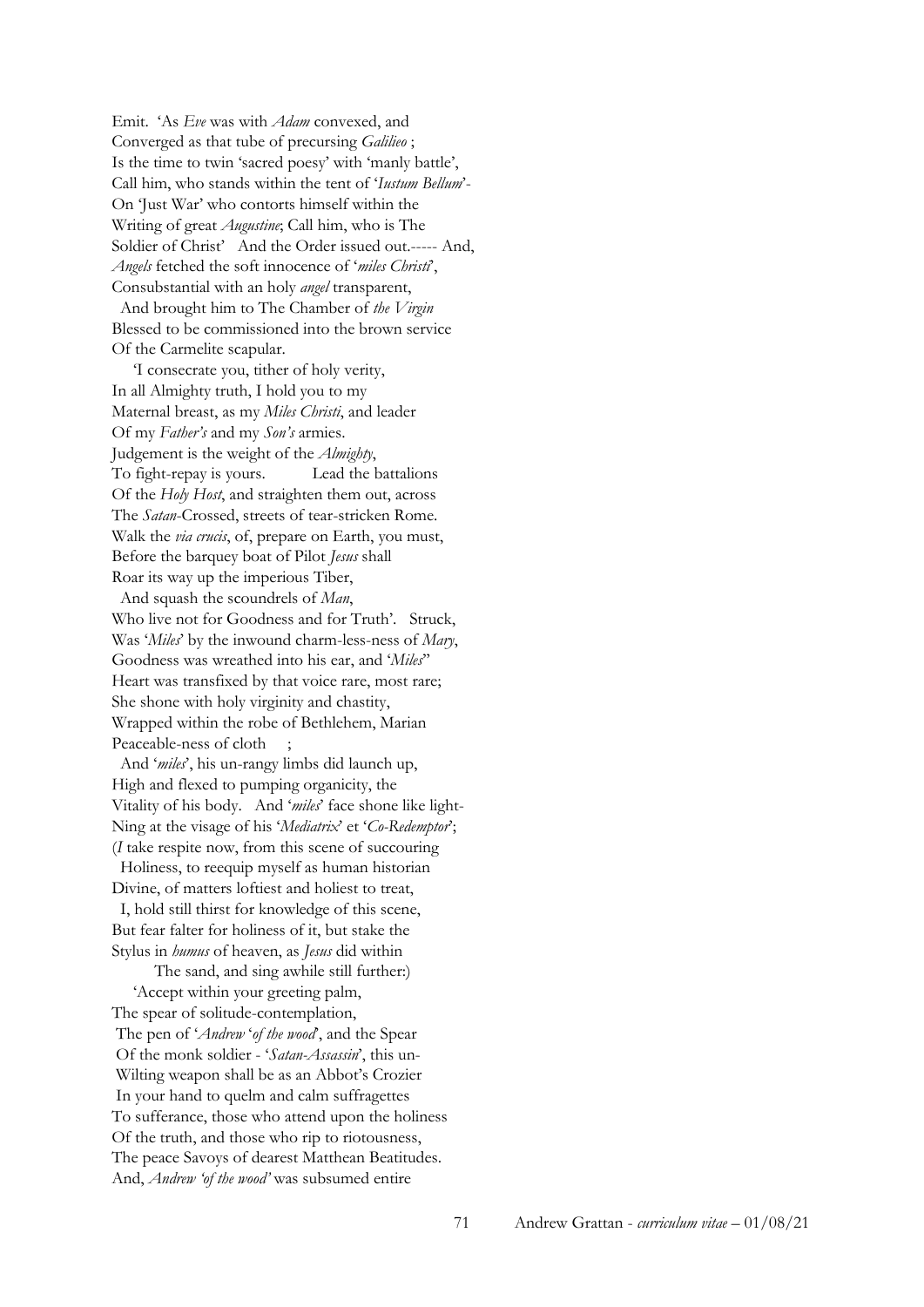Emit. 'As *Eve* was with *Adam* convexed, and
Converged as that tube of precursing *Galilieo* ;
Is the time to twin 'sacred poesy' with 'manly battle',
Call him, who stands within the tent of '*Iustum Bellum*'-
On 'Just War' who contorts himself within the
Writing of great *Augustine*; Call him, who is The
Soldier of Christ' And the Order issued out.----- And,
*Angels* fetched the soft innocence of '*miles Christi*',
Consubstantial with an holy *angel* transparent,
 And brought him to The Chamber of *the Virgin*
Blessed to be commissioned into the brown service
Of the Carmelite scapular.
 'I consecrate you, tither of holy verity,
In all Almighty truth, I hold you to my
Maternal breast, as my *Miles Christi*, and leader
Of my *Father's* and my *Son's* armies.
Judgement is the weight of the *Almighty*,
To fight-repay is yours. Lead the battalions
Of the *Holy Host*, and straighten them out, across
The *Satan*-Crossed, streets of tear-stricken Rome.
Walk the *via crucis*, of, prepare on Earth, you must,
Before the barquey boat of Pilot *Jesus* shall
Roar its way up the imperious Tiber,
 And squash the scoundrels of *Man*,
Who live not for Goodness and for Truth'. Struck,
Was '*Miles*' by the inwound charm-less-ness of *Mary*,
Goodness was wreathed into his ear, and '*Miles*''
Heart was transfixed by that voice rare, most rare;
She shone with holy virginity and chastity,
Wrapped within the robe of Bethlehem, Marian
Peaceable-ness of cloth ;
 And '*miles*', his un-rangy limbs did launch up,
High and flexed to pumping organicity, the
Vitality of his body. And '*miles*' face shone like light-
Ning at the visage of his '*Mediatrix*' et '*Co-Redemptor*';
(*I* take respite now, from this scene of succouring
 Holiness, to reequip myself as human historian
Divine, of matters loftiest and holiest to treat,
 I, hold still thirst for knowledge of this scene,
But fear falter for holiness of it, but stake the
Stylus in *humus* of heaven, as *Jesus* did within
 The sand, and sing awhile still further:)
 'Accept within your greeting palm,
The spear of solitude-contemplation,
 The pen of '*Andrew* '*of the wood*', and the Spear
 Of the monk soldier - '*Satan-Assassin*', this un-
 Wilting weapon shall be as an Abbot's Crozier
 In your hand to quelm and calm suffragettes
To sufferance, those who attend upon the holiness
Of the truth, and those who rip to riotousness,
The peace Savoys of dearest Matthean Beatitudes.
And, *Andrew 'of the wood'* was subsumed entire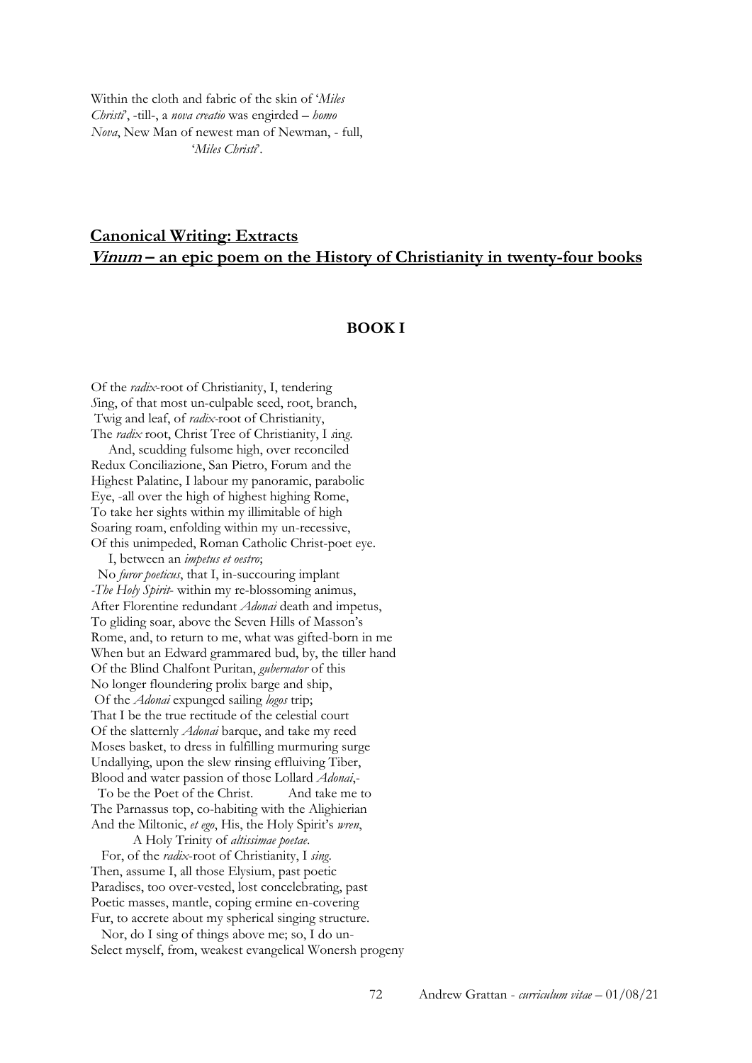Within the cloth and fabric of the skin of '*Miles Christi*', -till-, a *nova creatio* was engirded – *homo Nova*, New Man of newest man of Newman, - full,
'*Miles Christi*'.

## Canonical Writing: Extracts
## *Vinum* – an epic poem on the History of Christianity in twenty-four books

### BOOK I

Of the *radix*-root of Christianity, I, tendering
*S*ing, of that most un-culpable seed, root, branch,
Twig and leaf, of *radix*-root of Christianity,
The *radix* root, Christ Tree of Christianity, I *sing*.
And, scudding fulsome high, over reconciled
Redux Conciliazione, San Pietro, Forum and the
Highest Palatine, I labour my panoramic, parabolic
Eye, -all over the high of highest highing Rome,
To take her sights within my illimitable of high
Soaring roam, enfolding within my un-recessive,
Of this unimpeded, Roman Catholic Christ-poet eye.
I, between an *impetus et oestro*;
No *furor poeticus*, that I, in-succouring implant
-*The Holy Spirit*- within my re-blossoming animus,
After Florentine redundant *Adonai* death and impetus,
To gliding soar, above the Seven Hills of Masson's
Rome, and, to return to me, what was gifted-born in me
When but an Edward grammared bud, by, the tiller hand
Of the Blind Chalfont Puritan, *gubernator* of this
No longer floundering prolix barge and ship,
Of the *Adonai* expunged sailing *logos* trip;
That I be the true rectitude of the celestial court
Of the slatternly *Adonai* barque, and take my reed
Moses basket, to dress in fulfilling murmuring surge
Undallying, upon the slew rinsing effluiving Tiber,
Blood and water passion of those Lollard *Adonai*,-
To be the Poet of the Christ. And take me to
The Parnassus top, co-habiting with the Alighierian
And the Miltonic, *et ego*, His, the Holy Spirit's *wren*,
A Holy Trinity of *altissimae poetae*.
For, of the *radix*-root of Christianity, I *sing*.
Then, assume I, all those Elysium, past poetic
Paradises, too over-vested, lost concelebrating, past
Poetic masses, mantle, coping ermine en-covering
Fur, to accrete about my spherical singing structure.
Nor, do I sing of things above me; so, I do un-
Select myself, from, weakest evangelical Wonersh progeny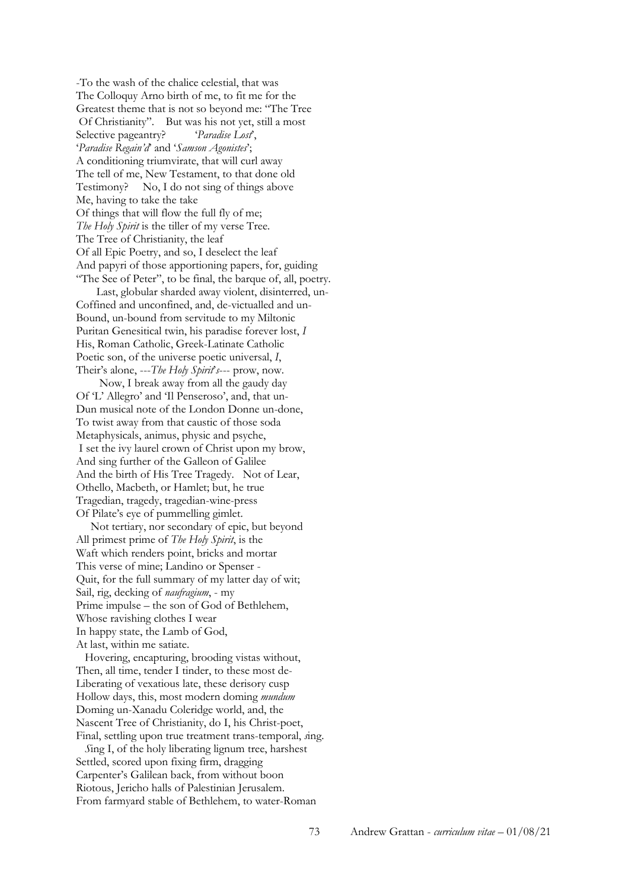-To the wash of the chalice celestial, that was
The Colloquy Arno birth of me, to fit me for the
Greatest theme that is not so beyond me: "The Tree
Of Christianity". But was his not yet, still a most
Selective pageantry? '*Paradise Lost*',
'*Paradise Regain'd*' and '*Samson Agonistes*';
A conditioning triumvirate, that will curl away
The tell of me, New Testament, to that done old
Testimony? No, I do not sing of things above
Me, having to take the take
Of things that will flow the full fly of me;
*The Holy Spirit* is the tiller of my verse Tree.
The Tree of Christianity, the leaf
Of all Epic Poetry, and so, I deselect the leaf
And papyri of those apportioning papers, for, guiding
"The See of Peter", to be final, the barque of, all, poetry.

Last, globular sharded away violent, disinterred, un-
Coffined and unconfined, and, de-victualled and un-
Bound, un-bound from servitude to my Miltonic
Puritan Genesitical twin, his paradise forever lost, *I*
His, Roman Catholic, Greek-Latinate Catholic
Poetic son, of the universe poetic universal, *I*,
Their's alone, ---*The Holy Spirit*'s--- prow, now.

Now, I break away from all the gaudy day
Of 'L' Allegro' and 'Il Penseroso', and, that un-
Dun musical note of the London Donne un-done,
To twist away from that caustic of those soda
Metaphysicals, animus, physic and psyche,
I set the ivy laurel crown of Christ upon my brow,
And sing further of the Galleon of Galilee
And the birth of His Tree Tragedy. Not of Lear,
Othello, Macbeth, or Hamlet; but, he true
Tragedian, tragedy, tragedian-wine-press
Of Pilate's eye of pummelling gimlet.

Not tertiary, nor secondary of epic, but beyond
All primest prime of *The Holy Spirit*, is the
Waft which renders point, bricks and mortar
This verse of mine; Landino or Spenser -
Quit, for the full summary of my latter day of wit;
Sail, rig, decking of *naufragium*, - my
Prime impulse – the son of God of Bethlehem,
Whose ravishing clothes I wear
In happy state, the Lamb of God,
At last, within me satiate.

Hovering, encapturing, brooding vistas without,
Then, all time, tender I tinder, to these most de-
Liberating of vexatious late, these derisory cusp
Hollow days, this, most modern doming *mundum*
Doming un-Xanadu Coleridge world, and, the
Nascent Tree of Christianity, do I, his Christ-poet,
Final, settling upon true treatment trans-temporal, *s*ing.

*S*ing I, of the holy liberating lignum tree, harshest
Settled, scored upon fixing firm, dragging
Carpenter's Galilean back, from without boon
Riotous, Jericho halls of Palestinian Jerusalem.
From farmyard stable of Bethlehem, to water-Roman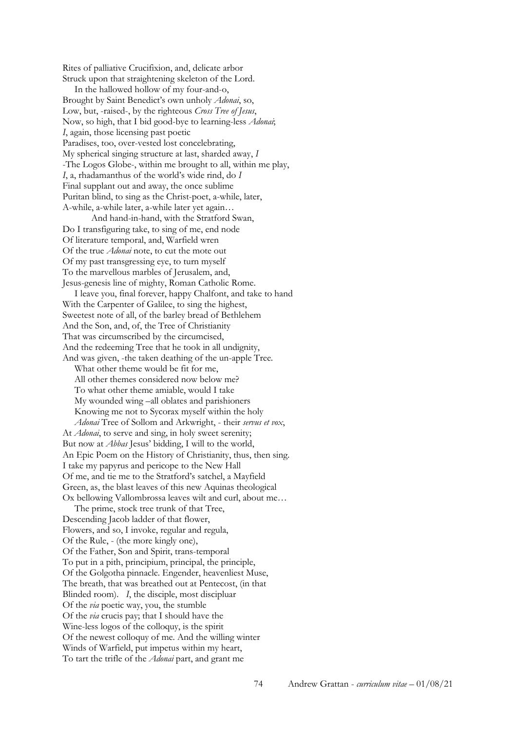Rites of palliative Crucifixion, and, delicate arbor
Struck upon that straightening skeleton of the Lord.
    In the hallowed hollow of my four-and-o,
Brought by Saint Benedict's own unholy *Adonai*, so,
Low, but, -raised-, by the righteous *Cross Tree of Jesus*,
Now, so high, that I bid good-bye to learning-less *Adonai*;
*I*, again, those licensing past poetic
Paradises, too, over-vested lost concelebrating,
My spherical singing structure at last, sharded away, *I*
-The Logos Globe-, within me brought to all, within me play,
*I*, a, rhadamanthus of the world's wide rind, do *I*
Final supplant out and away, the once sublime
Puritan blind, to sing as the Christ-poet, a-while, later,
A-while, a-while later, a-while later yet again…
        And hand-in-hand, with the Stratford Swan,
Do I transfiguring take, to sing of me, end node
Of literature temporal, and, Warfield wren
Of the true *Adonai* note, to cut the mote out
Of my past transgressing eye, to turn myself
To the marvellous marbles of Jerusalem, and,
Jesus-genesis line of mighty, Roman Catholic Rome.
    I leave you, final forever, happy Chalfont, and take to hand
With the Carpenter of Galilee, to sing the highest,
Sweetest note of all, of the barley bread of Bethlehem
And the Son, and, of, the Tree of Christianity
That was circumscribed by the circumcised,
And the redeeming Tree that he took in all undignity,
And was given, -the taken deathing of the un-apple Tree.
    What other theme would be fit for me,
    All other themes considered now below me?
    To what other theme amiable, would I take
    My wounded wing –all oblates and parishioners
    Knowing me not to Sycorax myself within the holy
    *Adonai* Tree of Sollom and Arkwright, - their *servus et vox*,
At *Adonai*, to serve and sing, in holy sweet serenity;
But now at *Abbas* Jesus' bidding, I will to the world,
An Epic Poem on the History of Christianity, thus, then sing.
I take my papyrus and pericope to the New Hall
Of me, and tie me to the Stratford's satchel, a Mayfield
Green, as, the blast leaves of this new Aquinas theological
Ox bellowing Vallombrossa leaves wilt and curl, about me…
    The prime, stock tree trunk of that Tree,
Descending Jacob ladder of that flower,
Flowers, and so, I invoke, regular and regula,
Of the Rule, - (the more kingly one),
Of the Father, Son and Spirit, trans-temporal
To put in a pith, principium, principal, the principle,
Of the Golgotha pinnacle. Engender, heavenliest Muse,
The breath, that was breathed out at Pentecost, (in that
Blinded room).   *I*, the disciple, most discipluar
Of the *via* poetic way, you, the stumble
Of the *via* crucis pay; that I should have the
Wine-less logos of the colloquy, is the spirit
Of the newest colloquy of me. And the willing winter
Winds of Warfield, put impetus within my heart,
To tart the trifle of the *Adonai* part, and grant me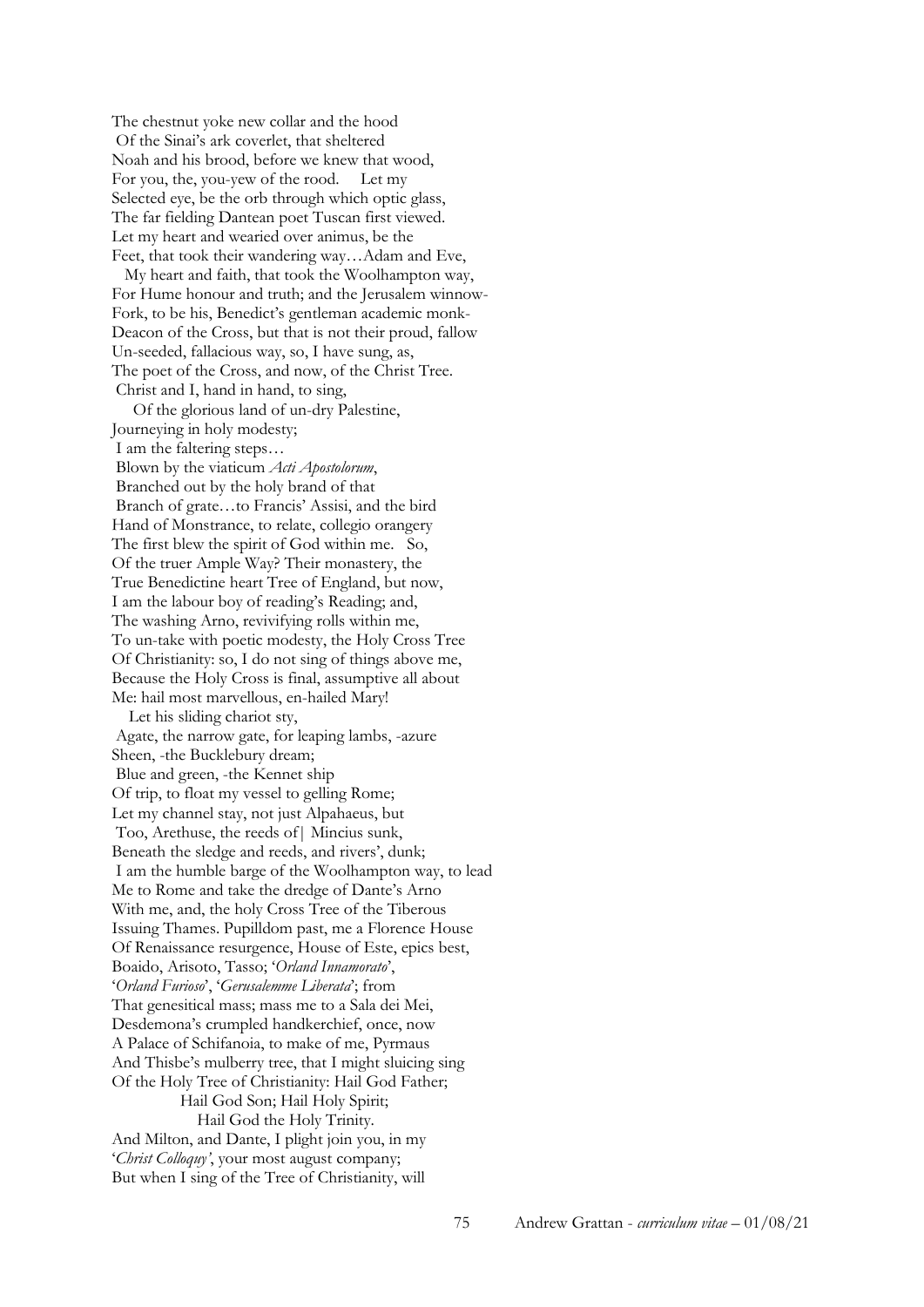The chestnut yoke new collar and the hood
 Of the Sinai's ark coverlet, that sheltered
Noah and his brood, before we knew that wood,
For you, the, you-yew of the rood.     Let my
Selected eye, be the orb through which optic glass,
The far fielding Dantean poet Tuscan first viewed.
Let my heart and wearied over animus, be the
Feet, that took their wandering way…Adam and Eve,
   My heart and faith, that took the Woolhampton way,
For Hume honour and truth; and the Jerusalem winnow-
Fork, to be his, Benedict's gentleman academic monk-
Deacon of the Cross, but that is not their proud, fallow
Un-seeded, fallacious way, so, I have sung, as,
The poet of the Cross, and now, of the Christ Tree.
 Christ and I, hand in hand, to sing,
    Of the glorious land of un-dry Palestine,
Journeying in holy modesty;
 I am the faltering steps…
 Blown by the viaticum *Acti Apostolorum*,
 Branched out by the holy brand of that
 Branch of grate…to Francis' Assisi, and the bird
Hand of Monstrance, to relate, collegio orangery
The first blew the spirit of God within me.   So,
Of the truer Ample Way? Their monastery, the
True Benedictine heart Tree of England, but now,
I am the labour boy of reading's Reading; and,
The washing Arno, revivifying rolls within me,
To un-take with poetic modesty, the Holy Cross Tree
Of Christianity: so, I do not sing of things above me,
Because the Holy Cross is final, assumptive all about
Me: hail most marvellous, en-hailed Mary!
   Let his sliding chariot sty,
 Agate, the narrow gate, for leaping lambs, -azure
Sheen, -the Bucklebury dream;
 Blue and green, -the Kennet ship
Of trip, to float my vessel to gelling Rome;
Let my channel stay, not just Alpahaeus, but
 Too, Arethuse, the reeds of| Mincius sunk,
Beneath the sledge and reeds, and rivers', dunk;
 I am the humble barge of the Woolhampton way, to lead
Me to Rome and take the dredge of Dante's Arno
With me, and, the holy Cross Tree of the Tiberous
Issuing Thames. Pupilldom past, me a Florence House
Of Renaissance resurgence, House of Este, epics best,
Boaido, Arisoto, Tasso; '*Orland Innamorato*',
'*Orland Furioso*', '*Gerusalemme Liberata*'; from
That genesitical mass; mass me to a Sala dei Mei,
Desdemona's crumpled handkerchief, once, now
A Palace of Schifanoia, to make of me, Pyrmaus
And Thisbe's mulberry tree, that I might sluicing sing
Of the Holy Tree of Christianity: Hail God Father;
            Hail God Son; Hail Holy Spirit;
               Hail God the Holy Trinity.
And Milton, and Dante, I plight join you, in my
'*Christ Colloquy'*, your most august company;
But when I sing of the Tree of Christianity, will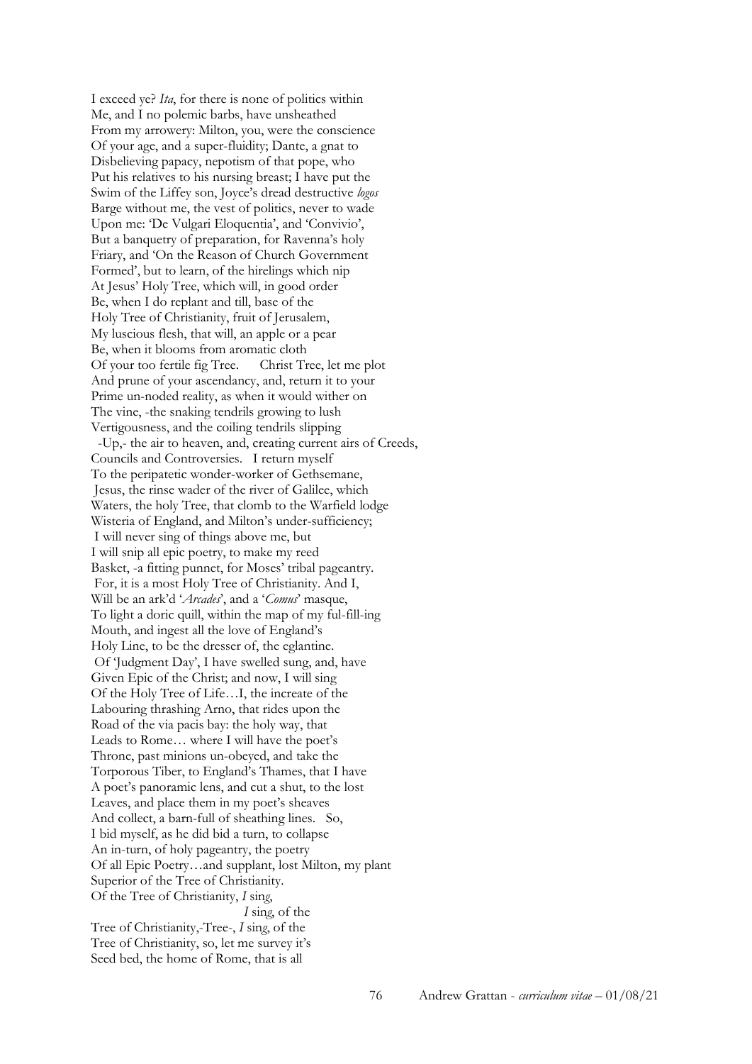I exceed ye? *Ita*, for there is none of politics within
Me, and I no polemic barbs, have unsheathed
From my arrowery: Milton, you, were the conscience
Of your age, and a super-fluidity; Dante, a gnat to
Disbelieving papacy, nepotism of that pope, who
Put his relatives to his nursing breast; I have put the
Swim of the Liffey son, Joyce's dread destructive *logos*
Barge without me, the vest of politics, never to wade
Upon me: 'De Vulgari Eloquentia', and 'Convivio',
But a banquetry of preparation, for Ravenna's holy
Friary, and 'On the Reason of Church Government
Formed', but to learn, of the hirelings which nip
At Jesus' Holy Tree, which will, in good order
Be, when I do replant and till, base of the
Holy Tree of Christianity, fruit of Jerusalem,
My luscious flesh, that will, an apple or a pear
Be, when it blooms from aromatic cloth
Of your too fertile fig Tree.      Christ Tree, let me plot
And prune of your ascendancy, and, return it to your
Prime un-noded reality, as when it would wither on
The vine, -the snaking tendrils growing to lush
Vertigousness, and the coiling tendrils slipping
-Up,- the air to heaven, and, creating current airs of Creeds,
Councils and Controversies.   I return myself
To the peripatetic wonder-worker of Gethsemane,
Jesus, the rinse wader of the river of Galilee, which
Waters, the holy Tree, that clomb to the Warfield lodge
Wisteria of England, and Milton's under-sufficiency;
I will never sing of things above me, but
I will snip all epic poetry, to make my reed
Basket, -a fitting punnet, for Moses' tribal pageantry.
For, it is a most Holy Tree of Christianity. And I,
Will be an ark'd '*Arcades*', and a '*Comus*' masque,
To light a doric quill, within the map of my ful-fill-ing
Mouth, and ingest all the love of England's
Holy Line, to be the dresser of, the eglantine.
Of 'Judgment Day', I have swelled sung, and, have
Given Epic of the Christ; and now, I will sing
Of the Holy Tree of Life…I, the increate of the
Labouring thrashing Arno, that rides upon the
Road of the via pacis bay: the holy way, that
Leads to Rome… where I will have the poet's
Throne, past minions un-obeyed, and take the
Torporous Tiber, to England's Thames, that I have
A poet's panoramic lens, and cut a shut, to the lost
Leaves, and place them in my poet's sheaves
And collect, a barn-full of sheathing lines.   So,
I bid myself, as he did bid a turn, to collapse
An in-turn, of holy pageantry, the poetry
Of all Epic Poetry…and supplant, lost Milton, my plant
Superior of the Tree of Christianity.
Of the Tree of Christianity, *I* sin*g*,
*I* sin*g*, of the
Tree of Christianity,-Tree-, *I* sin*g*, of the
Tree of Christianity, so, let me survey it's
Seed bed, the home of Rome, that is all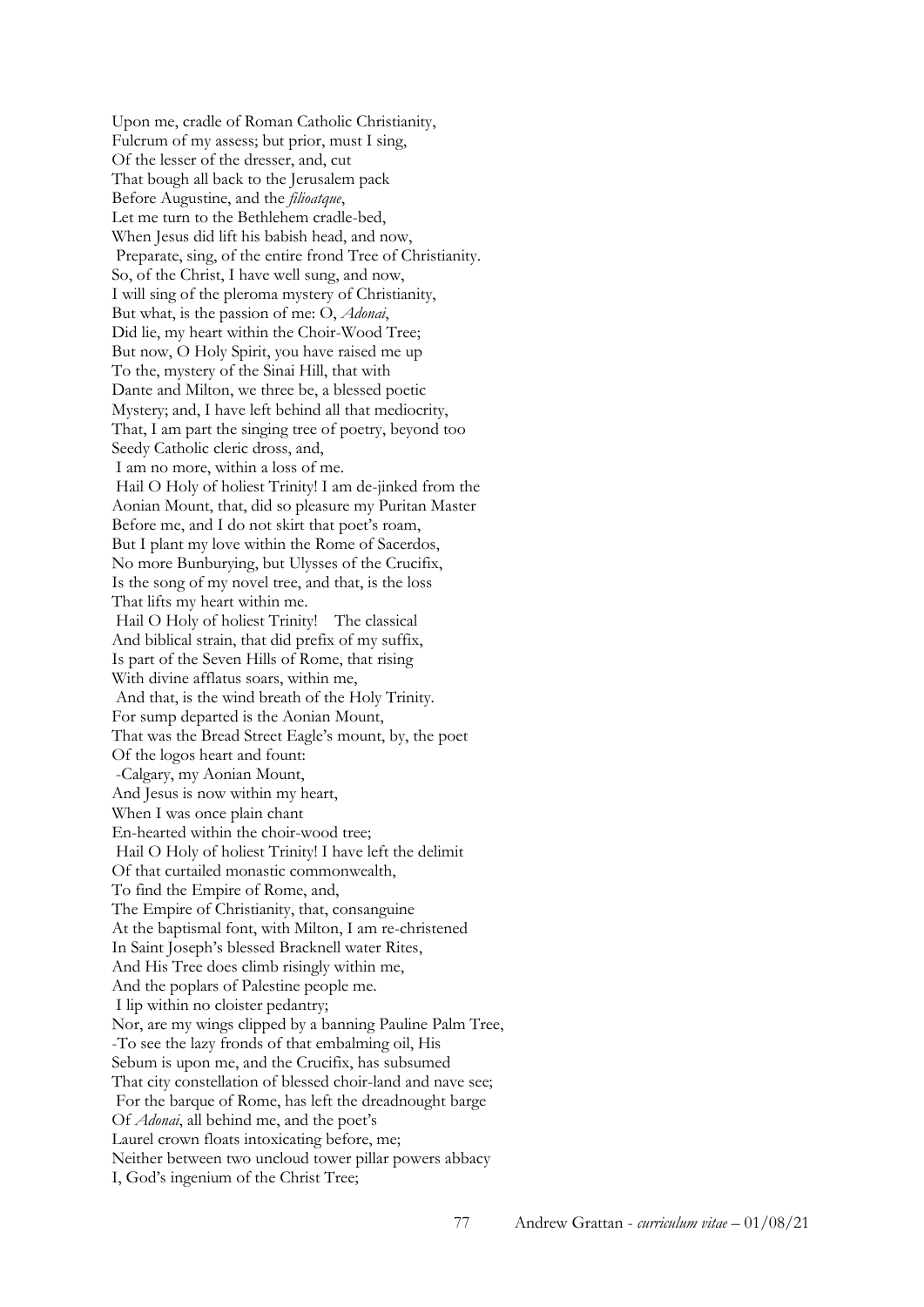Upon me, cradle of Roman Catholic Christianity,  
Fulcrum of my assess; but prior, must I sing,  
Of the lesser of the dresser, and, cut  
That bough all back to the Jerusalem pack  
Before Augustine, and the *filioatque*,  
Let me turn to the Bethlehem cradle-bed,  
When Jesus did lift his babish head, and now,  
 Preparate, sing, of the entire frond Tree of Christianity.  
So, of the Christ, I have well sung, and now,  
I will sing of the pleroma mystery of Christianity,  
But what, is the passion of me: O, *Adonai*,  
Did lie, my heart within the Choir-Wood Tree;  
But now, O Holy Spirit, you have raised me up  
To the, mystery of the Sinai Hill, that with  
Dante and Milton, we three be, a blessed poetic  
Mystery; and, I have left behind all that mediocrity,  
That, I am part the singing tree of poetry, beyond too  
Seedy Catholic cleric dross, and,  
 I am no more, within a loss of me.  
 Hail O Holy of holiest Trinity! I am de-jinked from the  
Aonian Mount, that, did so pleasure my Puritan Master  
Before me, and I do not skirt that poet's roam,  
But I plant my love within the Rome of Sacerdos,  
No more Bunburying, but Ulysses of the Crucifix,  
Is the song of my novel tree, and that, is the loss  
That lifts my heart within me.  
 Hail O Holy of holiest Trinity!   The classical  
And biblical strain, that did prefix of my suffix,  
Is part of the Seven Hills of Rome, that rising  
With divine afflatus soars, within me,  
 And that, is the wind breath of the Holy Trinity.  
For sump departed is the Aonian Mount,  
That was the Bread Street Eagle's mount, by, the poet  
Of the logos heart and fount:  
 -Calgary, my Aonian Mount,  
And Jesus is now within my heart,  
When I was once plain chant  
En-hearted within the choir-wood tree;  
 Hail O Holy of holiest Trinity! I have left the delimit  
Of that curtailed monastic commonwealth,  
To find the Empire of Rome, and,  
The Empire of Christianity, that, consanguine  
At the baptismal font, with Milton, I am re-christened  
In Saint Joseph's blessed Bracknell water Rites,  
And His Tree does climb risingly within me,  
And the poplars of Palestine people me.  
 I lip within no cloister pedantry;  
Nor, are my wings clipped by a banning Pauline Palm Tree,  
-To see the lazy fronds of that embalming oil, His  
Sebum is upon me, and the Crucifix, has subsumed  
That city constellation of blessed choir-land and nave see;  
 For the barque of Rome, has left the dreadnought barge  
Of *Adonai*, all behind me, and the poet's  
Laurel crown floats intoxicating before, me;  
Neither between two uncloud tower pillar powers abbacy  
I, God's ingenium of the Christ Tree;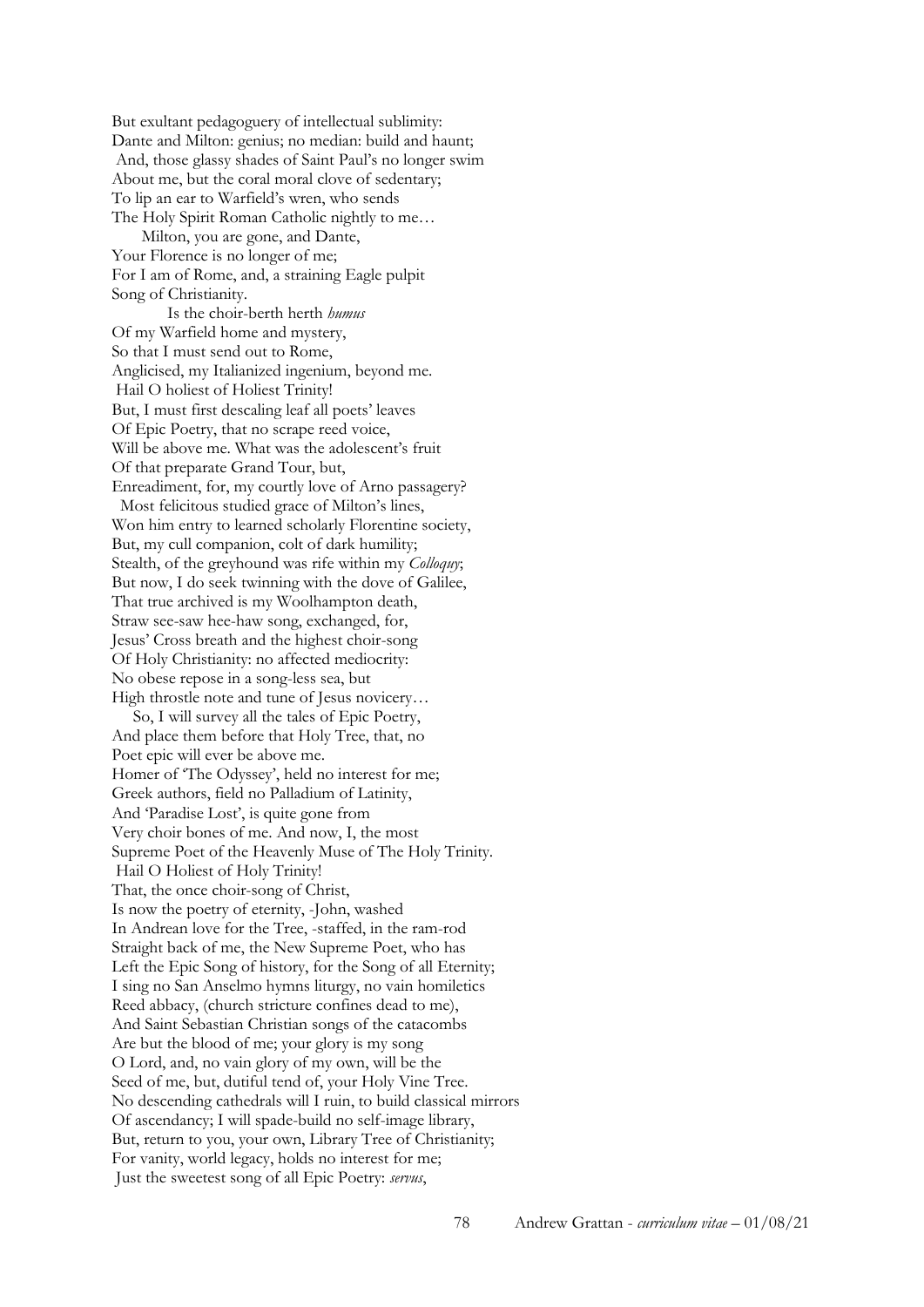But exultant pedagoguery of intellectual sublimity:
Dante and Milton: genius; no median: build and haunt;
And, those glassy shades of Saint Paul's no longer swim
About me, but the coral moral clove of sedentary;
To lip an ear to Warfield's wren, who sends
The Holy Spirit Roman Catholic nightly to me…
Milton, you are gone, and Dante,
Your Florence is no longer of me;
For I am of Rome, and, a straining Eagle pulpit
Song of Christianity.
Is the choir-berth herth *humus*
Of my Warfield home and mystery,
So that I must send out to Rome,
Anglicised, my Italianized ingenium, beyond me.
Hail O holiest of Holiest Trinity!
But, I must first descaling leaf all poets' leaves
Of Epic Poetry, that no scrape reed voice,
Will be above me. What was the adolescent's fruit
Of that preparate Grand Tour, but,
Enreadiment, for, my courtly love of Arno passagery?
Most felicitous studied grace of Milton's lines,
Won him entry to learned scholarly Florentine society,
But, my cull companion, colt of dark humility;
Stealth, of the greyhound was rife within my *Colloquy*;
But now, I do seek twinning with the dove of Galilee,
That true archived is my Woolhampton death,
Straw see-saw hee-haw song, exchanged, for,
Jesus' Cross breath and the highest choir-song
Of Holy Christianity: no affected mediocrity:
No obese repose in a song-less sea, but
High throstle note and tune of Jesus novicery…
So, I will survey all the tales of Epic Poetry,
And place them before that Holy Tree, that, no
Poet epic will ever be above me.
Homer of 'The Odyssey', held no interest for me;
Greek authors, field no Palladium of Latinity,
And 'Paradise Lost', is quite gone from
Very choir bones of me. And now, I, the most
Supreme Poet of the Heavenly Muse of The Holy Trinity.
Hail O Holiest of Holy Trinity!
That, the once choir-song of Christ,
Is now the poetry of eternity, -John, washed
In Andrean love for the Tree, -staffed, in the ram-rod
Straight back of me, the New Supreme Poet, who has
Left the Epic Song of history, for the Song of all Eternity;
I sing no San Anselmo hymns liturgy, no vain homiletics
Reed abbacy, (church stricture confines dead to me),
And Saint Sebastian Christian songs of the catacombs
Are but the blood of me; your glory is my song
O Lord, and, no vain glory of my own, will be the
Seed of me, but, dutiful tend of, your Holy Vine Tree.
No descending cathedrals will I ruin, to build classical mirrors
Of ascendancy; I will spade-build no self-image library,
But, return to you, your own, Library Tree of Christianity;
For vanity, world legacy, holds no interest for me;
Just the sweetest song of all Epic Poetry: *servus*,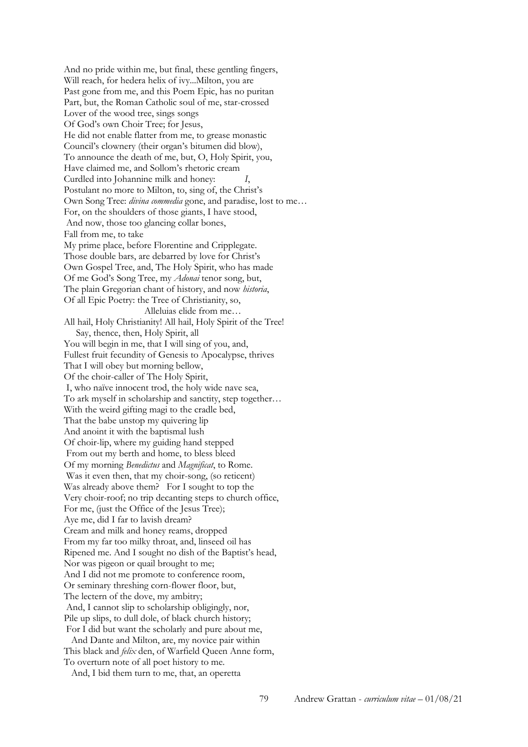And no pride within me, but final, these gentling fingers,
Will reach, for hedera helix of ivy...Milton, you are
Past gone from me, and this Poem Epic, has no puritan
Part, but, the Roman Catholic soul of me, star-crossed
Lover of the wood tree, sings songs
Of God's own Choir Tree; for Jesus,
He did not enable flatter from me, to grease monastic
Council's clownery (their organ's bitumen did blow),
To announce the death of me, but, O, Holy Spirit, you,
Have claimed me, and Sollom's rhetoric cream
Curdled into Johannine milk and honey: *I*,
Postulant no more to Milton, to, sing of, the Christ's
Own Song Tree: *divina commedia* gone, and paradise, lost to me…
For, on the shoulders of those giants, I have stood,
And now, those too glancing collar bones,
Fall from me, to take
My prime place, before Florentine and Cripplegate.
Those double bars, are debarred by love for Christ's
Own Gospel Tree, and, The Holy Spirit, who has made
Of me God's Song Tree, my *Adonai* tenor song, but,
The plain Gregorian chant of history, and now *historia*,
Of all Epic Poetry: the Tree of Christianity, so,
Alleluias elide from me…
All hail, Holy Christianity! All hail, Holy Spirit of the Tree!
Say, thence, then, Holy Spirit, all
You will begin in me, that I will sing of you, and,
Fullest fruit fecundity of Genesis to Apocalypse, thrives
That I will obey but morning bellow,
Of the choir-caller of The Holy Spirit,
I, who naïve innocent trod, the holy wide nave sea,
To ark myself in scholarship and sanctity, step together…
With the weird gifting magi to the cradle bed,
That the babe unstop my quivering lip
And anoint it with the baptismal lush
Of choir-lip, where my guiding hand stepped
From out my berth and home, to bless bleed
Of my morning *Benedictus* and *Magnificat*, to Rome.
Was it even then, that my choir-song, (so reticent)
Was already above them? For I sought to top the
Very choir-roof; no trip decanting steps to church office,
For me, (just the Office of the Jesus Tree);
Aye me, did I far to lavish dream?
Cream and milk and honey reams, dropped
From my far too milky throat, and, linseed oil has
Ripened me. And I sought no dish of the Baptist's head,
Nor was pigeon or quail brought to me;
And I did not me promote to conference room,
Or seminary threshing corn-flower floor, but,
The lectern of the dove, my ambitry;
And, I cannot slip to scholarship obligingly, nor,
Pile up slips, to dull dole, of black church history;
For I did but want the scholarly and pure about me,
And Dante and Milton, are, my novice pair within
This black and *felix* den, of Warfield Queen Anne form,
To overturn note of all poet history to me.
And, I bid them turn to me, that, an operetta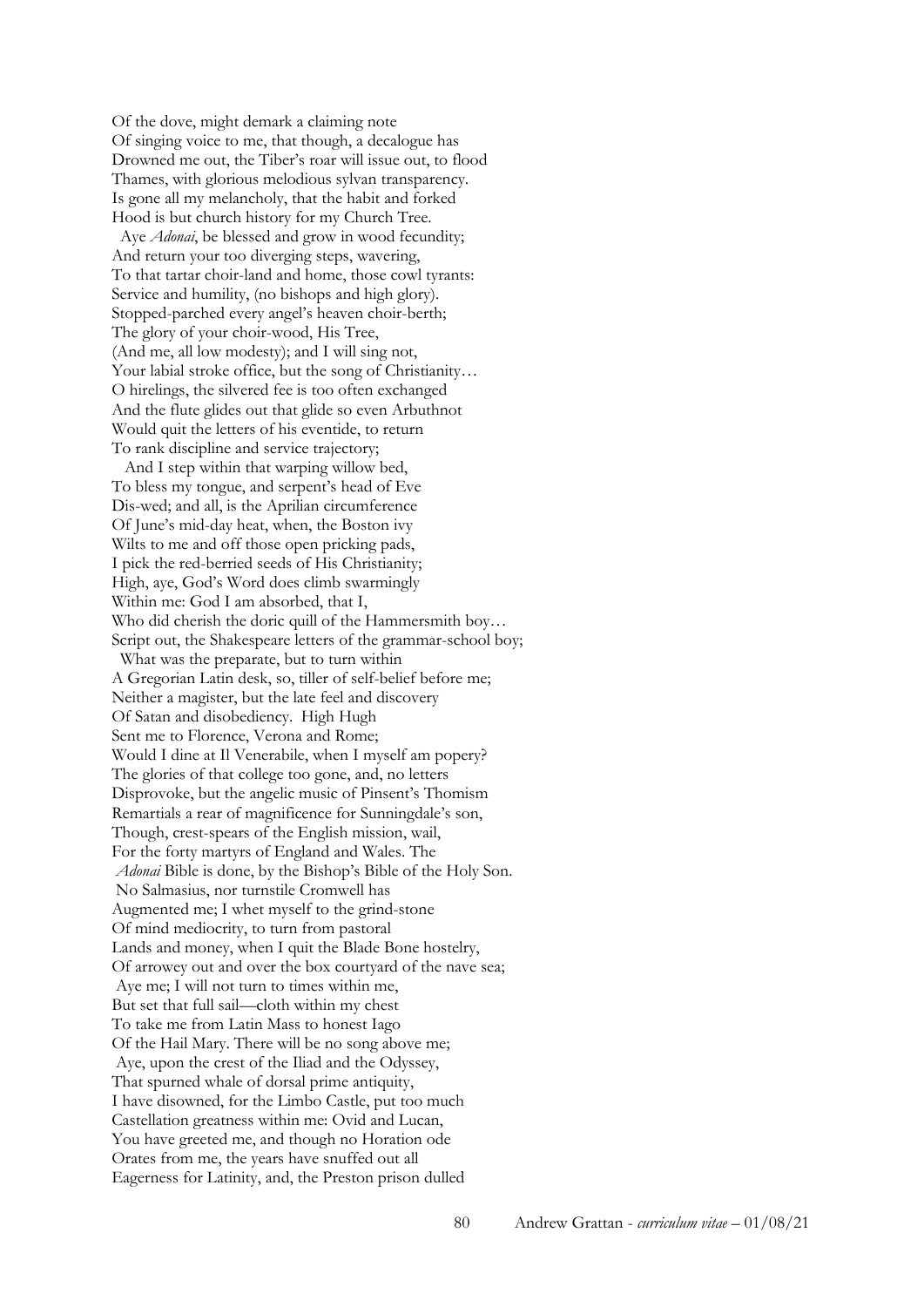Of the dove, might demark a claiming note
Of singing voice to me, that though, a decalogue has
Drowned me out, the Tiber's roar will issue out, to flood
Thames, with glorious melodious sylvan transparency.
Is gone all my melancholy, that the habit and forked
Hood is but church history for my Church Tree.
  Aye *Adonai*, be blessed and grow in wood fecundity;
And return your too diverging steps, wavering,
To that tartar choir-land and home, those cowl tyrants:
Service and humility, (no bishops and high glory).
Stopped-parched every angel's heaven choir-berth;
The glory of your choir-wood, His Tree,
(And me, all low modesty); and I will sing not,
Your labial stroke office, but the song of Christianity…
O hirelings, the silvered fee is too often exchanged
And the flute glides out that glide so even Arbuthnot
Would quit the letters of his eventide, to return
To rank discipline and service trajectory;
  And I step within that warping willow bed,
To bless my tongue, and serpent's head of Eve
Dis-wed; and all, is the Aprilian circumference
Of June's mid-day heat, when, the Boston ivy
Wilts to me and off those open pricking pads,
I pick the red-berried seeds of His Christianity;
High, aye, God's Word does climb swarmingly
Within me: God I am absorbed, that I,
Who did cherish the doric quill of the Hammersmith boy…
Script out, the Shakespeare letters of the grammar-school boy;
  What was the preparate, but to turn within
A Gregorian Latin desk, so, tiller of self-belief before me;
Neither a magister, but the late feel and discovery
Of Satan and disobediency. High Hugh
Sent me to Florence, Verona and Rome;
Would I dine at Il Venerabile, when I myself am popery?
The glories of that college too gone, and, no letters
Disprovoke, but the angelic music of Pinsent's Thomism
Remartials a rear of magnificence for Sunningdale's son,
Though, crest-spears of the English mission, wail,
For the forty martyrs of England and Wales. The
 *Adonai* Bible is done, by the Bishop's Bible of the Holy Son.
 No Salmasius, nor turnstile Cromwell has
Augmented me; I whet myself to the grind-stone
Of mind mediocrity, to turn from pastoral
Lands and money, when I quit the Blade Bone hostelry,
Of arrowey out and over the box courtyard of the nave sea;
 Aye me; I will not turn to times within me,
But set that full sail—cloth within my chest
To take me from Latin Mass to honest Iago
Of the Hail Mary. There will be no song above me;
 Aye, upon the crest of the Iliad and the Odyssey,
That spurned whale of dorsal prime antiquity,
I have disowned, for the Limbo Castle, put too much
Castellation greatness within me: Ovid and Lucan,
You have greeted me, and though no Horation ode
Orates from me, the years have snuffed out all
Eagerness for Latinity, and, the Preston prison dulled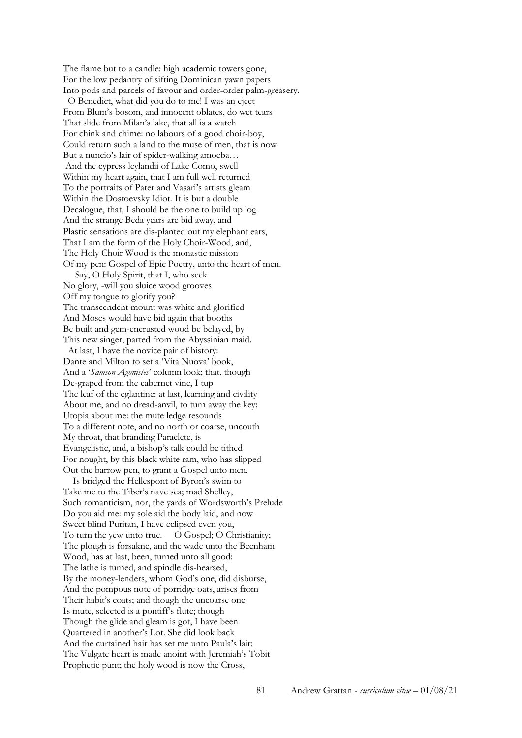The flame but to a candle: high academic towers gone,
For the low pedantry of sifting Dominican yawn papers
Into pods and parcels of favour and order-order palm-greasery.
  O Benedict, what did you do to me! I was an eject
From Blum's bosom, and innocent oblates, do wet tears
That slide from Milan's lake, that all is a watch
For chink and chime: no labours of a good choir-boy,
Could return such a land to the muse of men, that is now
But a nuncio's lair of spider-walking amoeba…
 And the cypress leylandii of Lake Como, swell
Within my heart again, that I am full well returned
To the portraits of Pater and Vasari's artists gleam
Within the Dostoevsky Idiot. It is but a double
Decalogue, that, I should be the one to build up log
And the strange Beda years are bid away, and
Plastic sensations are dis-planted out my elephant ears,
That I am the form of the Holy Choir-Wood, and,
The Holy Choir Wood is the monastic mission
Of my pen: Gospel of Epic Poetry, unto the heart of men.
    Say, O Holy Spirit, that I, who seek
No glory, -will you sluice wood grooves
Off my tongue to glorify you?
The transcendent mount was white and glorified
And Moses would have bid again that booths
Be built and gem-encrusted wood be belayed, by
This new singer, parted from the Abyssinian maid.
  At last, I have the novice pair of history:
Dante and Milton to set a 'Vita Nuova' book,
And a '*Samson Agonistes*' column look; that, though
De-graped from the cabernet vine, I tup
The leaf of the eglantine: at last, learning and civility
About me, and no dread-anvil, to turn away the key:
Utopia about me: the mute ledge resounds
To a different note, and no north or coarse, uncouth
My throat, that branding Paraclete, is
Evangelistic, and, a bishop's talk could be tithed
For nought, by this black white ram, who has slipped
Out the barrow pen, to grant a Gospel unto men.
   Is bridged the Hellespont of Byron's swim to
Take me to the Tiber's nave sea; mad Shelley,
Such romanticism, nor, the yards of Wordsworth's Prelude
Do you aid me: my sole aid the body laid, and now
Sweet blind Puritan, I have eclipsed even you,
To turn the yew unto true.   O Gospel; O Christianity;
The plough is forsakne, and the wade unto the Beenham
Wood, has at last, been, turned unto all good:
The lathe is turned, and spindle dis-hearsed,
By the money-lenders, whom God's one, did disburse,
And the pompous note of porridge oats, arises from
Their habit's coats; and though the uncoarse one
Is mute, selected is a pontiff's flute; though
Though the glide and gleam is got, I have been
Quartered in another's Lot. She did look back
And the curtained hair has set me unto Paula's lair;
The Vulgate heart is made anoint with Jeremiah's Tobit
Prophetic punt; the holy wood is now the Cross,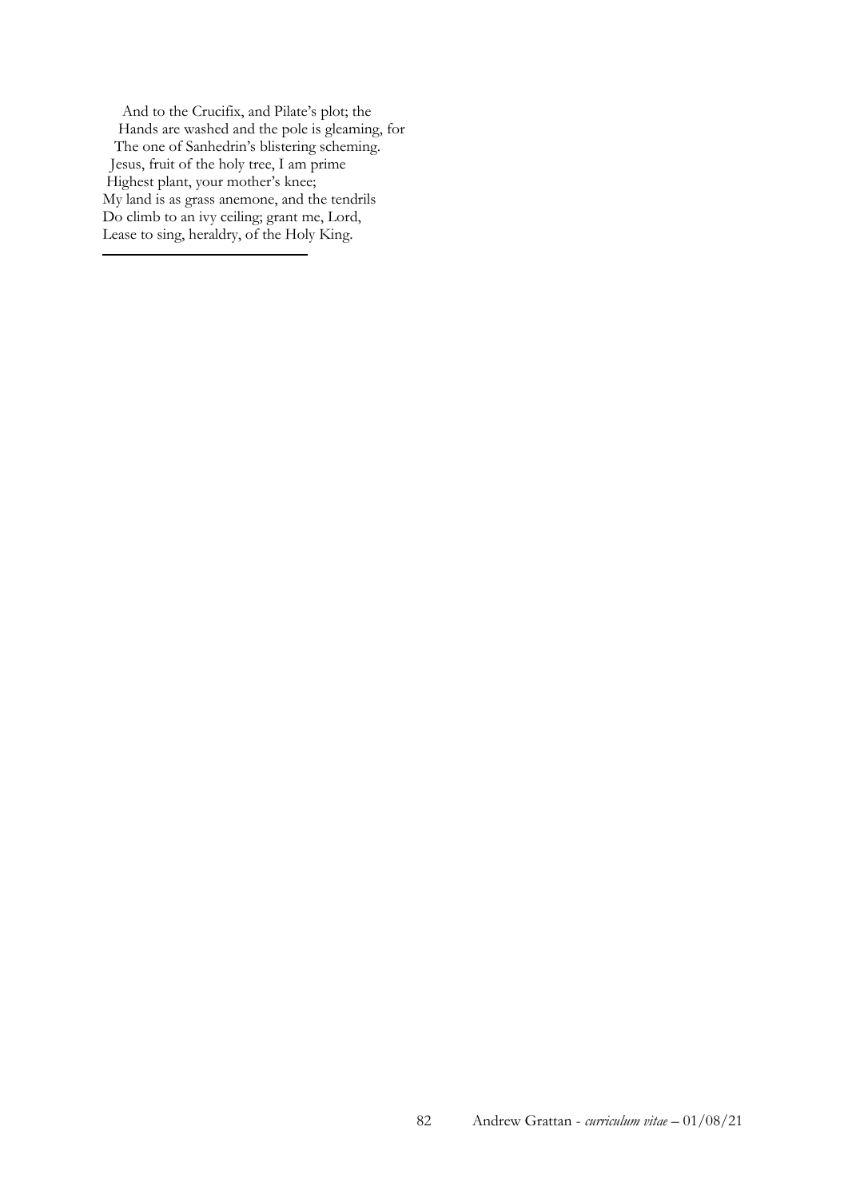And to the Crucifix, and Pilate's plot; the
Hands are washed and the pole is gleaming, for
The one of Sanhedrin's blistering scheming.
Jesus, fruit of the holy tree, I am prime
Highest plant, your mother's knee;
My land is as grass anemone, and the tendrils
Do climb to an ivy ceiling; grant me, Lord,
Lease to sing, heraldry, of the Holy King.

---